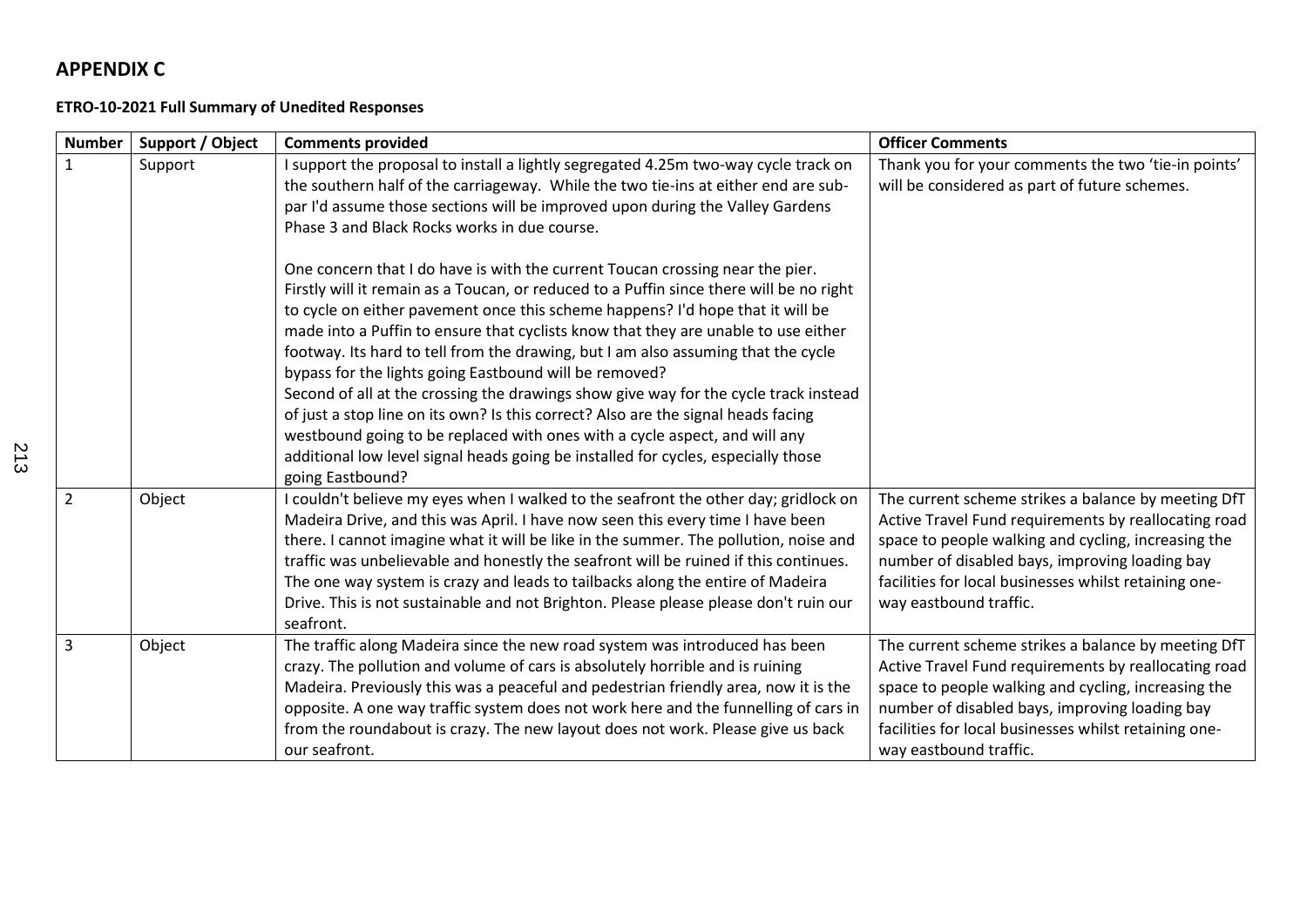## APPENDIX C

**ETRO-10-2021 Full Summary of Unedited Responses**

| Number | Support / Object | Comments provided | Officer Comments |
|---|---|---|---|
| 1 | Support | I support the proposal to install a lightly segregated 4.25m two-way cycle track on the southern half of the carriageway. While the two tie-ins at either end are sub-par I'd assume those sections will be improved upon during the Valley Gardens Phase 3 and Black Rocks works in due course.<br><br>One concern that I do have is with the current Toucan crossing near the pier. Firstly will it remain as a Toucan, or reduced to a Puffin since there will be no right to cycle on either pavement once this scheme happens? I'd hope that it will be made into a Puffin to ensure that cyclists know that they are unable to use either footway. Its hard to tell from the drawing, but I am also assuming that the cycle bypass for the lights going Eastbound will be removed?<br>Second of all at the crossing the drawings show give way for the cycle track instead of just a stop line on its own? Is this correct? Also are the signal heads facing westbound going to be replaced with ones with a cycle aspect, and will any additional low level signal heads going be installed for cycles, especially those going Eastbound? | Thank you for your comments the two 'tie-in points' will be considered as part of future schemes. |
| 2 | Object | I couldn't believe my eyes when I walked to the seafront the other day; gridlock on Madeira Drive, and this was April. I have now seen this every time I have been there. I cannot imagine what it will be like in the summer. The pollution, noise and traffic was unbelievable and honestly the seafront will be ruined if this continues. The one way system is crazy and leads to tailbacks along the entire of Madeira Drive. This is not sustainable and not Brighton. Please please please don't ruin our seafront. | The current scheme strikes a balance by meeting DfT Active Travel Fund requirements by reallocating road space to people walking and cycling, increasing the number of disabled bays, improving loading bay facilities for local businesses whilst retaining one-way eastbound traffic. |
| 3 | Object | The traffic along Madeira since the new road system was introduced has been crazy. The pollution and volume of cars is absolutely horrible and is ruining Madeira. Previously this was a peaceful and pedestrian friendly area, now it is the opposite. A one way traffic system does not work here and the funnelling of cars in from the roundabout is crazy. The new layout does not work. Please give us back our seafront. | The current scheme strikes a balance by meeting DfT Active Travel Fund requirements by reallocating road space to people walking and cycling, increasing the number of disabled bays, improving loading bay facilities for local businesses whilst retaining one-way eastbound traffic. |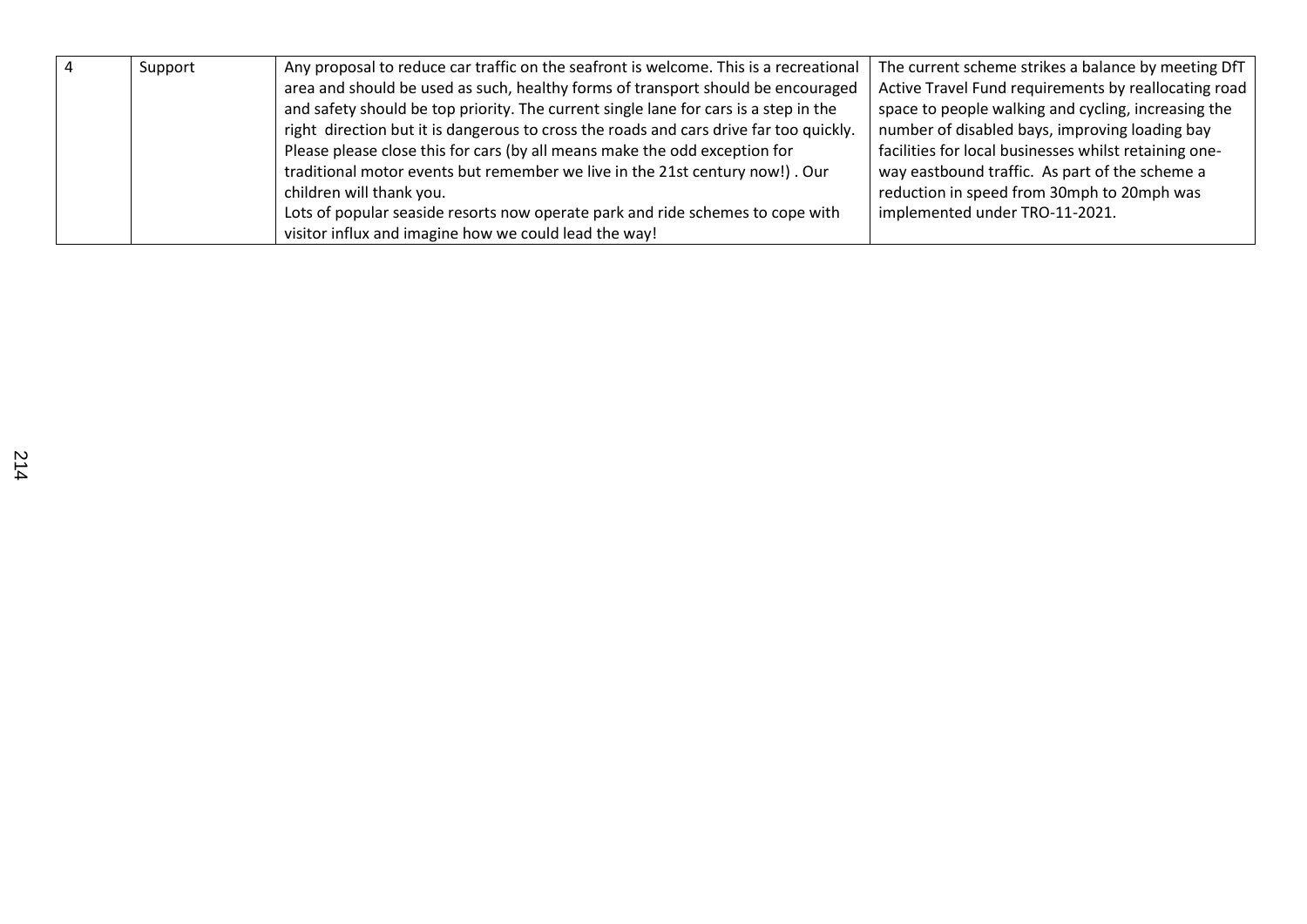| | | | |
|---|---|---|---|
| 4 | Support | Any proposal to reduce car traffic on the seafront is welcome. This is a recreational area and should be used as such, healthy forms of transport should be encouraged and safety should be top priority. The current single lane for cars is a step in the right direction but it is dangerous to cross the roads and cars drive far too quickly. Please please close this for cars (by all means make the odd exception for traditional motor events but remember we live in the 21st century now!) . Our children will thank you.<br>Lots of popular seaside resorts now operate park and ride schemes to cope with visitor influx and imagine how we could lead the way! | The current scheme strikes a balance by meeting DfT Active Travel Fund requirements by reallocating road space to people walking and cycling, increasing the number of disabled bays, improving loading bay facilities for local businesses whilst retaining one-way eastbound traffic. As part of the scheme a reduction in speed from 30mph to 20mph was implemented under TRO-11-2021. |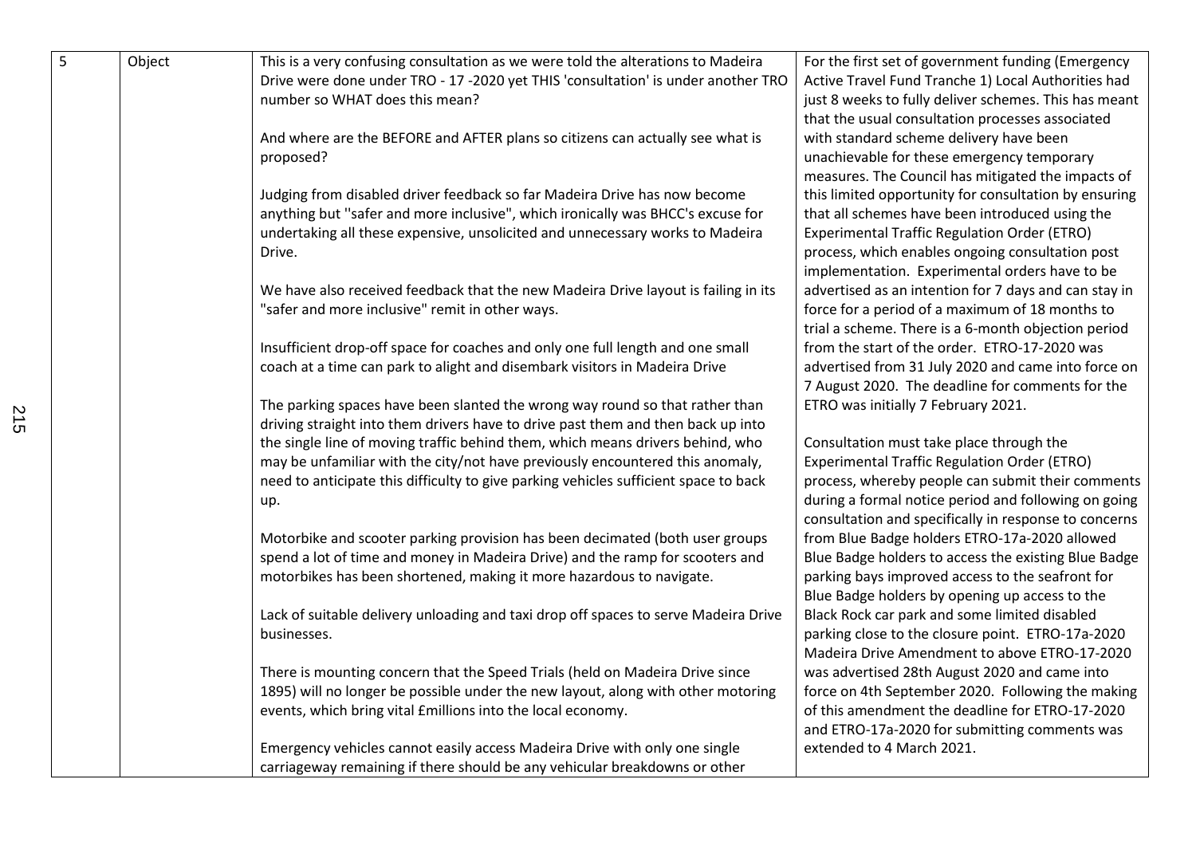| 5 | Object | This is a very confusing consultation as we were told the alterations to Madeira Drive were done under TRO - 17 -2020 yet THIS 'consultation' is under another TRO number so WHAT does this mean?<br><br>And where are the BEFORE and AFTER plans so citizens can actually see what is proposed?<br><br>Judging from disabled driver feedback so far Madeira Drive has now become anything but "safer and more inclusive", which ironically was BHCC's excuse for undertaking all these expensive, unsolicited and unnecessary works to Madeira Drive.<br><br>We have also received feedback that the new Madeira Drive layout is failing in its "safer and more inclusive" remit in other ways.<br><br>Insufficient drop-off space for coaches and only one full length and one small coach at a time can park to alight and disembark visitors in Madeira Drive<br><br>The parking spaces have been slanted the wrong way round so that rather than driving straight into them drivers have to drive past them and then back up into the single line of moving traffic behind them, which means drivers behind, who may be unfamiliar with the city/not have previously encountered this anomaly, need to anticipate this difficulty to give parking vehicles sufficient space to back up.<br><br>Motorbike and scooter parking provision has been decimated (both user groups spend a lot of time and money in Madeira Drive) and the ramp for scooters and motorbikes has been shortened, making it more hazardous to navigate.<br><br>Lack of suitable delivery unloading and taxi drop off spaces to serve Madeira Drive businesses.<br><br>There is mounting concern that the Speed Trials (held on Madeira Drive since 1895) will no longer be possible under the new layout, along with other motoring events, which bring vital £millions into the local economy.<br><br>Emergency vehicles cannot easily access Madeira Drive with only one single carriageway remaining if there should be any vehicular breakdowns or other | For the first set of government funding (Emergency Active Travel Fund Tranche 1) Local Authorities had just 8 weeks to fully deliver schemes. This has meant that the usual consultation processes associated with standard scheme delivery have been unachievable for these emergency temporary measures. The Council has mitigated the impacts of this limited opportunity for consultation by ensuring that all schemes have been introduced using the Experimental Traffic Regulation Order (ETRO) process, which enables ongoing consultation post implementation. Experimental orders have to be advertised as an intention for 7 days and can stay in force for a period of a maximum of 18 months to trial a scheme. There is a 6-month objection period from the start of the order. ETRO-17-2020 was advertised from 31 July 2020 and came into force on 7 August 2020. The deadline for comments for the ETRO was initially 7 February 2021.<br><br>Consultation must take place through the Experimental Traffic Regulation Order (ETRO) process, whereby people can submit their comments during a formal notice period and following on going consultation and specifically in response to concerns from Blue Badge holders ETRO-17a-2020 allowed Blue Badge holders to access the existing Blue Badge parking bays improved access to the seafront for Blue Badge holders by opening up access to the Black Rock car park and some limited disabled parking close to the closure point. ETRO-17a-2020 Madeira Drive Amendment to above ETRO-17-2020 was advertised 28th August 2020 and came into force on 4th September 2020. Following the making of this amendment the deadline for ETRO-17-2020 and ETRO-17a-2020 for submitting comments was extended to 4 March 2021. |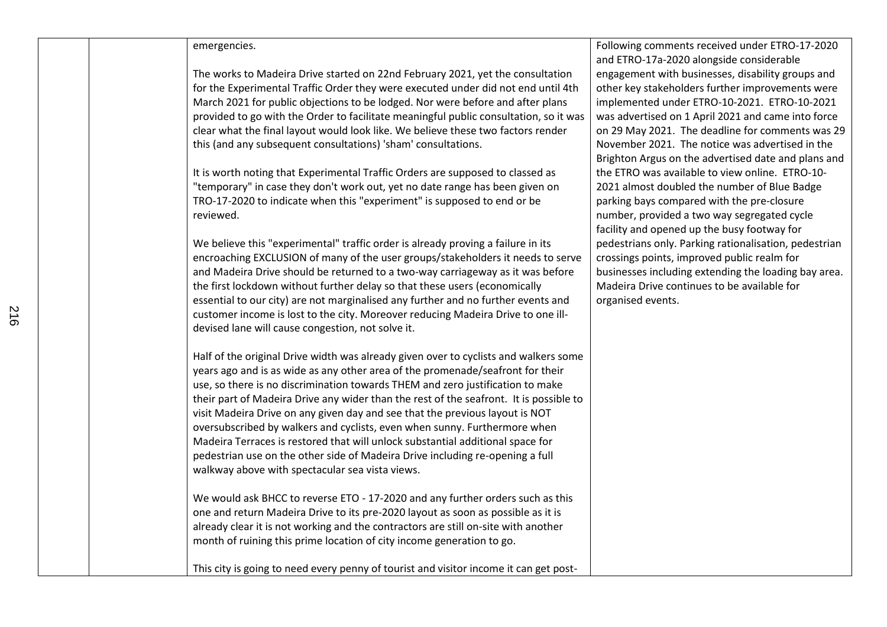| | | | |
|---|---|---|---|
| | | emergencies.<br><br>The works to Madeira Drive started on 22nd February 2021, yet the consultation for the Experimental Traffic Order they were executed under did not end until 4th March 2021 for public objections to be lodged. Nor were before and after plans provided to go with the Order to facilitate meaningful public consultation, so it was clear what the final layout would look like. We believe these two factors render this (and any subsequent consultations) 'sham' consultations.<br><br>It is worth noting that Experimental Traffic Orders are supposed to classed as "temporary" in case they don't work out, yet no date range has been given on TRO-17-2020 to indicate when this "experiment" is supposed to end or be reviewed.<br><br>We believe this "experimental" traffic order is already proving a failure in its encroaching EXCLUSION of many of the user groups/stakeholders it needs to serve and Madeira Drive should be returned to a two-way carriageway as it was before the first lockdown without further delay so that these users (economically essential to our city) are not marginalised any further and no further events and customer income is lost to the city. Moreover reducing Madeira Drive to one ill-devised lane will cause congestion, not solve it.<br><br>Half of the original Drive width was already given over to cyclists and walkers some years ago and is as wide as any other area of the promenade/seafront for their use, so there is no discrimination towards THEM and zero justification to make their part of Madeira Drive any wider than the rest of the seafront. It is possible to visit Madeira Drive on any given day and see that the previous layout is NOT oversubscribed by walkers and cyclists, even when sunny. Furthermore when Madeira Terraces is restored that will unlock substantial additional space for pedestrian use on the other side of Madeira Drive including re-opening a full walkway above with spectacular sea vista views.<br><br>We would ask BHCC to reverse ETO - 17-2020 and any further orders such as this one and return Madeira Drive to its pre-2020 layout as soon as possible as it is already clear it is not working and the contractors are still on-site with another month of ruining this prime location of city income generation to go.<br><br>This city is going to need every penny of tourist and visitor income it can get post- | Following comments received under ETRO-17-2020 and ETRO-17a-2020 alongside considerable engagement with businesses, disability groups and other key stakeholders further improvements were implemented under ETRO-10-2021. ETRO-10-2021 was advertised on 1 April 2021 and came into force on 29 May 2021. The deadline for comments was 29 November 2021. The notice was advertised in the Brighton Argus on the advertised date and plans and the ETRO was available to view online. ETRO-10-2021 almost doubled the number of Blue Badge parking bays compared with the pre-closure number, provided a two way segregated cycle facility and opened up the busy footway for pedestrians only. Parking rationalisation, pedestrian crossings points, improved public realm for businesses including extending the loading bay area. Madeira Drive continues to be available for organised events. |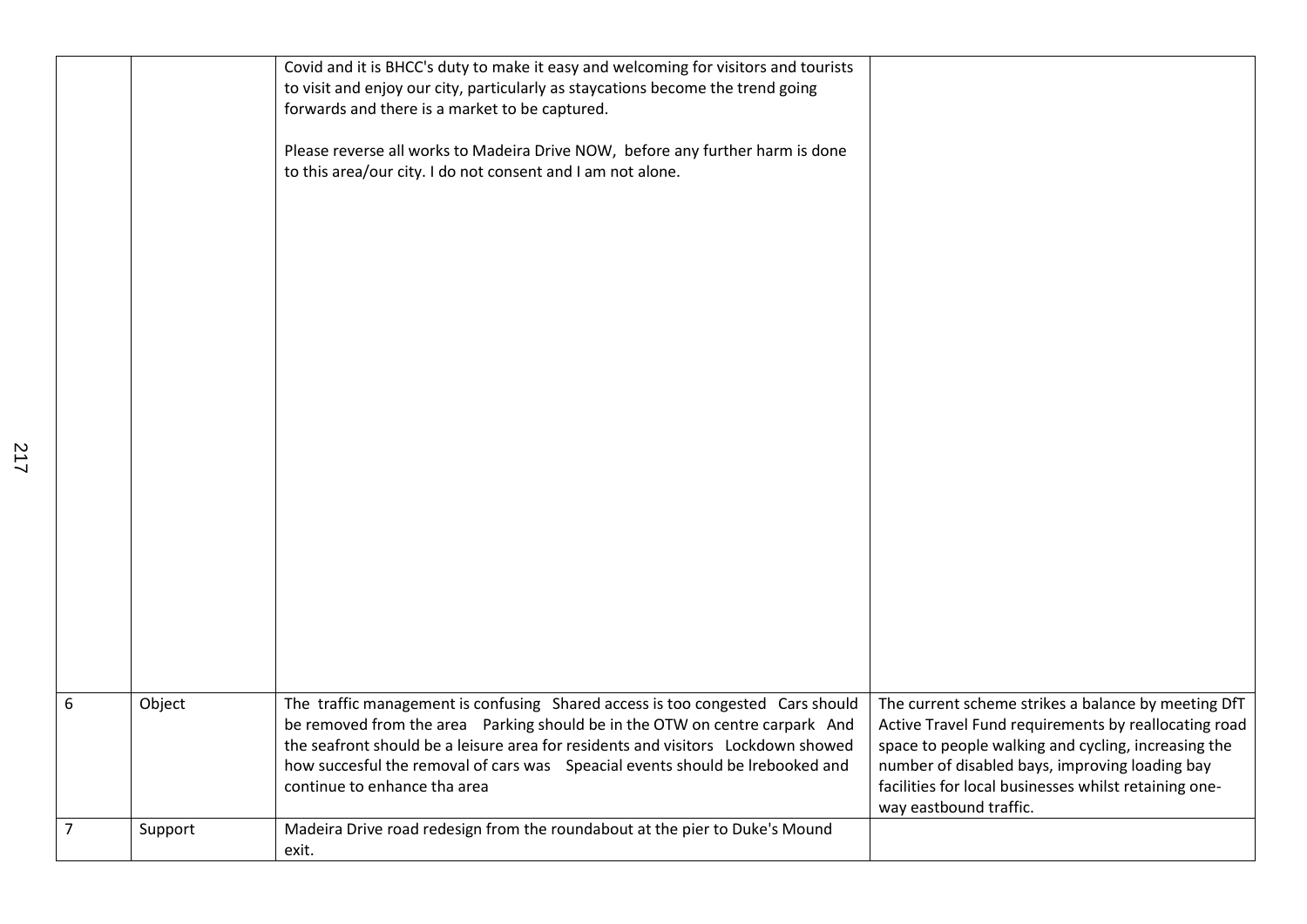|  |  |  |  |
|---|---|---|---|
|  |  | Covid and it is BHCC's duty to make it easy and welcoming for visitors and tourists to visit and enjoy our city, particularly as staycations become the trend going forwards and there is a market to be captured.<br><br>Please reverse all works to Madeira Drive NOW, before any further harm is done to this area/our city. I do not consent and I am not alone. |  |
| 6 | Object | The traffic management is confusing Shared access is too congested Cars should be removed from the area Parking should be in the OTW on centre carpark And the seafront should be a leisure area for residents and visitors Lockdown showed how succesful the removal of cars was Speacial events should be lrebooked and continue to enhance tha area | The current scheme strikes a balance by meeting DfT Active Travel Fund requirements by reallocating road space to people walking and cycling, increasing the number of disabled bays, improving loading bay facilities for local businesses whilst retaining one-way eastbound traffic. |
| 7 | Support | Madeira Drive road redesign from the roundabout at the pier to Duke's Mound exit. |  |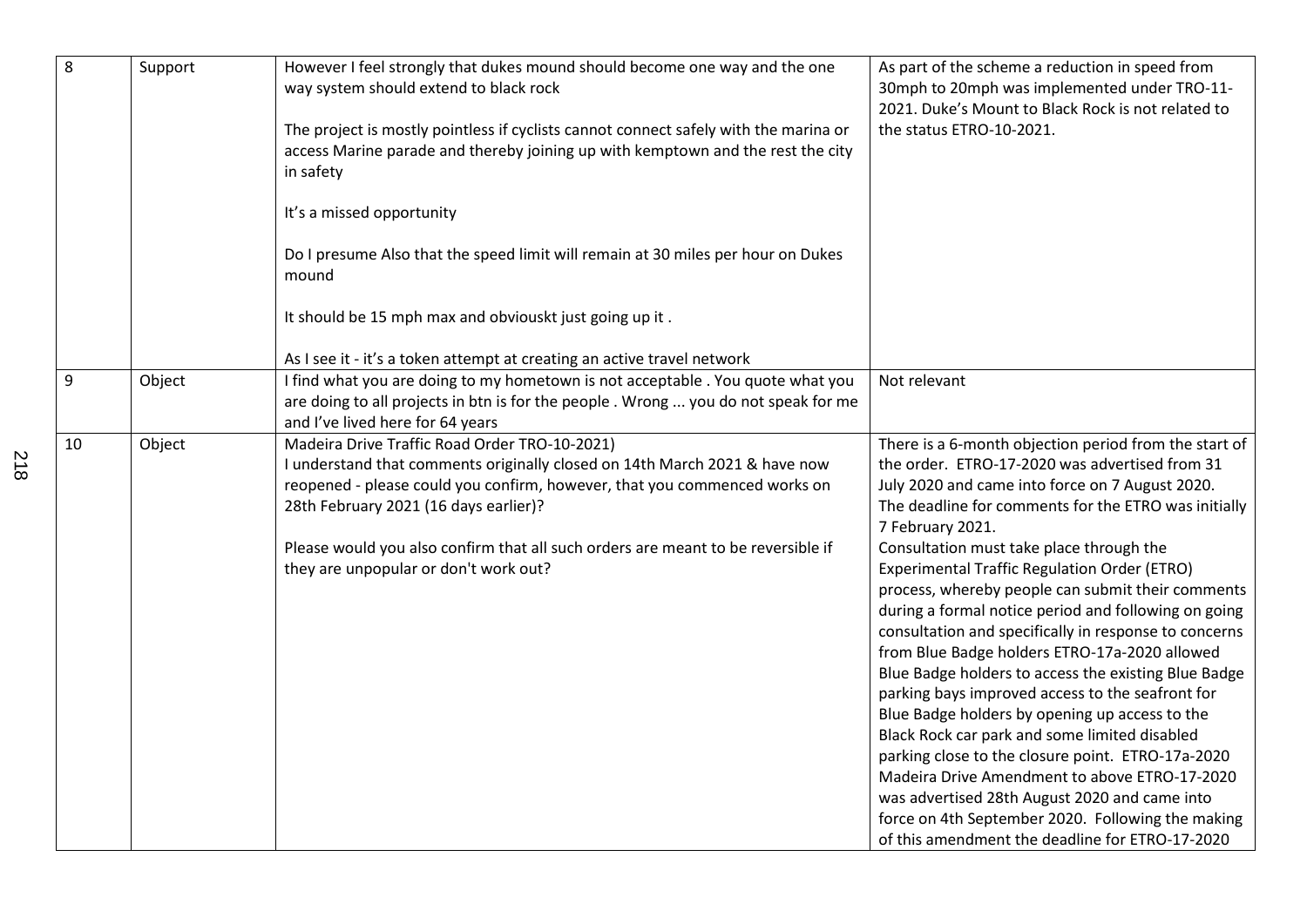| 8 | Support | However I feel strongly that dukes mound should become one way and the one way system should extend to black rock<br><br>The project is mostly pointless if cyclists cannot connect safely with the marina or access Marine parade and thereby joining up with kemptown and the rest the city in safety<br><br>It's a missed opportunity<br><br>Do I presume Also that the speed limit will remain at 30 miles per hour on Dukes mound<br><br>It should be 15 mph max and obviouskt just going up it .<br><br>As I see it - it's a token attempt at creating an active travel network | As part of the scheme a reduction in speed from 30mph to 20mph was implemented under TRO-11-2021. Duke's Mount to Black Rock is not related to the status ETRO-10-2021. |
|---|---|---|---|
| 9 | Object | I find what you are doing to my hometown is not acceptable . You quote what you are doing to all projects in btn is for the people . Wrong ... you do not speak for me and I've lived here for 64 years | Not relevant |
| 10 | Object | Madeira Drive Traffic Road Order TRO-10-2021)<br>I understand that comments originally closed on 14th March 2021 & have now reopened - please could you confirm, however, that you commenced works on 28th February 2021 (16 days earlier)?<br><br>Please would you also confirm that all such orders are meant to be reversible if they are unpopular or don't work out? | There is a 6-month objection period from the start of the order. ETRO-17-2020 was advertised from 31 July 2020 and came into force on 7 August 2020. The deadline for comments for the ETRO was initially 7 February 2021.<br>Consultation must take place through the Experimental Traffic Regulation Order (ETRO) process, whereby people can submit their comments during a formal notice period and following on going consultation and specifically in response to concerns from Blue Badge holders ETRO-17a-2020 allowed Blue Badge holders to access the existing Blue Badge parking bays improved access to the seafront for Blue Badge holders by opening up access to the Black Rock car park and some limited disabled parking close to the closure point. ETRO-17a-2020 Madeira Drive Amendment to above ETRO-17-2020 was advertised 28th August 2020 and came into force on 4th September 2020. Following the making of this amendment the deadline for ETRO-17-2020 |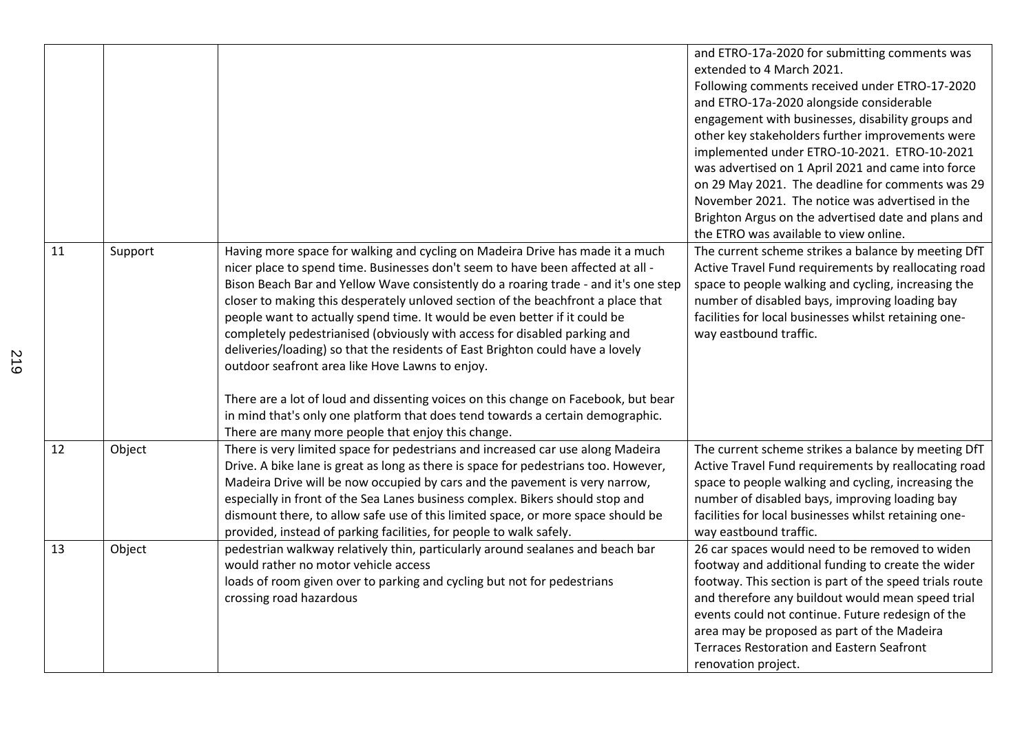| | | | and ETRO-17a-2020 for submitting comments was extended to 4 March 2021. Following comments received under ETRO-17-2020 and ETRO-17a-2020 alongside considerable engagement with businesses, disability groups and other key stakeholders further improvements were implemented under ETRO-10-2021. ETRO-10-2021 was advertised on 1 April 2021 and came into force on 29 May 2021. The deadline for comments was 29 November 2021. The notice was advertised in the Brighton Argus on the advertised date and plans and the ETRO was available to view online. |
|---|---|---|---|
| 11 | Support | Having more space for walking and cycling on Madeira Drive has made it a much nicer place to spend time. Businesses don't seem to have been affected at all - Bison Beach Bar and Yellow Wave consistently do a roaring trade - and it's one step closer to making this desperately unloved section of the beachfront a place that people want to actually spend time. It would be even better if it could be completely pedestrianised (obviously with access for disabled parking and deliveries/loading) so that the residents of East Brighton could have a lovely outdoor seafront area like Hove Lawns to enjoy.<br><br>There are a lot of loud and dissenting voices on this change on Facebook, but bear in mind that's only one platform that does tend towards a certain demographic. There are many more people that enjoy this change. | The current scheme strikes a balance by meeting DfT Active Travel Fund requirements by reallocating road space to people walking and cycling, increasing the number of disabled bays, improving loading bay facilities for local businesses whilst retaining one-way eastbound traffic. |
| 12 | Object | There is very limited space for pedestrians and increased car use along Madeira Drive. A bike lane is great as long as there is space for pedestrians too. However, Madeira Drive will be now occupied by cars and the pavement is very narrow, especially in front of the Sea Lanes business complex. Bikers should stop and dismount there, to allow safe use of this limited space, or more space should be provided, instead of parking facilities, for people to walk safely. | The current scheme strikes a balance by meeting DfT Active Travel Fund requirements by reallocating road space to people walking and cycling, increasing the number of disabled bays, improving loading bay facilities for local businesses whilst retaining one-way eastbound traffic. |
| 13 | Object | pedestrian walkway relatively thin, particularly around sealanes and beach bar<br>would rather no motor vehicle access<br>loads of room given over to parking and cycling but not for pedestrians<br>crossing road hazardous | 26 car spaces would need to be removed to widen footway and additional funding to create the wider footway. This section is part of the speed trials route and therefore any buildout would mean speed trial events could not continue. Future redesign of the area may be proposed as part of the Madeira Terraces Restoration and Eastern Seafront renovation project. |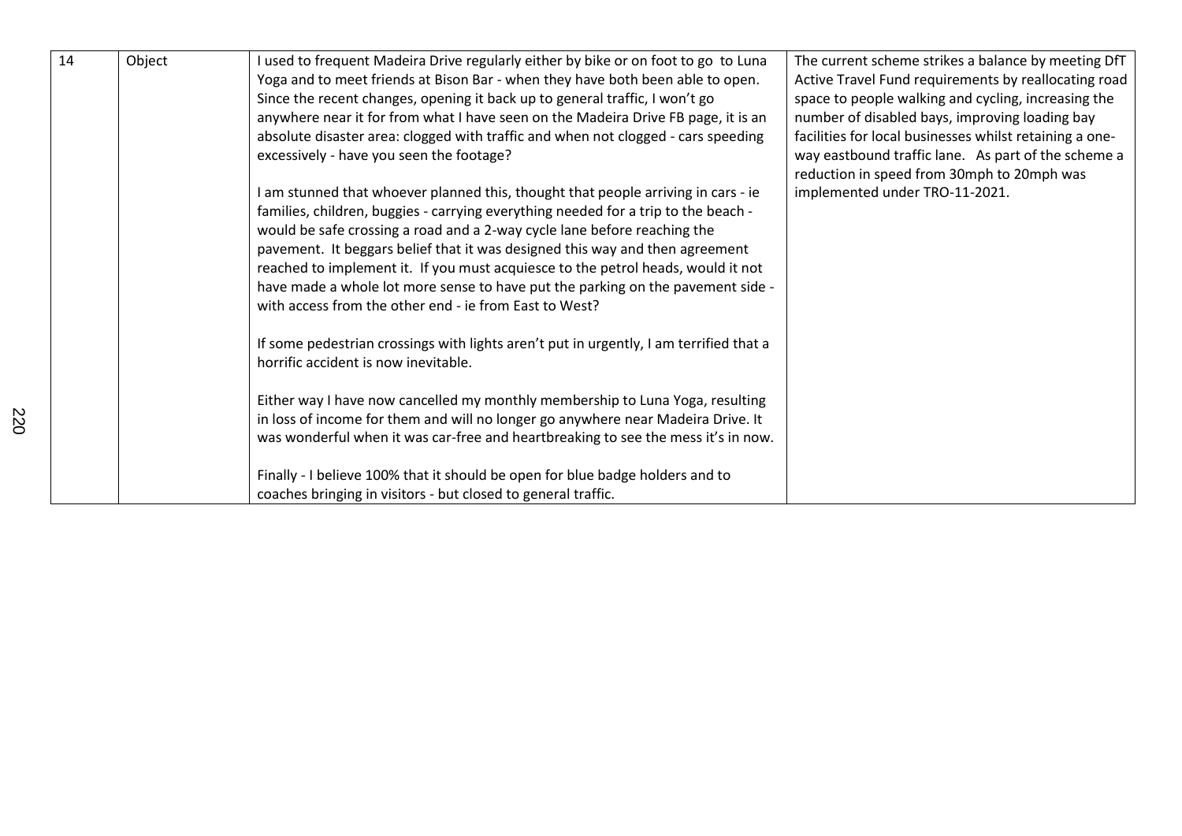| 14 | Object | I used to frequent Madeira Drive regularly either by bike or on foot to go to Luna Yoga and to meet friends at Bison Bar - when they have both been able to open. Since the recent changes, opening it back up to general traffic, I won't go anywhere near it for from what I have seen on the Madeira Drive FB page, it is an absolute disaster area: clogged with traffic and when not clogged - cars speeding excessively - have you seen the footage?<br><br>I am stunned that whoever planned this, thought that people arriving in cars - ie families, children, buggies - carrying everything needed for a trip to the beach - would be safe crossing a road and a 2-way cycle lane before reaching the pavement. It beggars belief that it was designed this way and then agreement reached to implement it. If you must acquiesce to the petrol heads, would it not have made a whole lot more sense to have put the parking on the pavement side - with access from the other end - ie from East to West?<br><br>If some pedestrian crossings with lights aren't put in urgently, I am terrified that a horrific accident is now inevitable.<br><br>Either way I have now cancelled my monthly membership to Luna Yoga, resulting in loss of income for them and will no longer go anywhere near Madeira Drive. It was wonderful when it was car-free and heartbreaking to see the mess it's in now.<br><br>Finally - I believe 100% that it should be open for blue badge holders and to coaches bringing in visitors - but closed to general traffic. | The current scheme strikes a balance by meeting DfT Active Travel Fund requirements by reallocating road space to people walking and cycling, increasing the number of disabled bays, improving loading bay facilities for local businesses whilst retaining a one-way eastbound traffic lane. As part of the scheme a reduction in speed from 30mph to 20mph was implemented under TRO-11-2021. |
|---|---|---|---|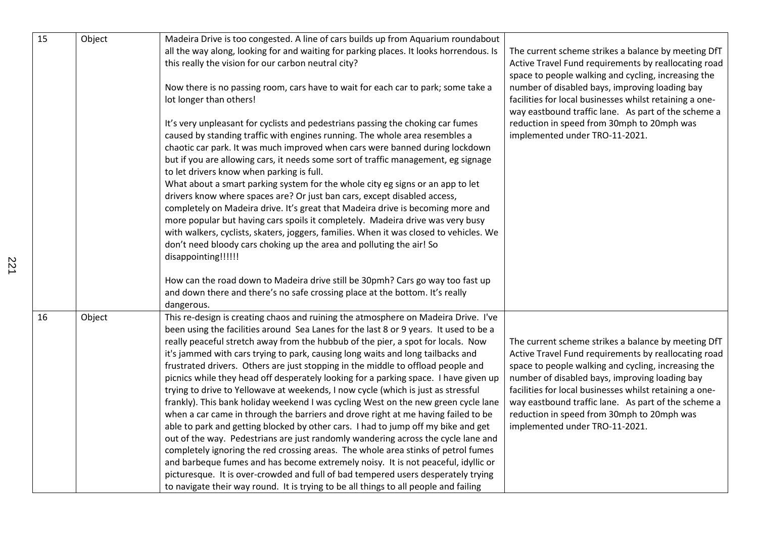| 15 | Object | Madeira Drive is too congested. A line of cars builds up from Aquarium roundabout all the way along, looking for and waiting for parking places. It looks horrendous. Is this really the vision for our carbon neutral city?<br><br>Now there is no passing room, cars have to wait for each car to park; some take a lot longer than others!<br><br>It's very unpleasant for cyclists and pedestrians passing the choking car fumes caused by standing traffic with engines running. The whole area resembles a chaotic car park. It was much improved when cars were banned during lockdown but if you are allowing cars, it needs some sort of traffic management, eg signage to let drivers know when parking is full.<br>What about a smart parking system for the whole city eg signs or an app to let drivers know where spaces are? Or just ban cars, except disabled access, completely on Madeira drive. It's great that Madeira drive is becoming more and more popular but having cars spoils it completely. Madeira drive was very busy with walkers, cyclists, skaters, joggers, families. When it was closed to vehicles. We don't need bloody cars choking up the area and polluting the air! So disappointing!!!!!!<br><br>How can the road down to Madeira drive still be 30pmh? Cars go way too fast up and down there and there's no safe crossing place at the bottom. It's really dangerous. | The current scheme strikes a balance by meeting DfT Active Travel Fund requirements by reallocating road space to people walking and cycling, increasing the number of disabled bays, improving loading bay facilities for local businesses whilst retaining a one-way eastbound traffic lane. As part of the scheme a reduction in speed from 30mph to 20mph was implemented under TRO-11-2021. |
|---|---|---|---|
| 16 | Object | This re-design is creating chaos and ruining the atmosphere on Madeira Drive. I've been using the facilities around Sea Lanes for the last 8 or 9 years. It used to be a really peaceful stretch away from the hubbub of the pier, a spot for locals. Now it's jammed with cars trying to park, causing long waits and long tailbacks and frustrated drivers. Others are just stopping in the middle to offload people and picnics while they head off desperately looking for a parking space. I have given up trying to drive to Yellowave at weekends, I now cycle (which is just as stressful frankly). This bank holiday weekend I was cycling West on the new green cycle lane when a car came in through the barriers and drove right at me having failed to be able to park and getting blocked by other cars. I had to jump off my bike and get out of the way. Pedestrians are just randomly wandering across the cycle lane and completely ignoring the red crossing areas. The whole area stinks of petrol fumes and barbeque fumes and has become extremely noisy. It is not peaceful, idyllic or picturesque. It is over-crowded and full of bad tempered users desperately trying to navigate their way round. It is trying to be all things to all people and failing | The current scheme strikes a balance by meeting DfT Active Travel Fund requirements by reallocating road space to people walking and cycling, increasing the number of disabled bays, improving loading bay facilities for local businesses whilst retaining a one-way eastbound traffic lane. As part of the scheme a reduction in speed from 30mph to 20mph was implemented under TRO-11-2021. |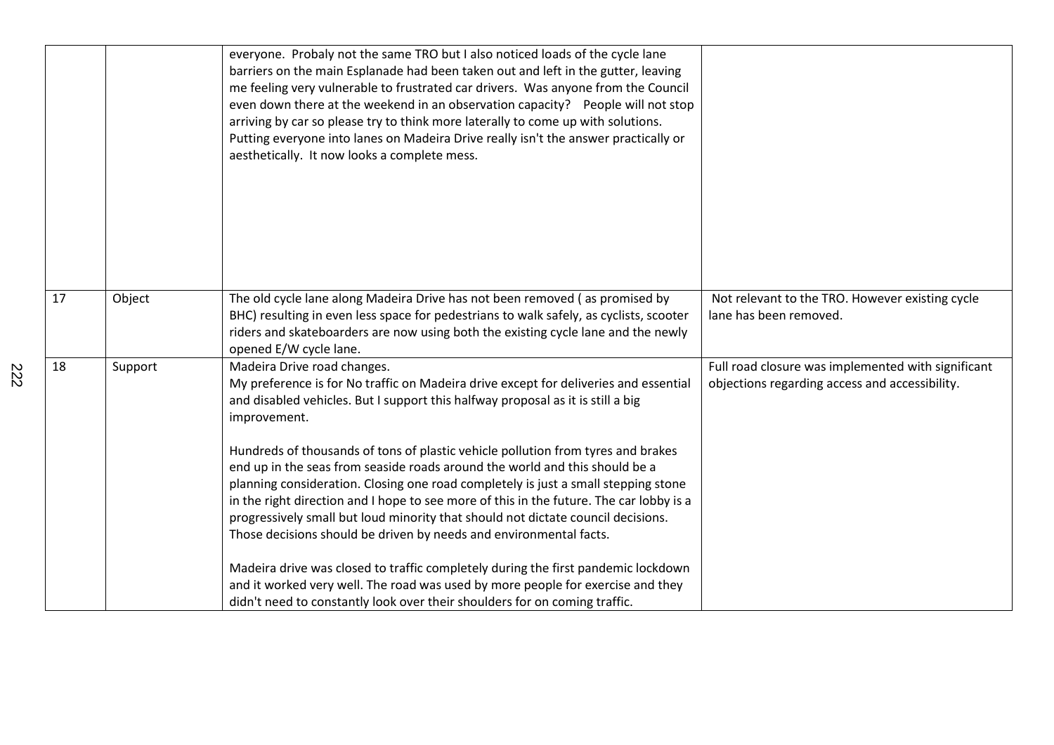| | | | |
|---|---|---|---|
| | | everyone. Probaly not the same TRO but I also noticed loads of the cycle lane barriers on the main Esplanade had been taken out and left in the gutter, leaving me feeling very vulnerable to frustrated car drivers. Was anyone from the Council even down there at the weekend in an observation capacity? People will not stop arriving by car so please try to think more laterally to come up with solutions. Putting everyone into lanes on Madeira Drive really isn't the answer practically or aesthetically. It now looks a complete mess. | |
| 17 | Object | The old cycle lane along Madeira Drive has not been removed ( as promised by BHC) resulting in even less space for pedestrians to walk safely, as cyclists, scooter riders and skateboarders are now using both the existing cycle lane and the newly opened E/W cycle lane. | Not relevant to the TRO. However existing cycle lane has been removed. |
| 18 | Support | Madeira Drive road changes.<br>My preference is for No traffic on Madeira drive except for deliveries and essential and disabled vehicles. But I support this halfway proposal as it is still a big improvement.<br><br>Hundreds of thousands of tons of plastic vehicle pollution from tyres and brakes end up in the seas from seaside roads around the world and this should be a planning consideration. Closing one road completely is just a small stepping stone in the right direction and I hope to see more of this in the future. The car lobby is a progressively small but loud minority that should not dictate council decisions. Those decisions should be driven by needs and environmental facts.<br><br>Madeira drive was closed to traffic completely during the first pandemic lockdown and it worked very well. The road was used by more people for exercise and they didn't need to constantly look over their shoulders for on coming traffic. | Full road closure was implemented with significant objections regarding access and accessibility. |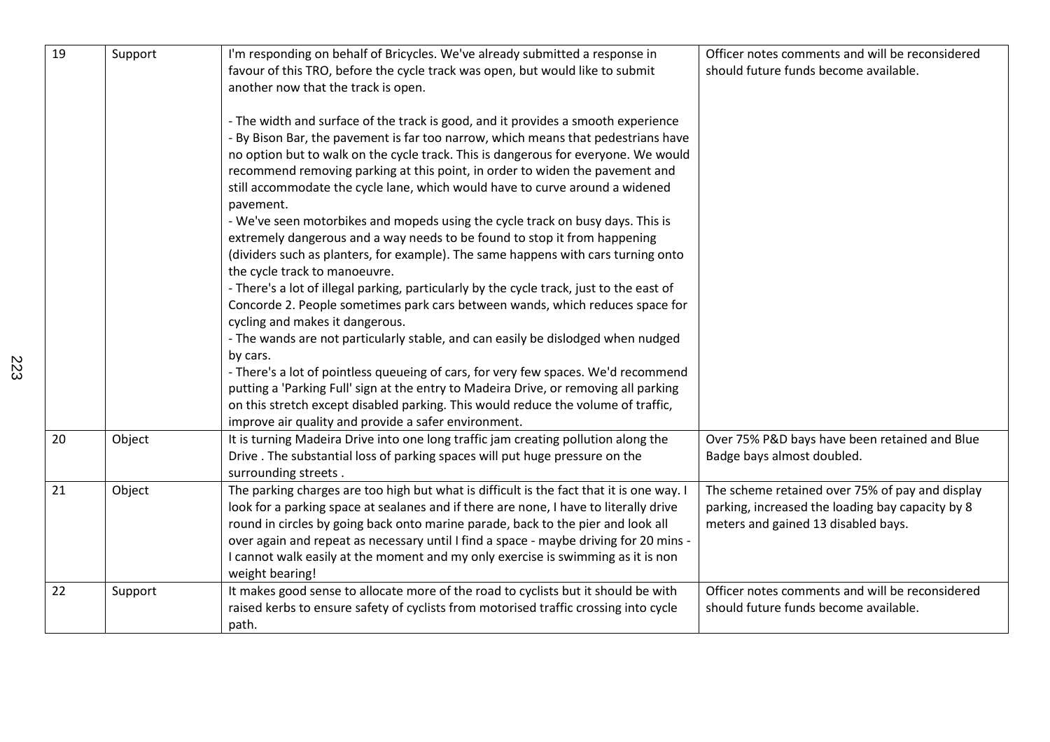| 19 | Support | I'm responding on behalf of Bricycles. We've already submitted a response in favour of this TRO, before the cycle track was open, but would like to submit another now that the track is open.<br><br>- The width and surface of the track is good, and it provides a smooth experience<br>- By Bison Bar, the pavement is far too narrow, which means that pedestrians have no option but to walk on the cycle track. This is dangerous for everyone. We would recommend removing parking at this point, in order to widen the pavement and still accommodate the cycle lane, which would have to curve around a widened pavement.<br>- We've seen motorbikes and mopeds using the cycle track on busy days. This is extremely dangerous and a way needs to be found to stop it from happening (dividers such as planters, for example). The same happens with cars turning onto the cycle track to manoeuvre.<br>- There's a lot of illegal parking, particularly by the cycle track, just to the east of Concorde 2. People sometimes park cars between wands, which reduces space for cycling and makes it dangerous.<br>- The wands are not particularly stable, and can easily be dislodged when nudged by cars.<br>- There's a lot of pointless queueing of cars, for very few spaces. We'd recommend putting a 'Parking Full' sign at the entry to Madeira Drive, or removing all parking on this stretch except disabled parking. This would reduce the volume of traffic, improve air quality and provide a safer environment. | Officer notes comments and will be reconsidered should future funds become available. |
|---|---|---|---|
| 20 | Object | It is turning Madeira Drive into one long traffic jam creating pollution along the Drive . The substantial loss of parking spaces will put huge pressure on the surrounding streets . | Over 75% P&D bays have been retained and Blue Badge bays almost doubled. |
| 21 | Object | The parking charges are too high but what is difficult is the fact that it is one way. I look for a parking space at sealanes and if there are none, I have to literally drive round in circles by going back onto marine parade, back to the pier and look all over again and repeat as necessary until I find a space - maybe driving for 20 mins - I cannot walk easily at the moment and my only exercise is swimming as it is non weight bearing! | The scheme retained over 75% of pay and display parking, increased the loading bay capacity by 8 meters and gained 13 disabled bays. |
| 22 | Support | It makes good sense to allocate more of the road to cyclists but it should be with raised kerbs to ensure safety of cyclists from motorised traffic crossing into cycle path. | Officer notes comments and will be reconsidered should future funds become available. |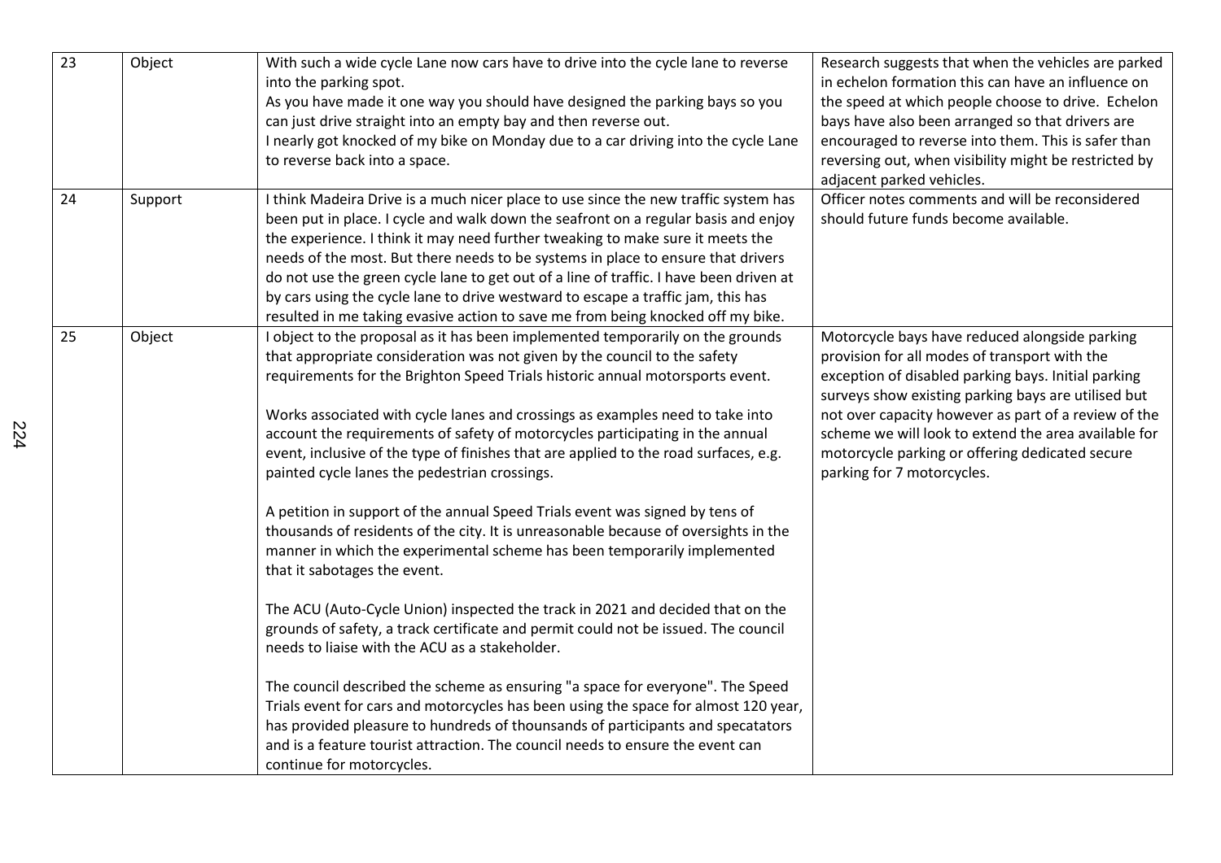| 23 | Object | With such a wide cycle Lane now cars have to drive into the cycle lane to reverse into the parking spot.<br>As you have made it one way you should have designed the parking bays so you can just drive straight into an empty bay and then reverse out.<br>I nearly got knocked of my bike on Monday due to a car driving into the cycle Lane to reverse back into a space. | Research suggests that when the vehicles are parked in echelon formation this can have an influence on the speed at which people choose to drive. Echelon bays have also been arranged so that drivers are encouraged to reverse into them. This is safer than reversing out, when visibility might be restricted by adjacent parked vehicles. |
|---|---|---|---|
| 24 | Support | I think Madeira Drive is a much nicer place to use since the new traffic system has been put in place. I cycle and walk down the seafront on a regular basis and enjoy the experience. I think it may need further tweaking to make sure it meets the needs of the most. But there needs to be systems in place to ensure that drivers do not use the green cycle lane to get out of a line of traffic. I have been driven at by cars using the cycle lane to drive westward to escape a traffic jam, this has resulted in me taking evasive action to save me from being knocked off my bike. | Officer notes comments and will be reconsidered should future funds become available. |
| 25 | Object | I object to the proposal as it has been implemented temporarily on the grounds that appropriate consideration was not given by the council to the safety requirements for the Brighton Speed Trials historic annual motorsports event.<br><br>Works associated with cycle lanes and crossings as examples need to take into account the requirements of safety of motorcycles participating in the annual event, inclusive of the type of finishes that are applied to the road surfaces, e.g. painted cycle lanes the pedestrian crossings.<br><br>A petition in support of the annual Speed Trials event was signed by tens of thousands of residents of the city. It is unreasonable because of oversights in the manner in which the experimental scheme has been temporarily implemented that it sabotages the event.<br><br>The ACU (Auto-Cycle Union) inspected the track in 2021 and decided that on the grounds of safety, a track certificate and permit could not be issued. The council needs to liaise with the ACU as a stakeholder.<br><br>The council described the scheme as ensuring "a space for everyone". The Speed Trials event for cars and motorcycles has been using the space for almost 120 year, has provided pleasure to hundreds of thounsands of participants and specatators and is a feature tourist attraction. The council needs to ensure the event can continue for motorcycles. | Motorcycle bays have reduced alongside parking provision for all modes of transport with the exception of disabled parking bays. Initial parking surveys show existing parking bays are utilised but not over capacity however as part of a review of the scheme we will look to extend the area available for motorcycle parking or offering dedicated secure parking for 7 motorcycles. |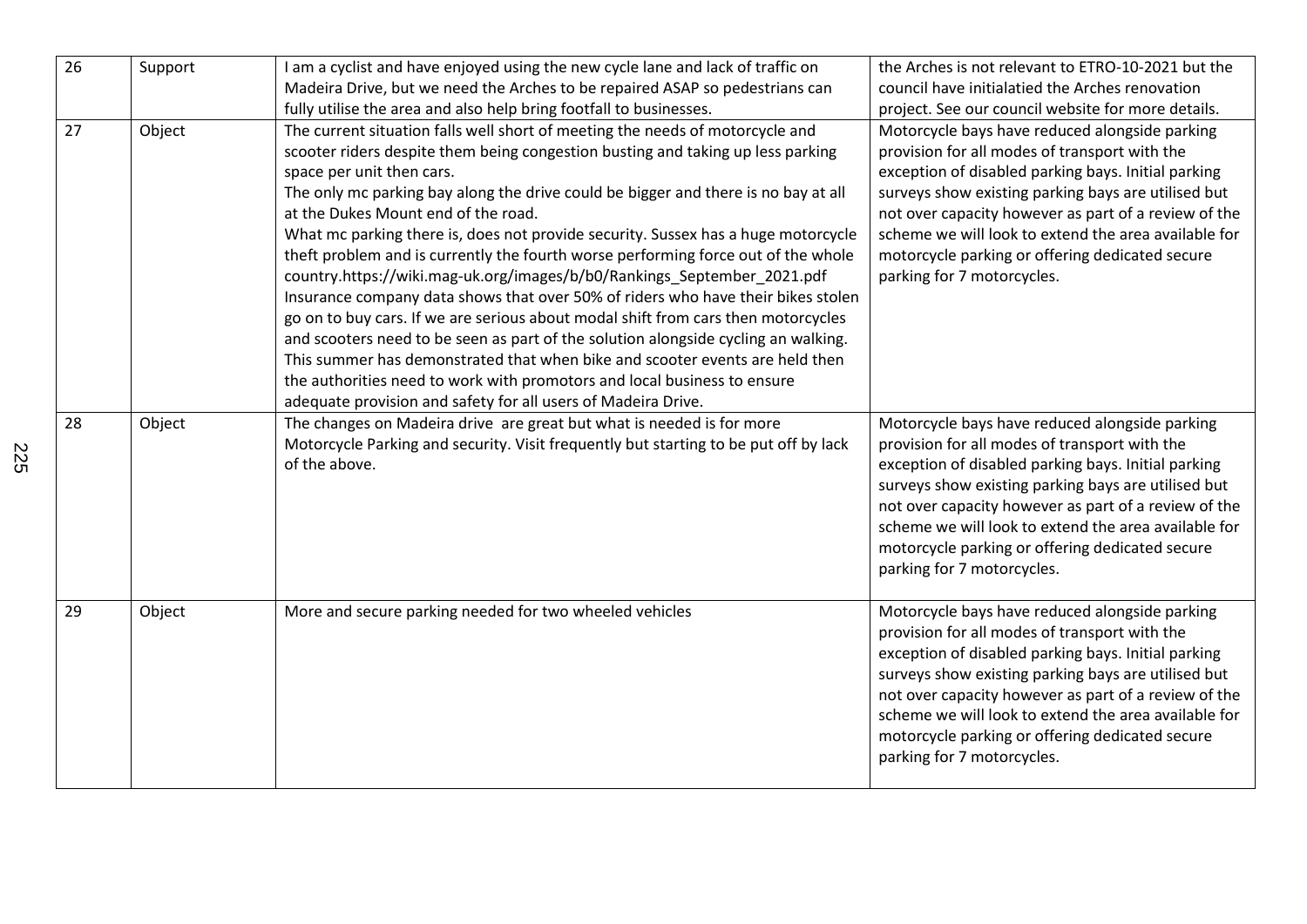| 26 | Support | I am a cyclist and have enjoyed using the new cycle lane and lack of traffic on Madeira Drive, but we need the Arches to be repaired ASAP so pedestrians can fully utilise the area and also help bring footfall to businesses. | the Arches is not relevant to ETRO-10-2021 but the council have initialatied the Arches renovation project. See our council website for more details. |
|---|---|---|---|
| 27 | Object | The current situation falls well short of meeting the needs of motorcycle and scooter riders despite them being congestion busting and taking up less parking space per unit then cars.<br>The only mc parking bay along the drive could be bigger and there is no bay at all at the Dukes Mount end of the road.<br>What mc parking there is, does not provide security. Sussex has a huge motorcycle theft problem and is currently the fourth worse performing force out of the whole country.https://wiki.mag-uk.org/images/b/b0/Rankings_September_2021.pdf<br>Insurance company data shows that over 50% of riders who have their bikes stolen go on to buy cars. If we are serious about modal shift from cars then motorcycles and scooters need to be seen as part of the solution alongside cycling an walking. This summer has demonstrated that when bike and scooter events are held then the authorities need to work with promotors and local business to ensure adequate provision and safety for all users of Madeira Drive. | Motorcycle bays have reduced alongside parking provision for all modes of transport with the exception of disabled parking bays. Initial parking surveys show existing parking bays are utilised but not over capacity however as part of a review of the scheme we will look to extend the area available for motorcycle parking or offering dedicated secure parking for 7 motorcycles. |
| 28 | Object | The changes on Madeira drive are great but what is needed is for more Motorcycle Parking and security. Visit frequently but starting to be put off by lack of the above. | Motorcycle bays have reduced alongside parking provision for all modes of transport with the exception of disabled parking bays. Initial parking surveys show existing parking bays are utilised but not over capacity however as part of a review of the scheme we will look to extend the area available for motorcycle parking or offering dedicated secure parking for 7 motorcycles. |
| 29 | Object | More and secure parking needed for two wheeled vehicles | Motorcycle bays have reduced alongside parking provision for all modes of transport with the exception of disabled parking bays. Initial parking surveys show existing parking bays are utilised but not over capacity however as part of a review of the scheme we will look to extend the area available for motorcycle parking or offering dedicated secure parking for 7 motorcycles. |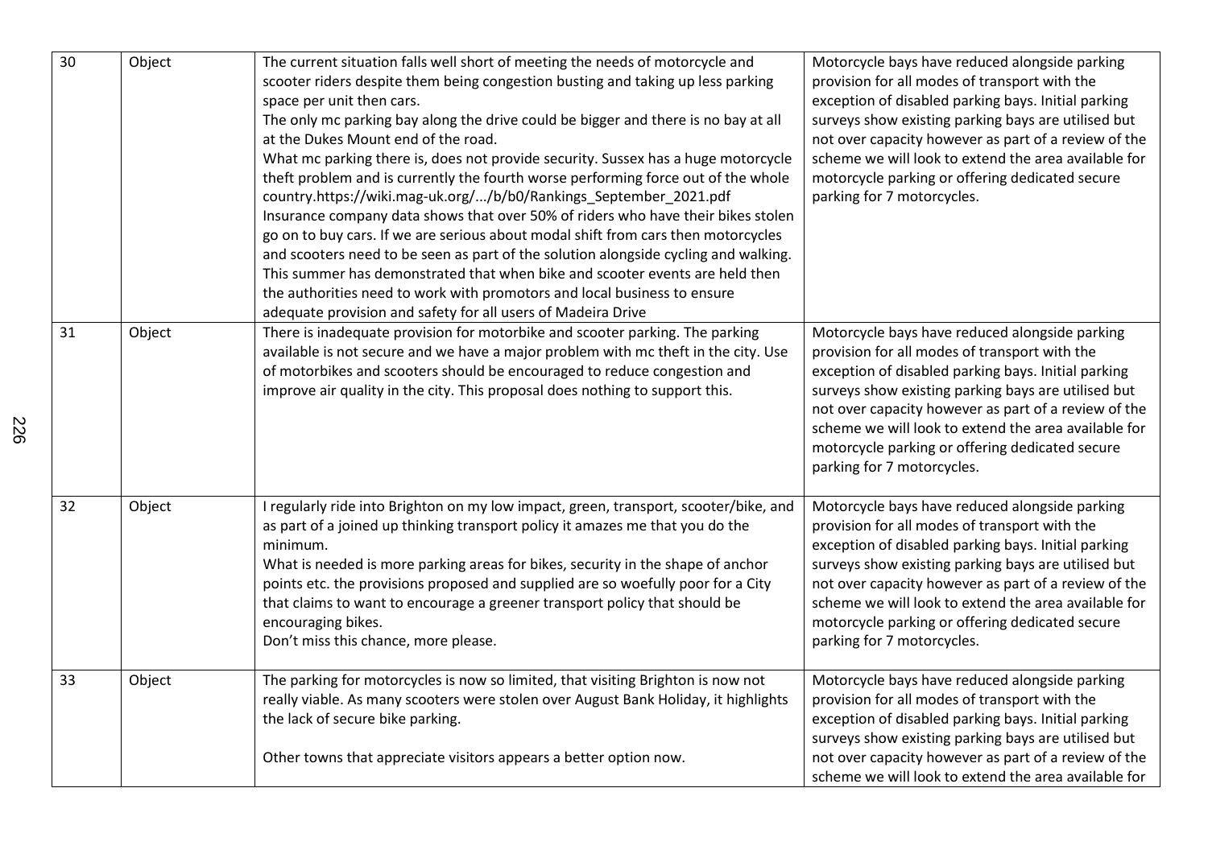| 30 | Object | The current situation falls well short of meeting the needs of motorcycle and scooter riders despite them being congestion busting and taking up less parking space per unit then cars.<br>The only mc parking bay along the drive could be bigger and there is no bay at all at the Dukes Mount end of the road.<br>What mc parking there is, does not provide security. Sussex has a huge motorcycle theft problem and is currently the fourth worse performing force out of the whole country.https://wiki.mag-uk.org/.../b/b0/Rankings_September_2021.pdf<br>Insurance company data shows that over 50% of riders who have their bikes stolen go on to buy cars. If we are serious about modal shift from cars then motorcycles and scooters need to be seen as part of the solution alongside cycling and walking.<br>This summer has demonstrated that when bike and scooter events are held then the authorities need to work with promotors and local business to ensure adequate provision and safety for all users of Madeira Drive | Motorcycle bays have reduced alongside parking provision for all modes of transport with the exception of disabled parking bays. Initial parking surveys show existing parking bays are utilised but not over capacity however as part of a review of the scheme we will look to extend the area available for motorcycle parking or offering dedicated secure parking for 7 motorcycles. |
|---|---|---|---|
| 31 | Object | There is inadequate provision for motorbike and scooter parking. The parking available is not secure and we have a major problem with mc theft in the city. Use of motorbikes and scooters should be encouraged to reduce congestion and improve air quality in the city. This proposal does nothing to support this. | Motorcycle bays have reduced alongside parking provision for all modes of transport with the exception of disabled parking bays. Initial parking surveys show existing parking bays are utilised but not over capacity however as part of a review of the scheme we will look to extend the area available for motorcycle parking or offering dedicated secure parking for 7 motorcycles. |
| 32 | Object | I regularly ride into Brighton on my low impact, green, transport, scooter/bike, and as part of a joined up thinking transport policy it amazes me that you do the minimum.<br>What is needed is more parking areas for bikes, security in the shape of anchor points etc. the provisions proposed and supplied are so woefully poor for a City that claims to want to encourage a greener transport policy that should be encouraging bikes.<br>Don't miss this chance, more please. | Motorcycle bays have reduced alongside parking provision for all modes of transport with the exception of disabled parking bays. Initial parking surveys show existing parking bays are utilised but not over capacity however as part of a review of the scheme we will look to extend the area available for motorcycle parking or offering dedicated secure parking for 7 motorcycles. |
| 33 | Object | The parking for motorcycles is now so limited, that visiting Brighton is now not really viable. As many scooters were stolen over August Bank Holiday, it highlights the lack of secure bike parking.<br><br>Other towns that appreciate visitors appears a better option now. | Motorcycle bays have reduced alongside parking provision for all modes of transport with the exception of disabled parking bays. Initial parking surveys show existing parking bays are utilised but not over capacity however as part of a review of the scheme we will look to extend the area available for |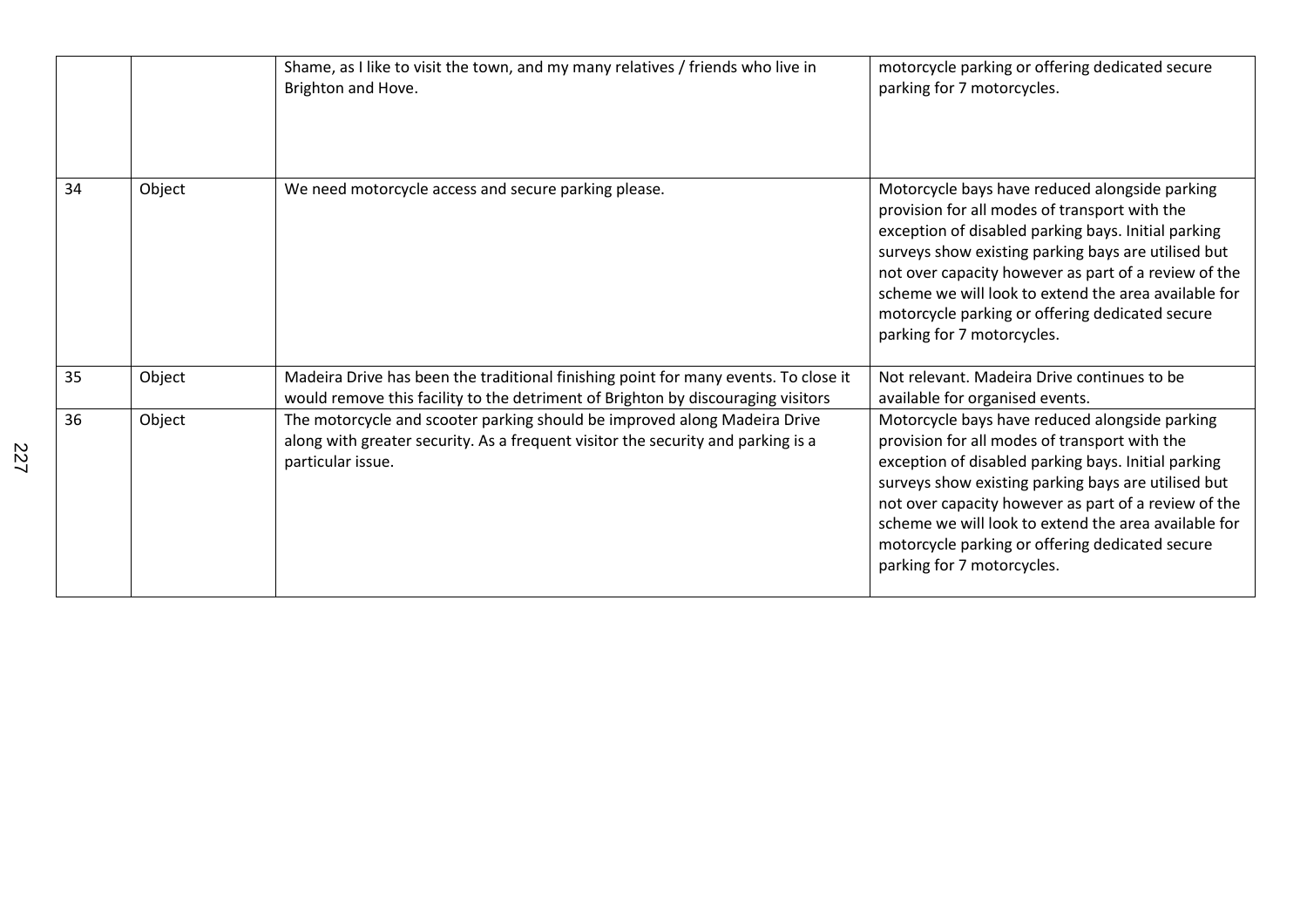| | | | |
|---|---|---|---|
| | | Shame, as I like to visit the town, and my many relatives / friends who live in Brighton and Hove. | motorcycle parking or offering dedicated secure parking for 7 motorcycles. |
| 34 | Object | We need motorcycle access and secure parking please. | Motorcycle bays have reduced alongside parking provision for all modes of transport with the exception of disabled parking bays. Initial parking surveys show existing parking bays are utilised but not over capacity however as part of a review of the scheme we will look to extend the area available for motorcycle parking or offering dedicated secure parking for 7 motorcycles. |
| 35 | Object | Madeira Drive has been the traditional finishing point for many events. To close it would remove this facility to the detriment of Brighton by discouraging visitors | Not relevant. Madeira Drive continues to be available for organised events. |
| 36 | Object | The motorcycle and scooter parking should be improved along Madeira Drive along with greater security. As a frequent visitor the security and parking is a particular issue. | Motorcycle bays have reduced alongside parking provision for all modes of transport with the exception of disabled parking bays. Initial parking surveys show existing parking bays are utilised but not over capacity however as part of a review of the scheme we will look to extend the area available for motorcycle parking or offering dedicated secure parking for 7 motorcycles. |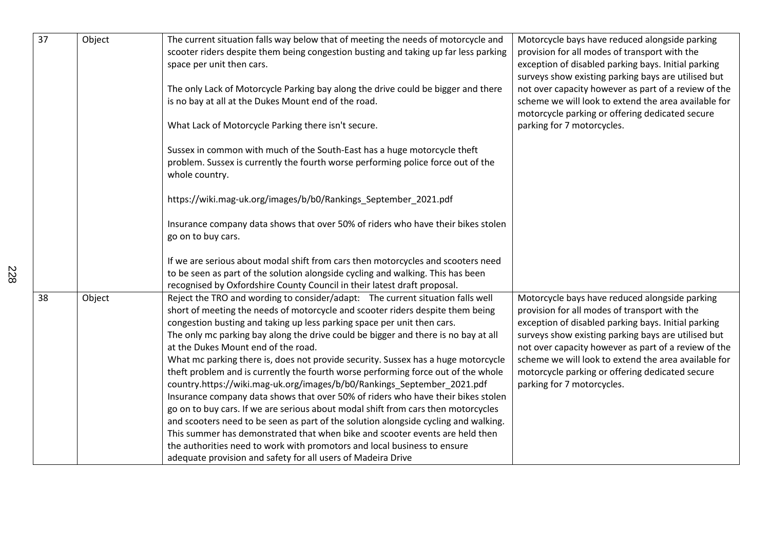| | | | |
|---|---|---|---|
| 37 | Object | The current situation falls way below that of meeting the needs of motorcycle and scooter riders despite them being congestion busting and taking up far less parking space per unit then cars.<br><br>The only Lack of Motorcycle Parking bay along the drive could be bigger and there is no bay at all at the Dukes Mount end of the road.<br><br>What Lack of Motorcycle Parking there isn't secure.<br><br>Sussex in common with much of the South-East has a huge motorcycle theft problem. Sussex is currently the fourth worse performing police force out of the whole country.<br><br>https://wiki.mag-uk.org/images/b/b0/Rankings_September_2021.pdf<br><br>Insurance company data shows that over 50% of riders who have their bikes stolen go on to buy cars.<br><br>If we are serious about modal shift from cars then motorcycles and scooters need to be seen as part of the solution alongside cycling and walking. This has been recognised by Oxfordshire County Council in their latest draft proposal. | Motorcycle bays have reduced alongside parking provision for all modes of transport with the exception of disabled parking bays. Initial parking surveys show existing parking bays are utilised but not over capacity however as part of a review of the scheme we will look to extend the area available for motorcycle parking or offering dedicated secure parking for 7 motorcycles. |
| 38 | Object | Reject the TRO and wording to consider/adapt: The current situation falls well short of meeting the needs of motorcycle and scooter riders despite them being congestion busting and taking up less parking space per unit then cars.<br>The only mc parking bay along the drive could be bigger and there is no bay at all at the Dukes Mount end of the road.<br>What mc parking there is, does not provide security. Sussex has a huge motorcycle theft problem and is currently the fourth worse performing force out of the whole country.https://wiki.mag-uk.org/images/b/b0/Rankings_September_2021.pdf<br>Insurance company data shows that over 50% of riders who have their bikes stolen go on to buy cars. If we are serious about modal shift from cars then motorcycles and scooters need to be seen as part of the solution alongside cycling and walking. This summer has demonstrated that when bike and scooter events are held then the authorities need to work with promotors and local business to ensure adequate provision and safety for all users of Madeira Drive | Motorcycle bays have reduced alongside parking provision for all modes of transport with the exception of disabled parking bays. Initial parking surveys show existing parking bays are utilised but not over capacity however as part of a review of the scheme we will look to extend the area available for motorcycle parking or offering dedicated secure parking for 7 motorcycles. |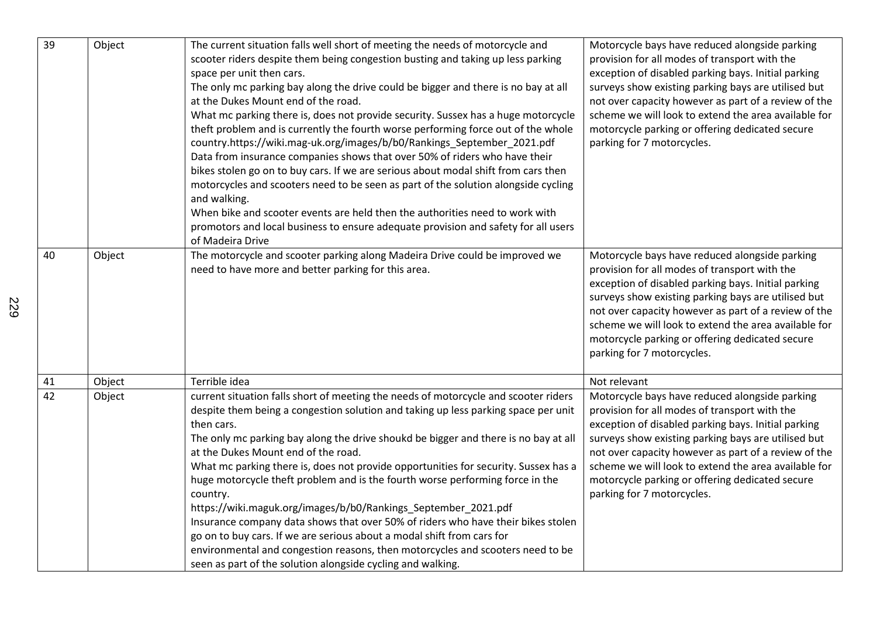| 39 | Object | The current situation falls well short of meeting the needs of motorcycle and scooter riders despite them being congestion busting and taking up less parking space per unit then cars.<br>The only mc parking bay along the drive could be bigger and there is no bay at all at the Dukes Mount end of the road.<br>What mc parking there is, does not provide security. Sussex has a huge motorcycle theft problem and is currently the fourth worse performing force out of the whole country.https://wiki.mag-uk.org/images/b/b0/Rankings_September_2021.pdf<br>Data from insurance companies shows that over 50% of riders who have their bikes stolen go on to buy cars. If we are serious about modal shift from cars then motorcycles and scooters need to be seen as part of the solution alongside cycling and walking.<br>When bike and scooter events are held then the authorities need to work with promotors and local business to ensure adequate provision and safety for all users of Madeira Drive | Motorcycle bays have reduced alongside parking provision for all modes of transport with the exception of disabled parking bays. Initial parking surveys show existing parking bays are utilised but not over capacity however as part of a review of the scheme we will look to extend the area available for motorcycle parking or offering dedicated secure parking for 7 motorcycles. |
|---|---|---|---|
| 40 | Object | The motorcycle and scooter parking along Madeira Drive could be improved we need to have more and better parking for this area. | Motorcycle bays have reduced alongside parking provision for all modes of transport with the exception of disabled parking bays. Initial parking surveys show existing parking bays are utilised but not over capacity however as part of a review of the scheme we will look to extend the area available for motorcycle parking or offering dedicated secure parking for 7 motorcycles. |
| 41 | Object | Terrible idea | Not relevant |
| 42 | Object | current situation falls short of meeting the needs of motorcycle and scooter riders despite them being a congestion solution and taking up less parking space per unit then cars.<br>The only mc parking bay along the drive shoukd be bigger and there is no bay at all at the Dukes Mount end of the road.<br>What mc parking there is, does not provide opportunities for security. Sussex has a huge motorcycle theft problem and is the fourth worse performing force in the country.<br>https://wiki.maguk.org/images/b/b0/Rankings_September_2021.pdf<br>Insurance company data shows that over 50% of riders who have their bikes stolen go on to buy cars. If we are serious about a modal shift from cars for environmental and congestion reasons, then motorcycles and scooters need to be seen as part of the solution alongside cycling and walking. | Motorcycle bays have reduced alongside parking provision for all modes of transport with the exception of disabled parking bays. Initial parking surveys show existing parking bays are utilised but not over capacity however as part of a review of the scheme we will look to extend the area available for motorcycle parking or offering dedicated secure parking for 7 motorcycles. |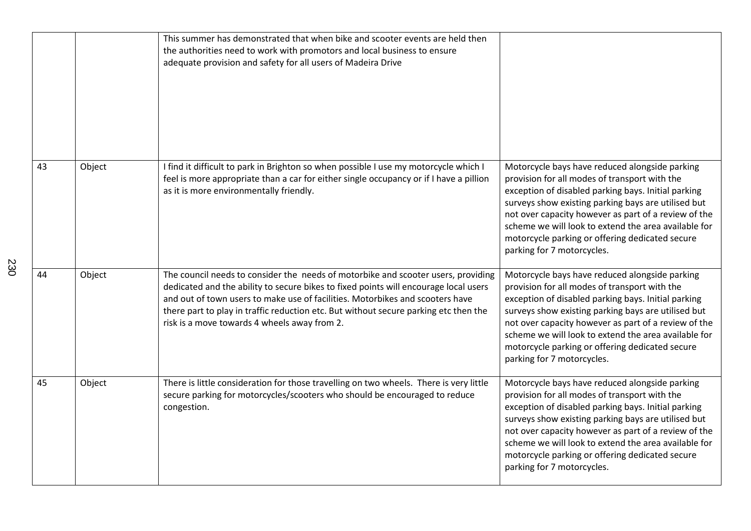| | | | |
|---|---|---|---|
| | | This summer has demonstrated that when bike and scooter events are held then the authorities need to work with promotors and local business to ensure adequate provision and safety for all users of Madeira Drive | |
| 43 | Object | I find it difficult to park in Brighton so when possible I use my motorcycle which I feel is more appropriate than a car for either single occupancy or if I have a pillion as it is more environmentally friendly. | Motorcycle bays have reduced alongside parking provision for all modes of transport with the exception of disabled parking bays. Initial parking surveys show existing parking bays are utilised but not over capacity however as part of a review of the scheme we will look to extend the area available for motorcycle parking or offering dedicated secure parking for 7 motorcycles. |
| 44 | Object | The council needs to consider the needs of motorbike and scooter users, providing dedicated and the ability to secure bikes to fixed points will encourage local users and out of town users to make use of facilities. Motorbikes and scooters have there part to play in traffic reduction etc. But without secure parking etc then the risk is a move towards 4 wheels away from 2. | Motorcycle bays have reduced alongside parking provision for all modes of transport with the exception of disabled parking bays. Initial parking surveys show existing parking bays are utilised but not over capacity however as part of a review of the scheme we will look to extend the area available for motorcycle parking or offering dedicated secure parking for 7 motorcycles. |
| 45 | Object | There is little consideration for those travelling on two wheels. There is very little secure parking for motorcycles/scooters who should be encouraged to reduce congestion. | Motorcycle bays have reduced alongside parking provision for all modes of transport with the exception of disabled parking bays. Initial parking surveys show existing parking bays are utilised but not over capacity however as part of a review of the scheme we will look to extend the area available for motorcycle parking or offering dedicated secure parking for 7 motorcycles. |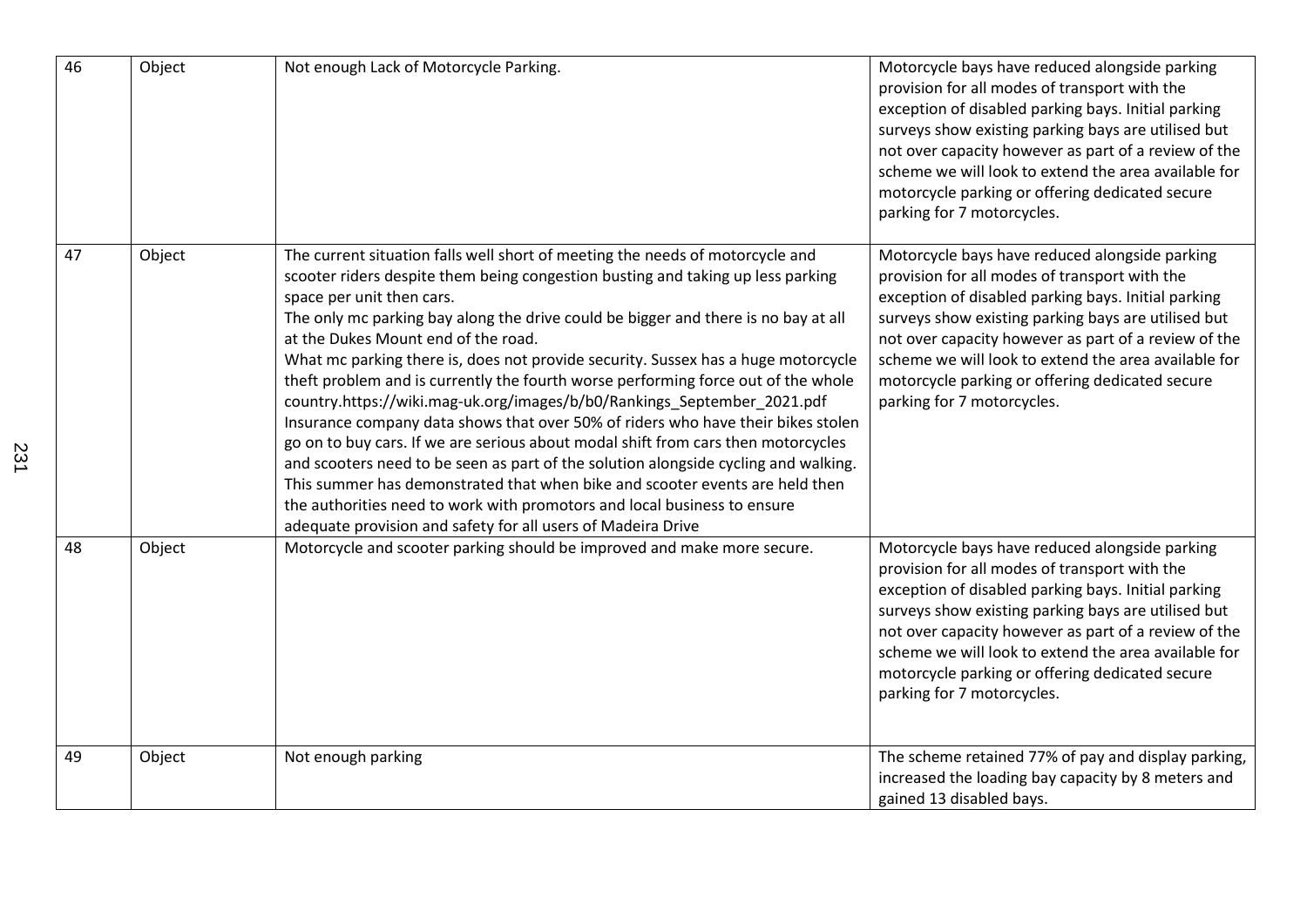| 46 | Object | Not enough Lack of Motorcycle Parking. | Motorcycle bays have reduced alongside parking provision for all modes of transport with the exception of disabled parking bays. Initial parking surveys show existing parking bays are utilised but not over capacity however as part of a review of the scheme we will look to extend the area available for motorcycle parking or offering dedicated secure parking for 7 motorcycles. |
|---|---|---|---|
| 47 | Object | The current situation falls well short of meeting the needs of motorcycle and scooter riders despite them being congestion busting and taking up less parking space per unit then cars.<br>The only mc parking bay along the drive could be bigger and there is no bay at all at the Dukes Mount end of the road.<br>What mc parking there is, does not provide security. Sussex has a huge motorcycle theft problem and is currently the fourth worse performing force out of the whole country.https://wiki.mag-uk.org/images/b/b0/Rankings_September_2021.pdf<br>Insurance company data shows that over 50% of riders who have their bikes stolen go on to buy cars. If we are serious about modal shift from cars then motorcycles and scooters need to be seen as part of the solution alongside cycling and walking.<br>This summer has demonstrated that when bike and scooter events are held then the authorities need to work with promotors and local business to ensure adequate provision and safety for all users of Madeira Drive | Motorcycle bays have reduced alongside parking provision for all modes of transport with the exception of disabled parking bays. Initial parking surveys show existing parking bays are utilised but not over capacity however as part of a review of the scheme we will look to extend the area available for motorcycle parking or offering dedicated secure parking for 7 motorcycles. |
| 48 | Object | Motorcycle and scooter parking should be improved and make more secure. | Motorcycle bays have reduced alongside parking provision for all modes of transport with the exception of disabled parking bays. Initial parking surveys show existing parking bays are utilised but not over capacity however as part of a review of the scheme we will look to extend the area available for motorcycle parking or offering dedicated secure parking for 7 motorcycles. |
| 49 | Object | Not enough parking | The scheme retained 77% of pay and display parking, increased the loading bay capacity by 8 meters and gained 13 disabled bays. |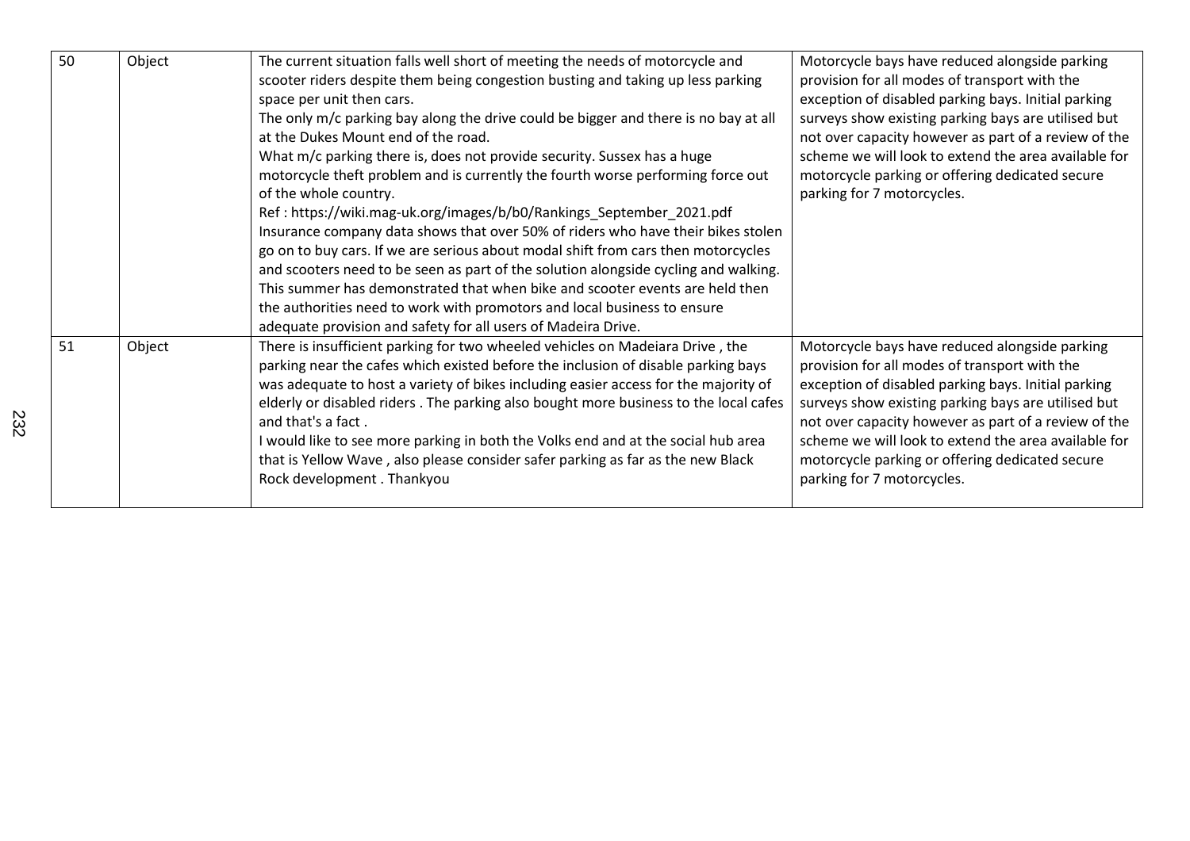| | | | |
|---|---|---|---|
| 50 | Object | The current situation falls well short of meeting the needs of motorcycle and scooter riders despite them being congestion busting and taking up less parking space per unit then cars.<br>The only m/c parking bay along the drive could be bigger and there is no bay at all at the Dukes Mount end of the road.<br>What m/c parking there is, does not provide security. Sussex has a huge motorcycle theft problem and is currently the fourth worse performing force out of the whole country.<br>Ref : https://wiki.mag-uk.org/images/b/b0/Rankings_September_2021.pdf<br>Insurance company data shows that over 50% of riders who have their bikes stolen go on to buy cars. If we are serious about modal shift from cars then motorcycles and scooters need to be seen as part of the solution alongside cycling and walking.<br>This summer has demonstrated that when bike and scooter events are held then the authorities need to work with promotors and local business to ensure adequate provision and safety for all users of Madeira Drive. | Motorcycle bays have reduced alongside parking provision for all modes of transport with the exception of disabled parking bays. Initial parking surveys show existing parking bays are utilised but not over capacity however as part of a review of the scheme we will look to extend the area available for motorcycle parking or offering dedicated secure parking for 7 motorcycles. |
| 51 | Object | There is insufficient parking for two wheeled vehicles on Madeiara Drive , the parking near the cafes which existed before the inclusion of disable parking bays was adequate to host a variety of bikes including easier access for the majority of elderly or disabled riders . The parking also bought more business to the local cafes and that's a fact .<br>I would like to see more parking in both the Volks end and at the social hub area that is Yellow Wave , also please consider safer parking as far as the new Black Rock development . Thankyou | Motorcycle bays have reduced alongside parking provision for all modes of transport with the exception of disabled parking bays. Initial parking surveys show existing parking bays are utilised but not over capacity however as part of a review of the scheme we will look to extend the area available for motorcycle parking or offering dedicated secure parking for 7 motorcycles. |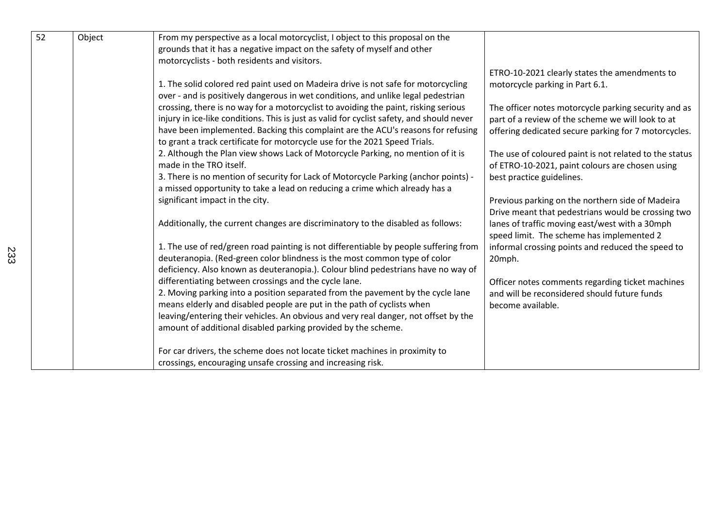| 52 | Object | From my perspective as a local motorcyclist, I object to this proposal on the grounds that it has a negative impact on the safety of myself and other motorcyclists - both residents and visitors.<br><br>1. The solid colored red paint used on Madeira drive is not safe for motorcycling over - and is positively dangerous in wet conditions, and unlike legal pedestrian crossing, there is no way for a motorcyclist to avoiding the paint, risking serious injury in ice-like conditions. This is just as valid for cyclist safety, and should never have been implemented. Backing this complaint are the ACU's reasons for refusing to grant a track certificate for motorcycle use for the 2021 Speed Trials.<br>2. Although the Plan view shows Lack of Motorcycle Parking, no mention of it is made in the TRO itself.<br>3. There is no mention of security for Lack of Motorcycle Parking (anchor points) - a missed opportunity to take a lead on reducing a crime which already has a significant impact in the city.<br><br>Additionally, the current changes are discriminatory to the disabled as follows:<br><br>1. The use of red/green road painting is not differentiable by people suffering from deuteranopia. (Red-green color blindness is the most common type of color deficiency. Also known as deuteranopia.). Colour blind pedestrians have no way of differentiating between crossings and the cycle lane.<br>2. Moving parking into a position separated from the pavement by the cycle lane means elderly and disabled people are put in the path of cyclists when leaving/entering their vehicles. An obvious and very real danger, not offset by the amount of additional disabled parking provided by the scheme.<br><br>For car drivers, the scheme does not locate ticket machines in proximity to crossings, encouraging unsafe crossing and increasing risk. | ETRO-10-2021 clearly states the amendments to motorcycle parking in Part 6.1.<br><br>The officer notes motorcycle parking security and as part of a review of the scheme we will look to at offering dedicated secure parking for 7 motorcycles.<br><br>The use of coloured paint is not related to the status of ETRO-10-2021, paint colours are chosen using best practice guidelines.<br><br>Previous parking on the northern side of Madeira Drive meant that pedestrians would be crossing two lanes of traffic moving east/west with a 30mph speed limit. The scheme has implemented 2 informal crossing points and reduced the speed to 20mph.<br><br>Officer notes comments regarding ticket machines and will be reconsidered should future funds become available. |
|---|---|---|---|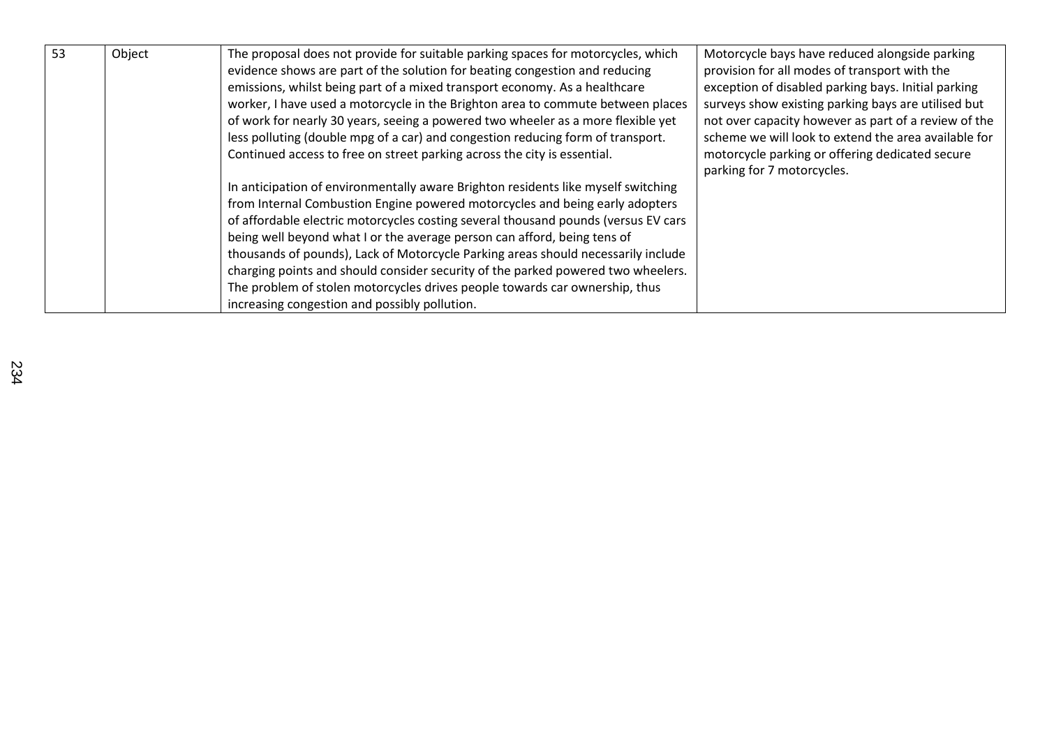| 53 | Object | The proposal does not provide for suitable parking spaces for motorcycles, which evidence shows are part of the solution for beating congestion and reducing emissions, whilst being part of a mixed transport economy. As a healthcare worker, I have used a motorcycle in the Brighton area to commute between places of work for nearly 30 years, seeing a powered two wheeler as a more flexible yet less polluting (double mpg of a car) and congestion reducing form of transport. Continued access to free on street parking across the city is essential.<br><br>In anticipation of environmentally aware Brighton residents like myself switching from Internal Combustion Engine powered motorcycles and being early adopters of affordable electric motorcycles costing several thousand pounds (versus EV cars being well beyond what I or the average person can afford, being tens of thousands of pounds), Lack of Motorcycle Parking areas should necessarily include charging points and should consider security of the parked powered two wheelers. The problem of stolen motorcycles drives people towards car ownership, thus increasing congestion and possibly pollution. | Motorcycle bays have reduced alongside parking provision for all modes of transport with the exception of disabled parking bays. Initial parking surveys show existing parking bays are utilised but not over capacity however as part of a review of the scheme we will look to extend the area available for motorcycle parking or offering dedicated secure parking for 7 motorcycles. |
|---|---|---|---|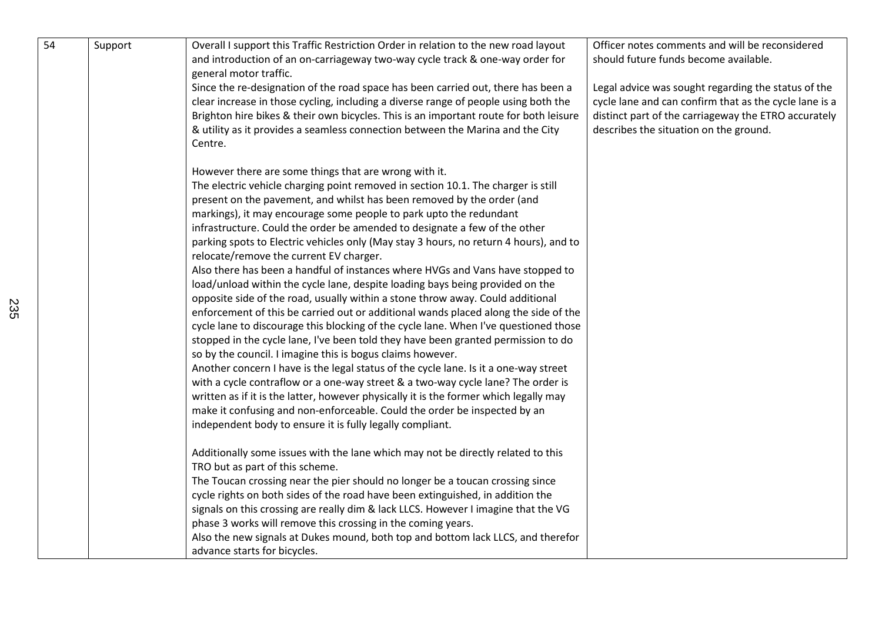| 54 | Support | Overall I support this Traffic Restriction Order in relation to the new road layout and introduction of an on-carriageway two-way cycle track & one-way order for general motor traffic.<br>Since the re-designation of the road space has been carried out, there has been a clear increase in those cycling, including a diverse range of people using both the Brighton hire bikes & their own bicycles. This is an important route for both leisure & utility as it provides a seamless connection between the Marina and the City Centre.<br><br>However there are some things that are wrong with it.<br>The electric vehicle charging point removed in section 10.1. The charger is still present on the pavement, and whilst has been removed by the order (and markings), it may encourage some people to park upto the redundant infrastructure. Could the order be amended to designate a few of the other parking spots to Electric vehicles only (May stay 3 hours, no return 4 hours), and to relocate/remove the current EV charger.<br>Also there has been a handful of instances where HVGs and Vans have stopped to load/unload within the cycle lane, despite loading bays being provided on the opposite side of the road, usually within a stone throw away. Could additional enforcement of this be carried out or additional wands placed along the side of the cycle lane to discourage this blocking of the cycle lane. When I've questioned those stopped in the cycle lane, I've been told they have been granted permission to do so by the council. I imagine this is bogus claims however.<br>Another concern I have is the legal status of the cycle lane. Is it a one-way street with a cycle contraflow or a one-way street & a two-way cycle lane? The order is written as if it is the latter, however physically it is the former which legally may make it confusing and non-enforceable. Could the order be inspected by an independent body to ensure it is fully legally compliant.<br><br>Additionally some issues with the lane which may not be directly related to this TRO but as part of this scheme.<br>The Toucan crossing near the pier should no longer be a toucan crossing since cycle rights on both sides of the road have been extinguished, in addition the signals on this crossing are really dim & lack LLCS. However I imagine that the VG phase 3 works will remove this crossing in the coming years.<br>Also the new signals at Dukes mound, both top and bottom lack LLCS, and therefor advance starts for bicycles. | Officer notes comments and will be reconsidered should future funds become available.<br><br>Legal advice was sought regarding the status of the cycle lane and can confirm that as the cycle lane is a distinct part of the carriageway the ETRO accurately describes the situation on the ground. |
|---|---|---|---|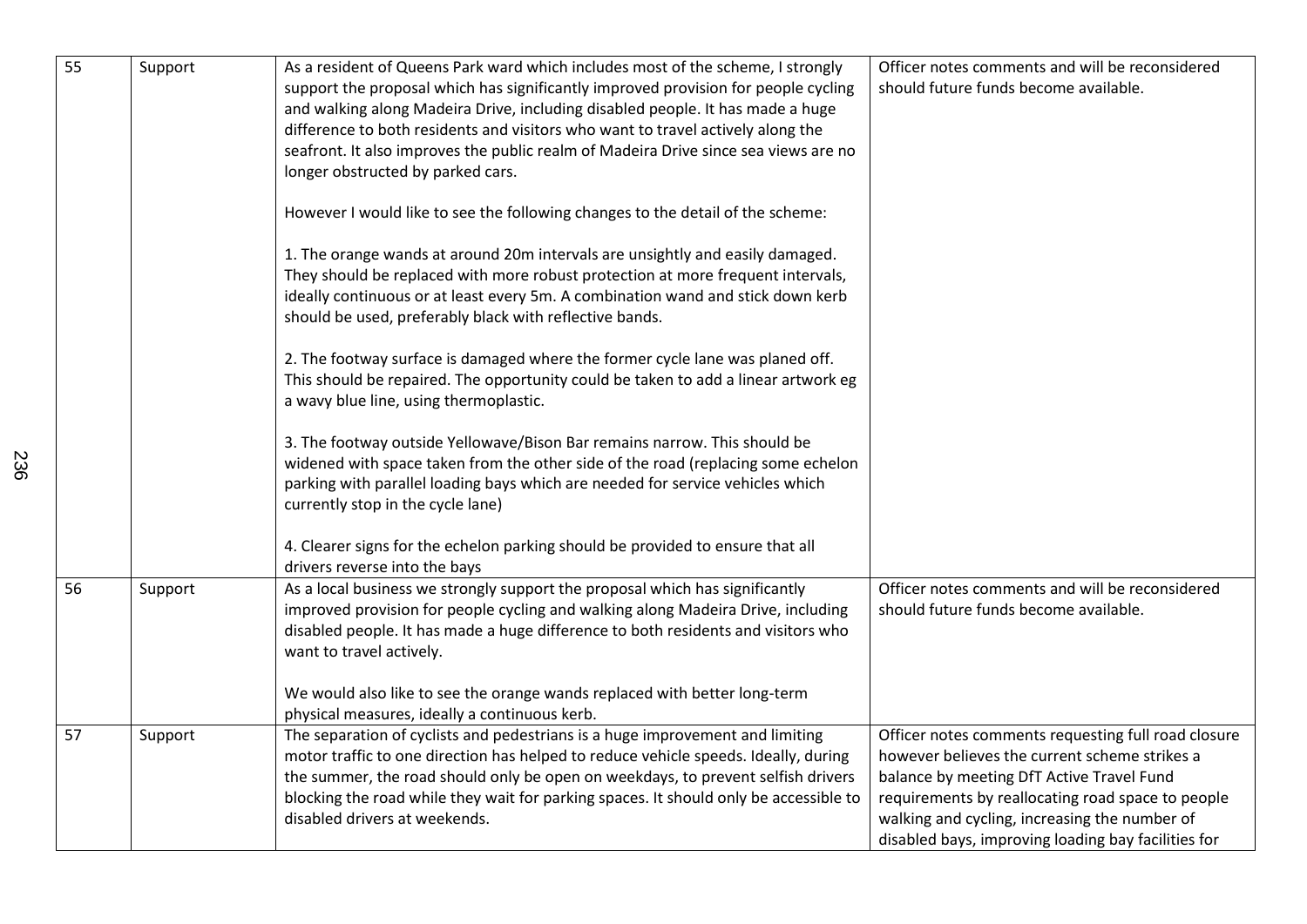| | | | |
|---|---|---|---|
| 55 | Support | As a resident of Queens Park ward which includes most of the scheme, I strongly support the proposal which has significantly improved provision for people cycling and walking along Madeira Drive, including disabled people. It has made a huge difference to both residents and visitors who want to travel actively along the seafront. It also improves the public realm of Madeira Drive since sea views are no longer obstructed by parked cars.<br><br>However I would like to see the following changes to the detail of the scheme:<br><br>1. The orange wands at around 20m intervals are unsightly and easily damaged. They should be replaced with more robust protection at more frequent intervals, ideally continuous or at least every 5m. A combination wand and stick down kerb should be used, preferably black with reflective bands.<br><br>2. The footway surface is damaged where the former cycle lane was planed off. This should be repaired. The opportunity could be taken to add a linear artwork eg a wavy blue line, using thermoplastic.<br><br>3. The footway outside Yellowave/Bison Bar remains narrow. This should be widened with space taken from the other side of the road (replacing some echelon parking with parallel loading bays which are needed for service vehicles which currently stop in the cycle lane)<br><br>4. Clearer signs for the echelon parking should be provided to ensure that all drivers reverse into the bays | Officer notes comments and will be reconsidered should future funds become available. |
| 56 | Support | As a local business we strongly support the proposal which has significantly improved provision for people cycling and walking along Madeira Drive, including disabled people. It has made a huge difference to both residents and visitors who want to travel actively.<br><br>We would also like to see the orange wands replaced with better long-term physical measures, ideally a continuous kerb. | Officer notes comments and will be reconsidered should future funds become available. |
| 57 | Support | The separation of cyclists and pedestrians is a huge improvement and limiting motor traffic to one direction has helped to reduce vehicle speeds. Ideally, during the summer, the road should only be open on weekdays, to prevent selfish drivers blocking the road while they wait for parking spaces. It should only be accessible to disabled drivers at weekends. | Officer notes comments requesting full road closure however believes the current scheme strikes a balance by meeting DfT Active Travel Fund requirements by reallocating road space to people walking and cycling, increasing the number of disabled bays, improving loading bay facilities for |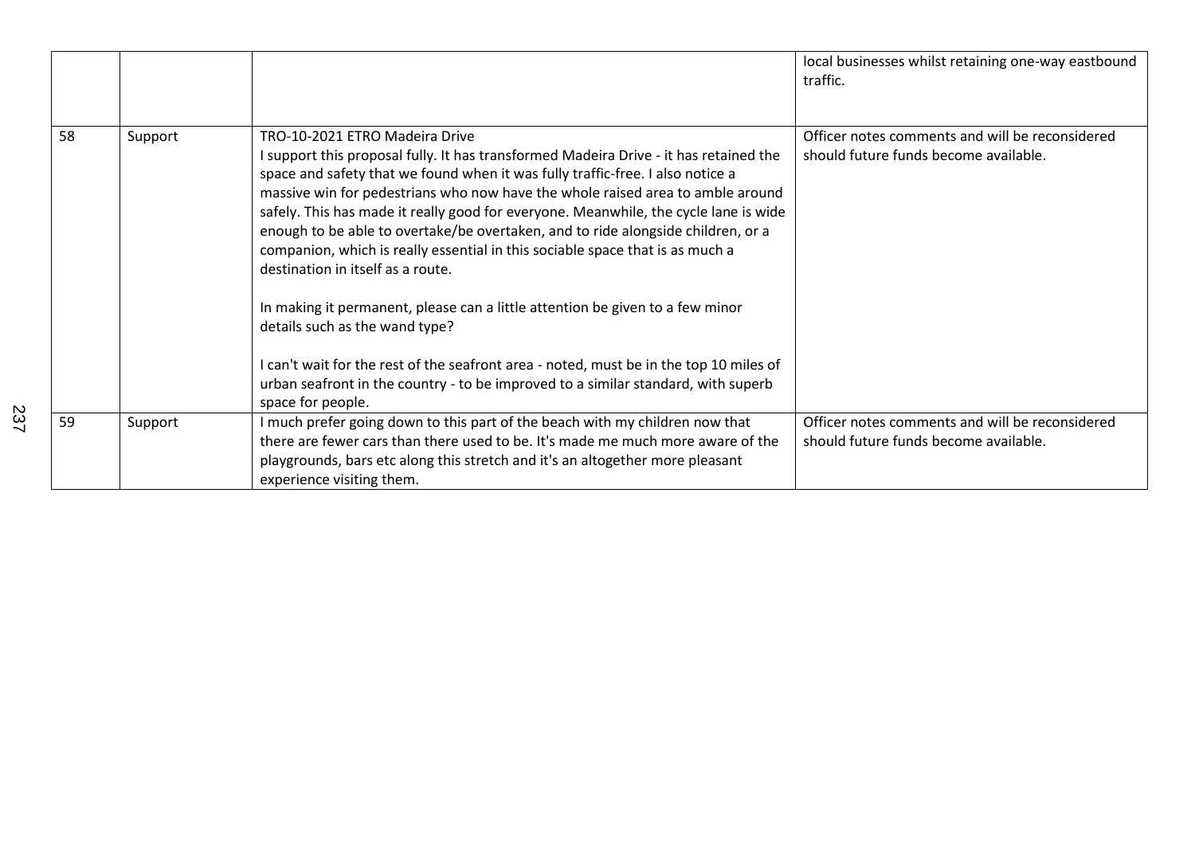|  |  |  | local businesses whilst retaining one-way eastbound traffic. |
|---|---|---|---|
| 58 | Support | TRO-10-2021 ETRO Madeira Drive<br>I support this proposal fully. It has transformed Madeira Drive - it has retained the space and safety that we found when it was fully traffic-free. I also notice a massive win for pedestrians who now have the whole raised area to amble around safely. This has made it really good for everyone. Meanwhile, the cycle lane is wide enough to be able to overtake/be overtaken, and to ride alongside children, or a companion, which is really essential in this sociable space that is as much a destination in itself as a route.<br><br>In making it permanent, please can a little attention be given to a few minor details such as the wand type?<br><br>I can't wait for the rest of the seafront area - noted, must be in the top 10 miles of urban seafront in the country - to be improved to a similar standard, with superb space for people. | Officer notes comments and will be reconsidered should future funds become available. |
| 59 | Support | I much prefer going down to this part of the beach with my children now that there are fewer cars than there used to be. It's made me much more aware of the playgrounds, bars etc along this stretch and it's an altogether more pleasant experience visiting them. | Officer notes comments and will be reconsidered should future funds become available. |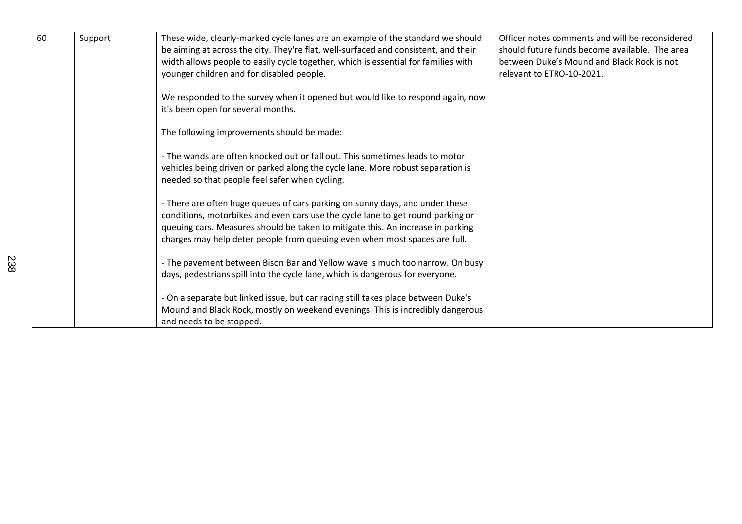| | | | |
|---|---|---|---|
| 60 | Support | These wide, clearly-marked cycle lanes are an example of the standard we should be aiming at across the city. They're flat, well-surfaced and consistent, and their width allows people to easily cycle together, which is essential for families with younger children and for disabled people.<br><br>We responded to the survey when it opened but would like to respond again, now it's been open for several months.<br><br>The following improvements should be made:<br><br>- The wands are often knocked out or fall out. This sometimes leads to motor vehicles being driven or parked along the cycle lane. More robust separation is needed so that people feel safer when cycling.<br><br>- There are often huge queues of cars parking on sunny days, and under these conditions, motorbikes and even cars use the cycle lane to get round parking or queuing cars. Measures should be taken to mitigate this. An increase in parking charges may help deter people from queuing even when most spaces are full.<br><br>- The pavement between Bison Bar and Yellow wave is much too narrow. On busy days, pedestrians spill into the cycle lane, which is dangerous for everyone.<br><br>- On a separate but linked issue, but car racing still takes place between Duke's Mound and Black Rock, mostly on weekend evenings. This is incredibly dangerous and needs to be stopped. | Officer notes comments and will be reconsidered should future funds become available. The area between Duke's Mound and Black Rock is not relevant to ETRO-10-2021. |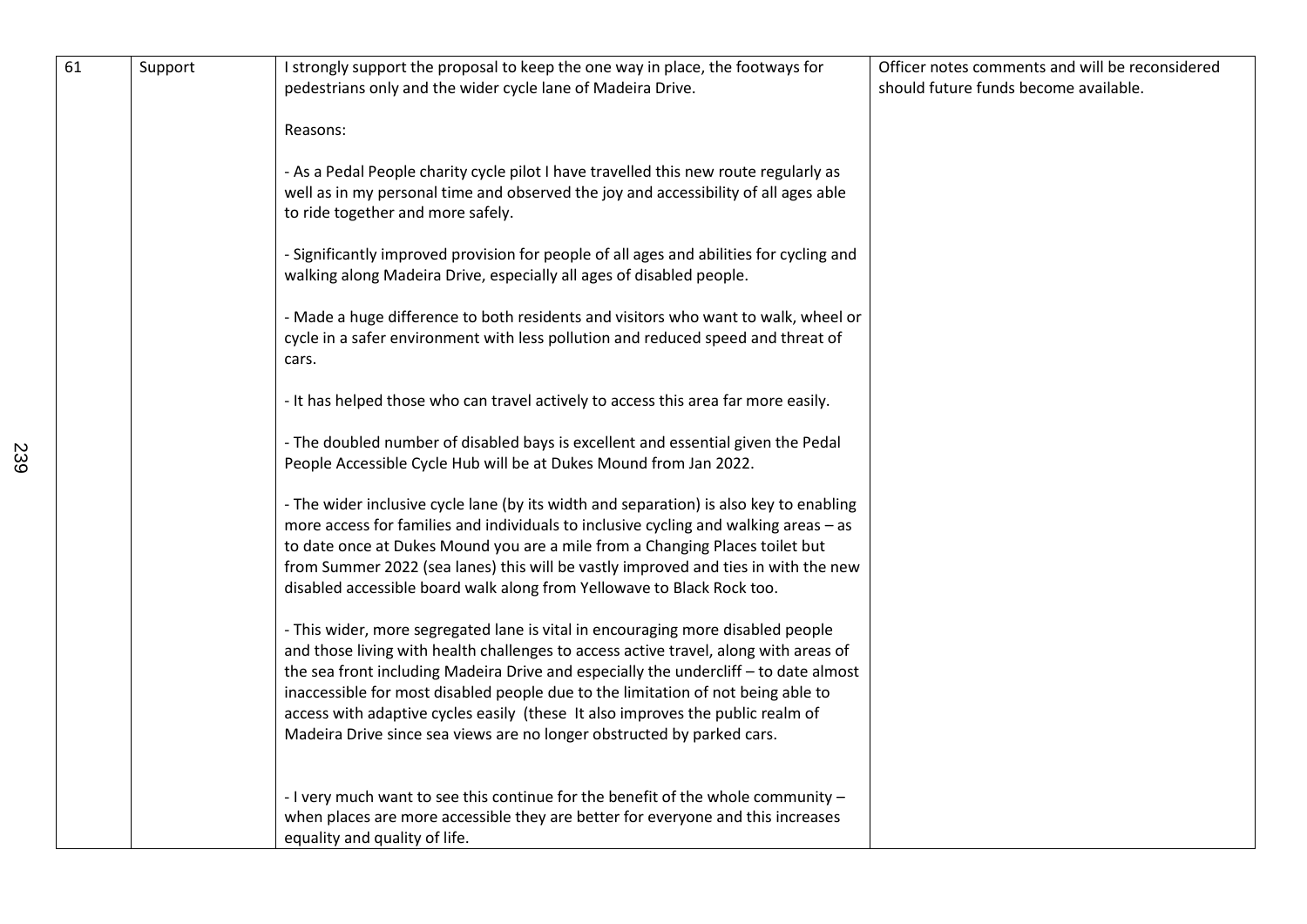| 61 | Support | I strongly support the proposal to keep the one way in place, the footways for pedestrians only and the wider cycle lane of Madeira Drive.<br><br>Reasons:<br><br>- As a Pedal People charity cycle pilot I have travelled this new route regularly as well as in my personal time and observed the joy and accessibility of all ages able to ride together and more safely.<br><br>- Significantly improved provision for people of all ages and abilities for cycling and walking along Madeira Drive, especially all ages of disabled people.<br><br>- Made a huge difference to both residents and visitors who want to walk, wheel or cycle in a safer environment with less pollution and reduced speed and threat of cars.<br><br>- It has helped those who can travel actively to access this area far more easily.<br><br>- The doubled number of disabled bays is excellent and essential given the Pedal People Accessible Cycle Hub will be at Dukes Mound from Jan 2022.<br><br>- The wider inclusive cycle lane (by its width and separation) is also key to enabling more access for families and individuals to inclusive cycling and walking areas – as to date once at Dukes Mound you are a mile from a Changing Places toilet but from Summer 2022 (sea lanes) this will be vastly improved and ties in with the new disabled accessible board walk along from Yellowave to Black Rock too.<br><br>- This wider, more segregated lane is vital in encouraging more disabled people and those living with health challenges to access active travel, along with areas of the sea front including Madeira Drive and especially the undercliff – to date almost inaccessible for most disabled people due to the limitation of not being able to access with adaptive cycles easily (these It also improves the public realm of Madeira Drive since sea views are no longer obstructed by parked cars.<br><br>- I very much want to see this continue for the benefit of the whole community – when places are more accessible they are better for everyone and this increases equality and quality of life. | Officer notes comments and will be reconsidered should future funds become available. |
|---|---|---|---|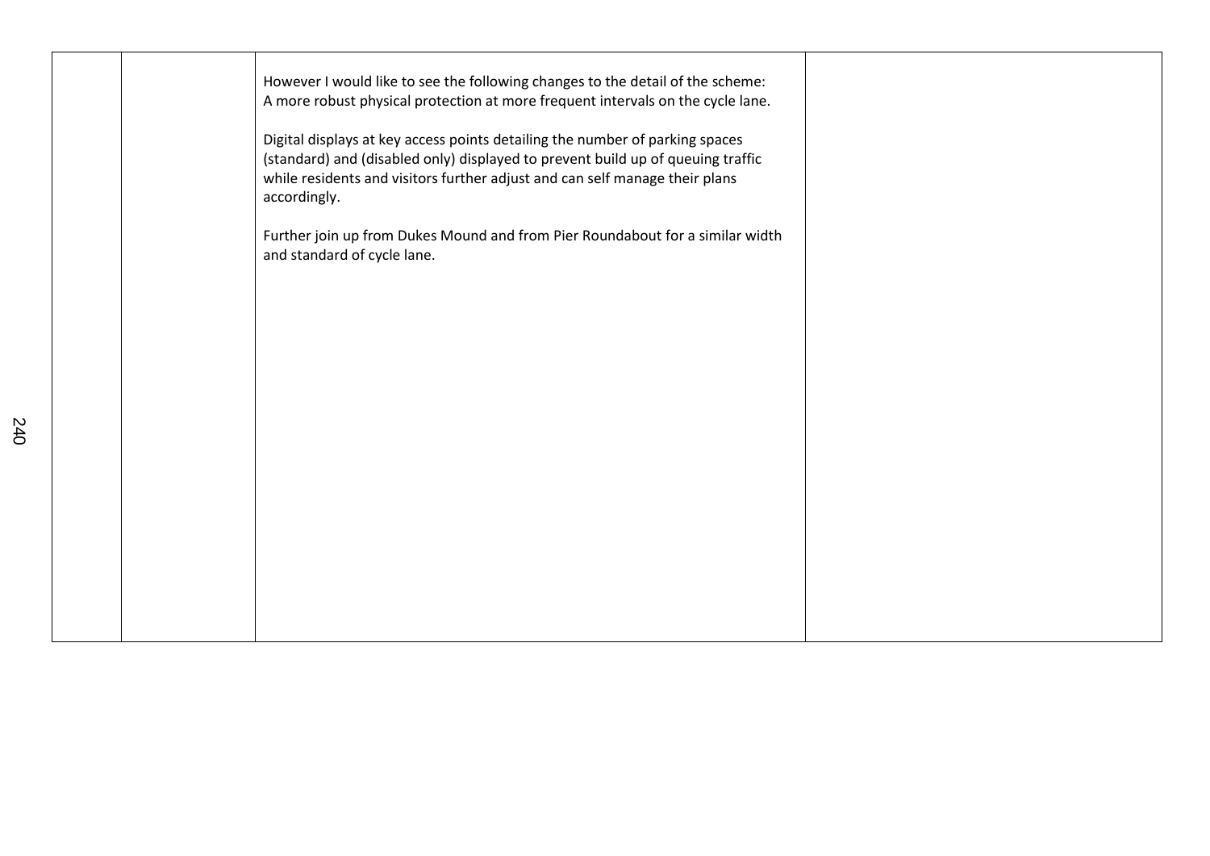|  |  |  |  |
|---|---|---|---|
|  |  | However I would like to see the following changes to the detail of the scheme:<br>A more robust physical protection at more frequent intervals on the cycle lane.<br><br>Digital displays at key access points detailing the number of parking spaces (standard) and (disabled only) displayed to prevent build up of queuing traffic while residents and visitors further adjust and can self manage their plans accordingly.<br><br>Further join up from Dukes Mound and from Pier Roundabout for a similar width and standard of cycle lane. |  |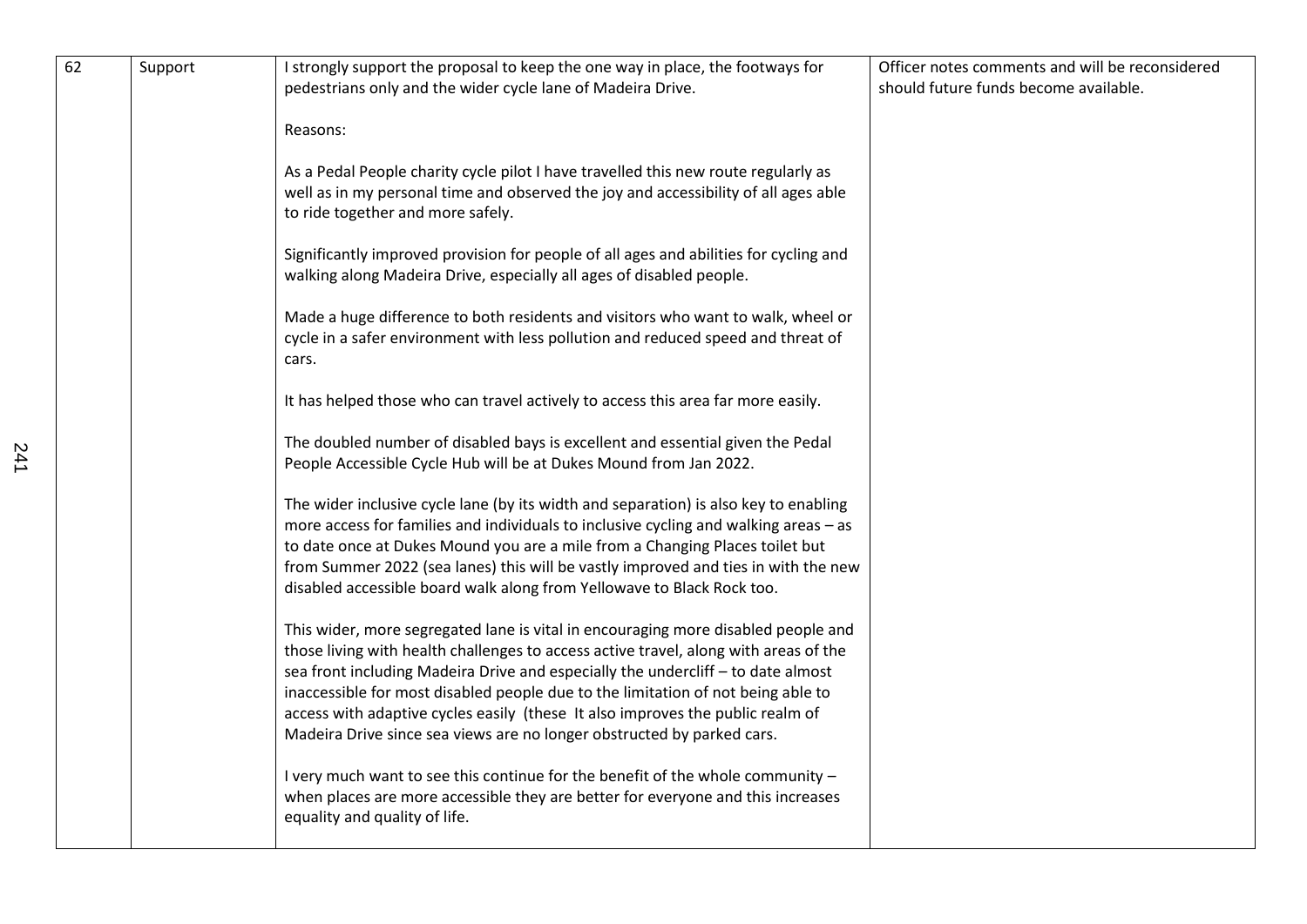| 62 | Support | I strongly support the proposal to keep the one way in place, the footways for pedestrians only and the wider cycle lane of Madeira Drive.<br><br>Reasons:<br><br>As a Pedal People charity cycle pilot I have travelled this new route regularly as well as in my personal time and observed the joy and accessibility of all ages able to ride together and more safely.<br><br>Significantly improved provision for people of all ages and abilities for cycling and walking along Madeira Drive, especially all ages of disabled people.<br><br>Made a huge difference to both residents and visitors who want to walk, wheel or cycle in a safer environment with less pollution and reduced speed and threat of cars.<br><br>It has helped those who can travel actively to access this area far more easily.<br><br>The doubled number of disabled bays is excellent and essential given the Pedal People Accessible Cycle Hub will be at Dukes Mound from Jan 2022.<br><br>The wider inclusive cycle lane (by its width and separation) is also key to enabling more access for families and individuals to inclusive cycling and walking areas – as to date once at Dukes Mound you are a mile from a Changing Places toilet but from Summer 2022 (sea lanes) this will be vastly improved and ties in with the new disabled accessible board walk along from Yellowave to Black Rock too.<br><br>This wider, more segregated lane is vital in encouraging more disabled people and those living with health challenges to access active travel, along with areas of the sea front including Madeira Drive and especially the undercliff – to date almost inaccessible for most disabled people due to the limitation of not being able to access with adaptive cycles easily (these It also improves the public realm of Madeira Drive since sea views are no longer obstructed by parked cars.<br><br>I very much want to see this continue for the benefit of the whole community – when places are more accessible they are better for everyone and this increases equality and quality of life. | Officer notes comments and will be reconsidered should future funds become available. |
|---|---|---|---|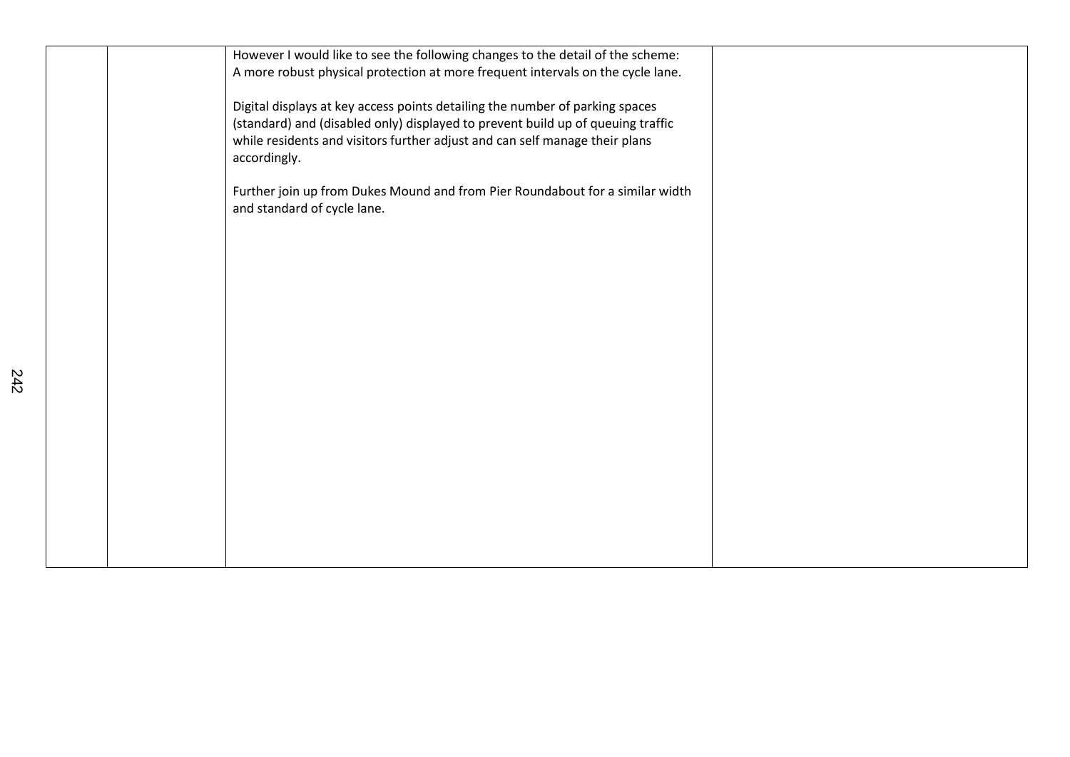| | | | |
|---|---|---|---|
| | | However I would like to see the following changes to the detail of the scheme:<br>A more robust physical protection at more frequent intervals on the cycle lane.<br><br>Digital displays at key access points detailing the number of parking spaces (standard) and (disabled only) displayed to prevent build up of queuing traffic while residents and visitors further adjust and can self manage their plans accordingly.<br><br>Further join up from Dukes Mound and from Pier Roundabout for a similar width and standard of cycle lane. | |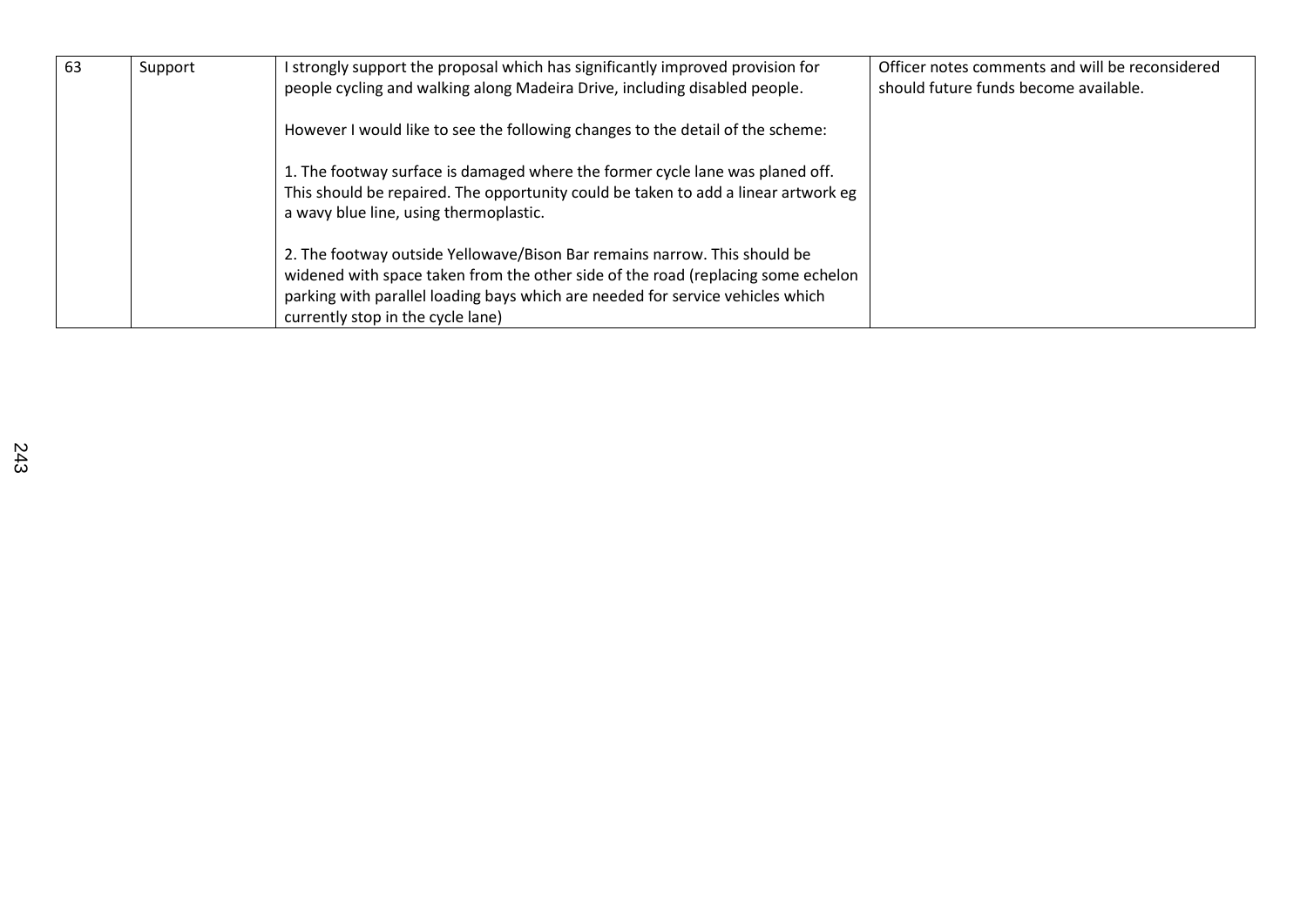| 63 | Support | I strongly support the proposal which has significantly improved provision for people cycling and walking along Madeira Drive, including disabled people.<br><br>However I would like to see the following changes to the detail of the scheme:<br><br>1. The footway surface is damaged where the former cycle lane was planed off. This should be repaired. The opportunity could be taken to add a linear artwork eg a wavy blue line, using thermoplastic.<br><br>2. The footway outside Yellowave/Bison Bar remains narrow. This should be widened with space taken from the other side of the road (replacing some echelon parking with parallel loading bays which are needed for service vehicles which currently stop in the cycle lane) | Officer notes comments and will be reconsidered should future funds become available. |
|---|---|---|---|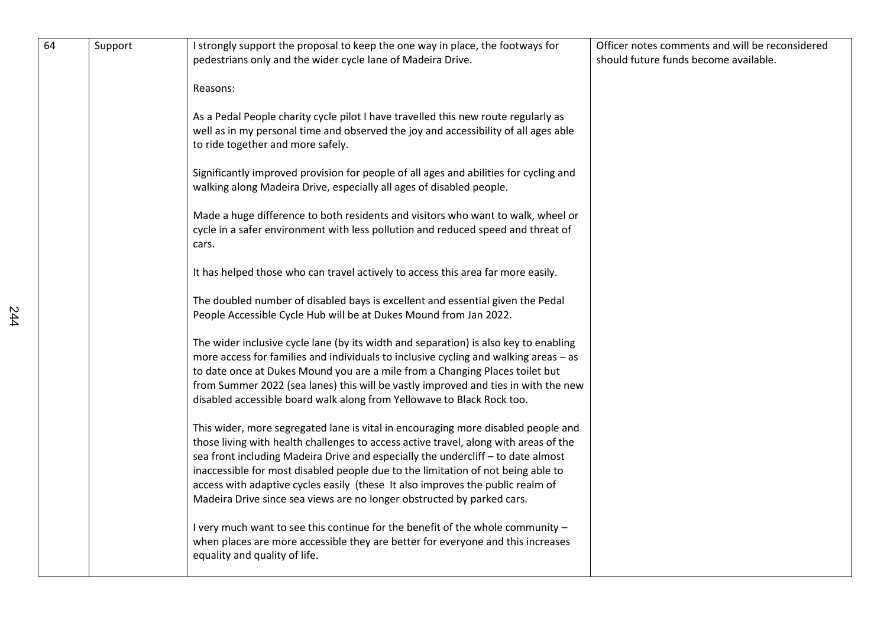| | | | |
|---|---|---|---|
| 64 | Support | I strongly support the proposal to keep the one way in place, the footways for pedestrians only and the wider cycle lane of Madeira Drive.<br><br>Reasons:<br><br>As a Pedal People charity cycle pilot I have travelled this new route regularly as well as in my personal time and observed the joy and accessibility of all ages able to ride together and more safely.<br><br>Significantly improved provision for people of all ages and abilities for cycling and walking along Madeira Drive, especially all ages of disabled people.<br><br>Made a huge difference to both residents and visitors who want to walk, wheel or cycle in a safer environment with less pollution and reduced speed and threat of cars.<br><br>It has helped those who can travel actively to access this area far more easily.<br><br>The doubled number of disabled bays is excellent and essential given the Pedal People Accessible Cycle Hub will be at Dukes Mound from Jan 2022.<br><br>The wider inclusive cycle lane (by its width and separation) is also key to enabling more access for families and individuals to inclusive cycling and walking areas – as to date once at Dukes Mound you are a mile from a Changing Places toilet but from Summer 2022 (sea lanes) this will be vastly improved and ties in with the new disabled accessible board walk along from Yellowave to Black Rock too.<br><br>This wider, more segregated lane is vital in encouraging more disabled people and those living with health challenges to access active travel, along with areas of the sea front including Madeira Drive and especially the undercliff – to date almost inaccessible for most disabled people due to the limitation of not being able to access with adaptive cycles easily (these It also improves the public realm of Madeira Drive since sea views are no longer obstructed by parked cars.<br><br>I very much want to see this continue for the benefit of the whole community – when places are more accessible they are better for everyone and this increases equality and quality of life. | Officer notes comments and will be reconsidered should future funds become available. |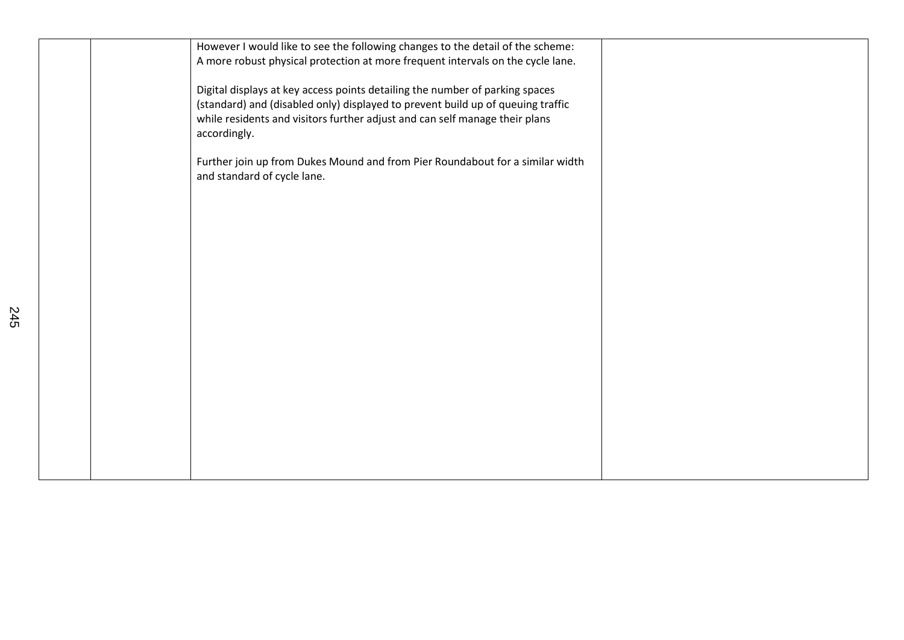|  |  | However I would like to see the following changes to the detail of the scheme:<br>A more robust physical protection at more frequent intervals on the cycle lane.<br><br>Digital displays at key access points detailing the number of parking spaces (standard) and (disabled only) displayed to prevent build up of queuing traffic while residents and visitors further adjust and can self manage their plans accordingly.<br><br>Further join up from Dukes Mound and from Pier Roundabout for a similar width and standard of cycle lane. |  |
|---|---|---|---|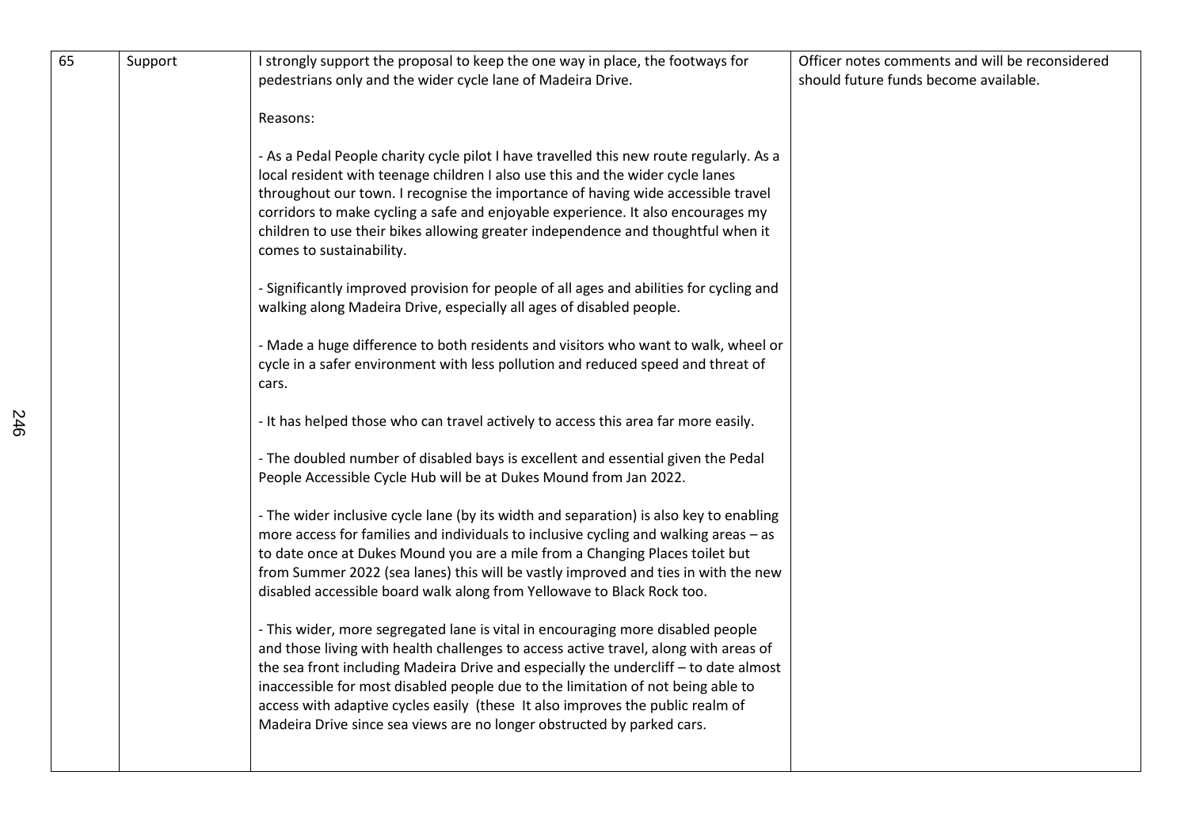| 65 | Support | I strongly support the proposal to keep the one way in place, the footways for pedestrians only and the wider cycle lane of Madeira Drive.<br><br>Reasons:<br><br>- As a Pedal People charity cycle pilot I have travelled this new route regularly. As a local resident with teenage children I also use this and the wider cycle lanes throughout our town. I recognise the importance of having wide accessible travel corridors to make cycling a safe and enjoyable experience. It also encourages my children to use their bikes allowing greater independence and thoughtful when it comes to sustainability.<br><br>- Significantly improved provision for people of all ages and abilities for cycling and walking along Madeira Drive, especially all ages of disabled people.<br><br>- Made a huge difference to both residents and visitors who want to walk, wheel or cycle in a safer environment with less pollution and reduced speed and threat of cars.<br><br>- It has helped those who can travel actively to access this area far more easily.<br><br>- The doubled number of disabled bays is excellent and essential given the Pedal People Accessible Cycle Hub will be at Dukes Mound from Jan 2022.<br><br>- The wider inclusive cycle lane (by its width and separation) is also key to enabling more access for families and individuals to inclusive cycling and walking areas – as to date once at Dukes Mound you are a mile from a Changing Places toilet but from Summer 2022 (sea lanes) this will be vastly improved and ties in with the new disabled accessible board walk along from Yellowave to Black Rock too.<br><br>- This wider, more segregated lane is vital in encouraging more disabled people and those living with health challenges to access active travel, along with areas of the sea front including Madeira Drive and especially the undercliff – to date almost inaccessible for most disabled people due to the limitation of not being able to access with adaptive cycles easily (these It also improves the public realm of Madeira Drive since sea views are no longer obstructed by parked cars. | Officer notes comments and will be reconsidered should future funds become available. |
|---|---|---|---|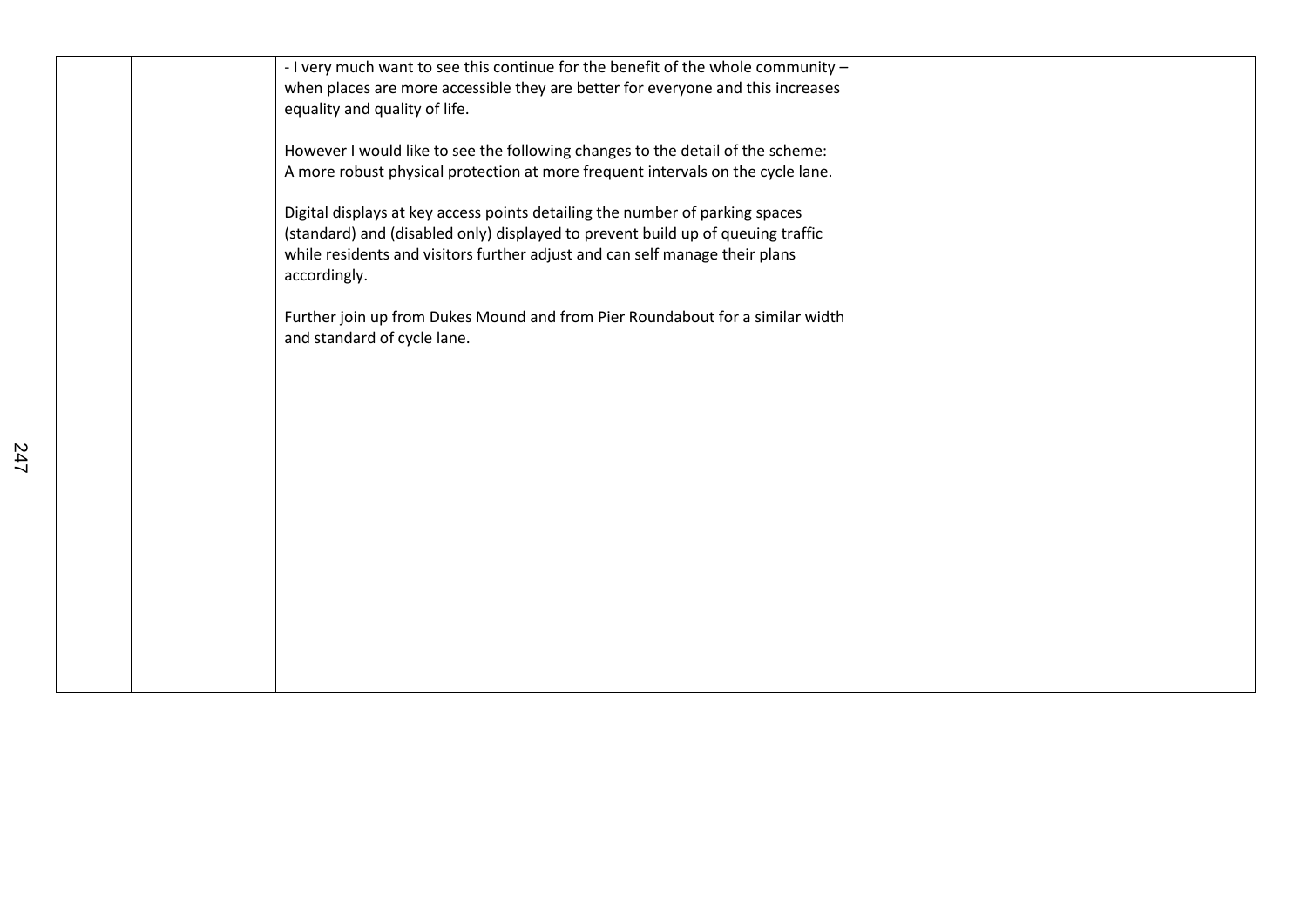|  |  |  |  |
|---|---|---|---|
|  |  | - I very much want to see this continue for the benefit of the whole community – when places are more accessible they are better for everyone and this increases equality and quality of life.<br><br>However I would like to see the following changes to the detail of the scheme:<br>A more robust physical protection at more frequent intervals on the cycle lane.<br><br>Digital displays at key access points detailing the number of parking spaces (standard) and (disabled only) displayed to prevent build up of queuing traffic while residents and visitors further adjust and can self manage their plans accordingly.<br><br>Further join up from Dukes Mound and from Pier Roundabout for a similar width and standard of cycle lane. |  |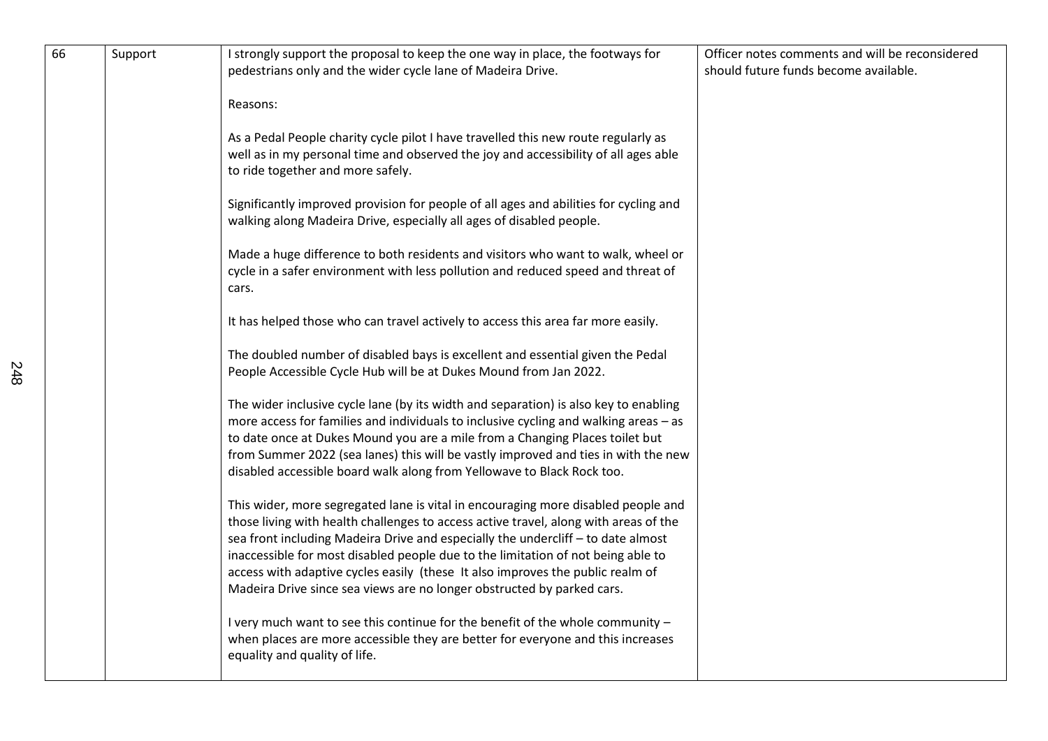| 66 | Support | I strongly support the proposal to keep the one way in place, the footways for pedestrians only and the wider cycle lane of Madeira Drive.<br><br>Reasons:<br><br>As a Pedal People charity cycle pilot I have travelled this new route regularly as well as in my personal time and observed the joy and accessibility of all ages able to ride together and more safely.<br><br>Significantly improved provision for people of all ages and abilities for cycling and walking along Madeira Drive, especially all ages of disabled people.<br><br>Made a huge difference to both residents and visitors who want to walk, wheel or cycle in a safer environment with less pollution and reduced speed and threat of cars.<br><br>It has helped those who can travel actively to access this area far more easily.<br><br>The doubled number of disabled bays is excellent and essential given the Pedal People Accessible Cycle Hub will be at Dukes Mound from Jan 2022.<br><br>The wider inclusive cycle lane (by its width and separation) is also key to enabling more access for families and individuals to inclusive cycling and walking areas – as to date once at Dukes Mound you are a mile from a Changing Places toilet but from Summer 2022 (sea lanes) this will be vastly improved and ties in with the new disabled accessible board walk along from Yellowave to Black Rock too.<br><br>This wider, more segregated lane is vital in encouraging more disabled people and those living with health challenges to access active travel, along with areas of the sea front including Madeira Drive and especially the undercliff – to date almost inaccessible for most disabled people due to the limitation of not being able to access with adaptive cycles easily (these It also improves the public realm of Madeira Drive since sea views are no longer obstructed by parked cars.<br><br>I very much want to see this continue for the benefit of the whole community – when places are more accessible they are better for everyone and this increases equality and quality of life. | Officer notes comments and will be reconsidered should future funds become available. |
|---|---|---|---|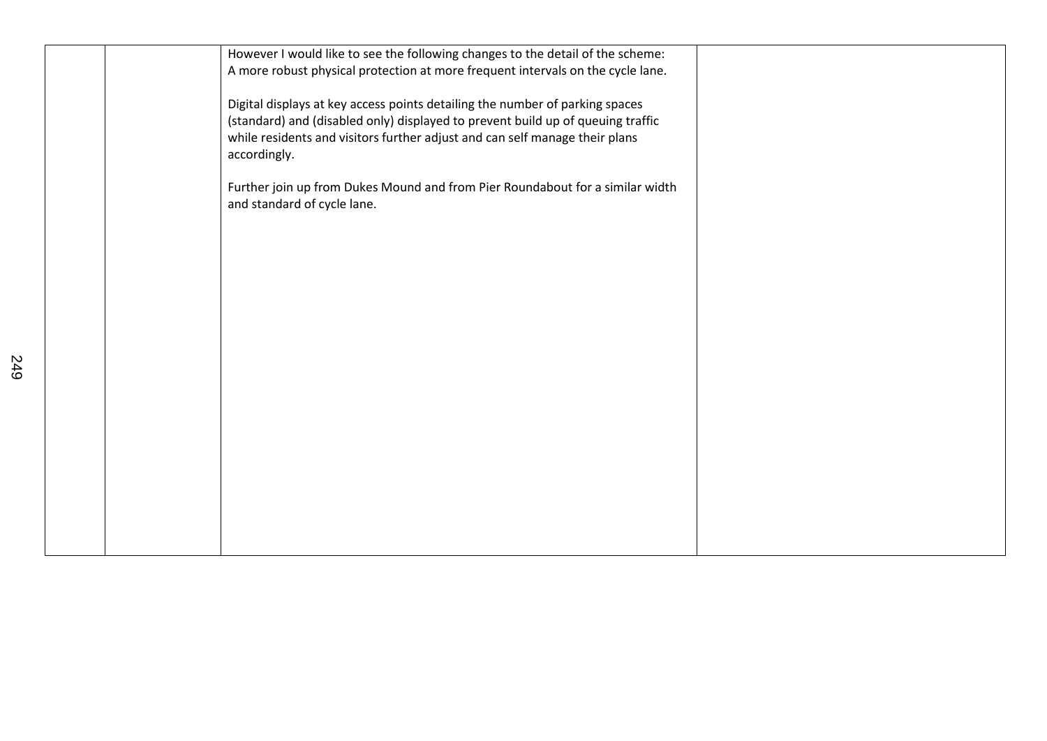| | | | |
|---|---|---|---|
| | | However I would like to see the following changes to the detail of the scheme:<br>A more robust physical protection at more frequent intervals on the cycle lane.<br><br>Digital displays at key access points detailing the number of parking spaces (standard) and (disabled only) displayed to prevent build up of queuing traffic while residents and visitors further adjust and can self manage their plans accordingly.<br><br>Further join up from Dukes Mound and from Pier Roundabout for a similar width and standard of cycle lane. | |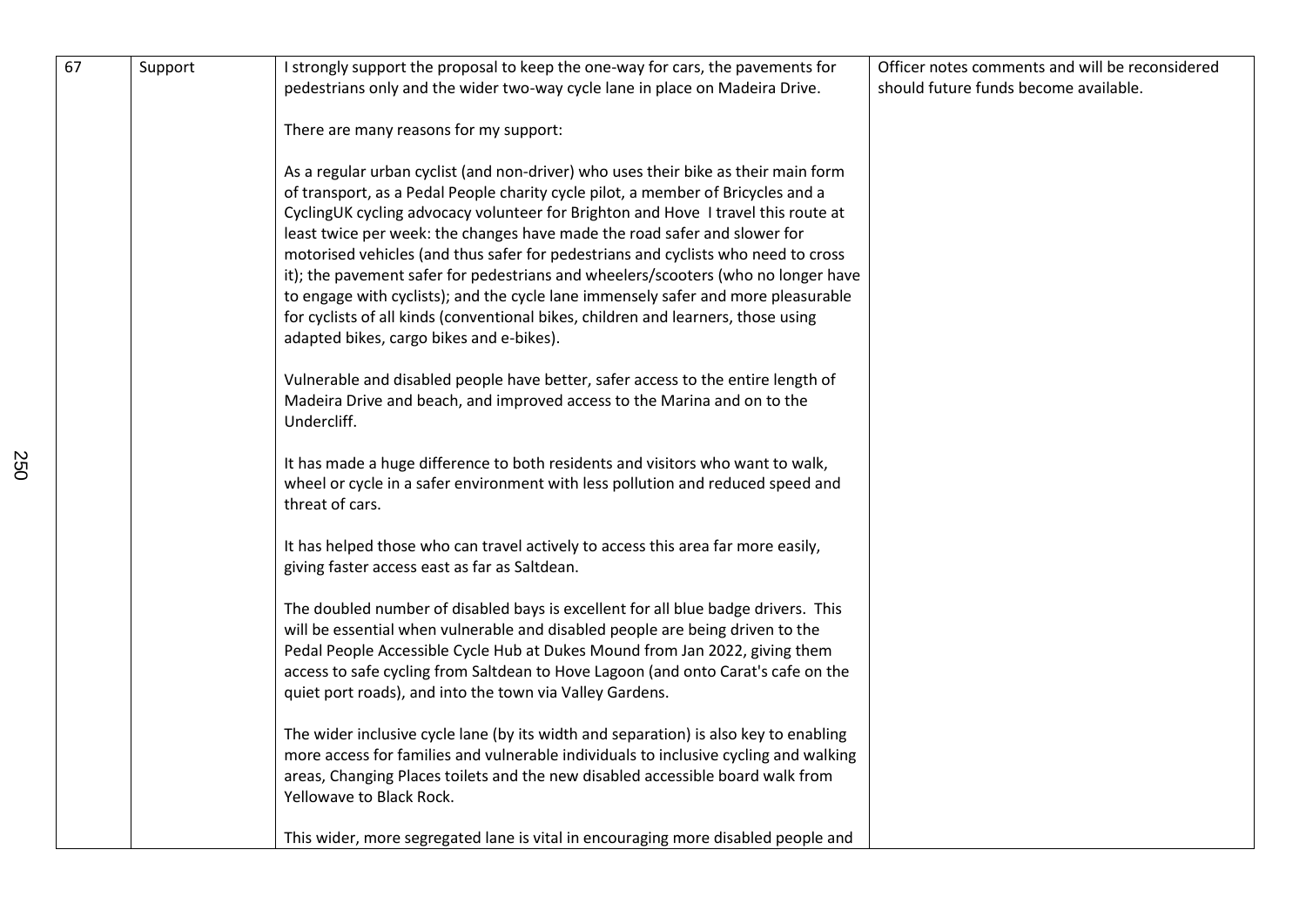| 67 | Support | I strongly support the proposal to keep the one-way for cars, the pavements for pedestrians only and the wider two-way cycle lane in place on Madeira Drive.<br><br>There are many reasons for my support:<br><br>As a regular urban cyclist (and non-driver) who uses their bike as their main form of transport, as a Pedal People charity cycle pilot, a member of Bricycles and a CyclingUK cycling advocacy volunteer for Brighton and Hove I travel this route at least twice per week: the changes have made the road safer and slower for motorised vehicles (and thus safer for pedestrians and cyclists who need to cross it); the pavement safer for pedestrians and wheelers/scooters (who no longer have to engage with cyclists); and the cycle lane immensely safer and more pleasurable for cyclists of all kinds (conventional bikes, children and learners, those using adapted bikes, cargo bikes and e-bikes).<br><br>Vulnerable and disabled people have better, safer access to the entire length of Madeira Drive and beach, and improved access to the Marina and on to the Undercliff.<br><br>It has made a huge difference to both residents and visitors who want to walk, wheel or cycle in a safer environment with less pollution and reduced speed and threat of cars.<br><br>It has helped those who can travel actively to access this area far more easily, giving faster access east as far as Saltdean.<br><br>The doubled number of disabled bays is excellent for all blue badge drivers. This will be essential when vulnerable and disabled people are being driven to the Pedal People Accessible Cycle Hub at Dukes Mound from Jan 2022, giving them access to safe cycling from Saltdean to Hove Lagoon (and onto Carat's cafe on the quiet port roads), and into the town via Valley Gardens.<br><br>The wider inclusive cycle lane (by its width and separation) is also key to enabling more access for families and vulnerable individuals to inclusive cycling and walking areas, Changing Places toilets and the new disabled accessible board walk from Yellowave to Black Rock.<br><br>This wider, more segregated lane is vital in encouraging more disabled people and | Officer notes comments and will be reconsidered should future funds become available. |
|---|---|---|---|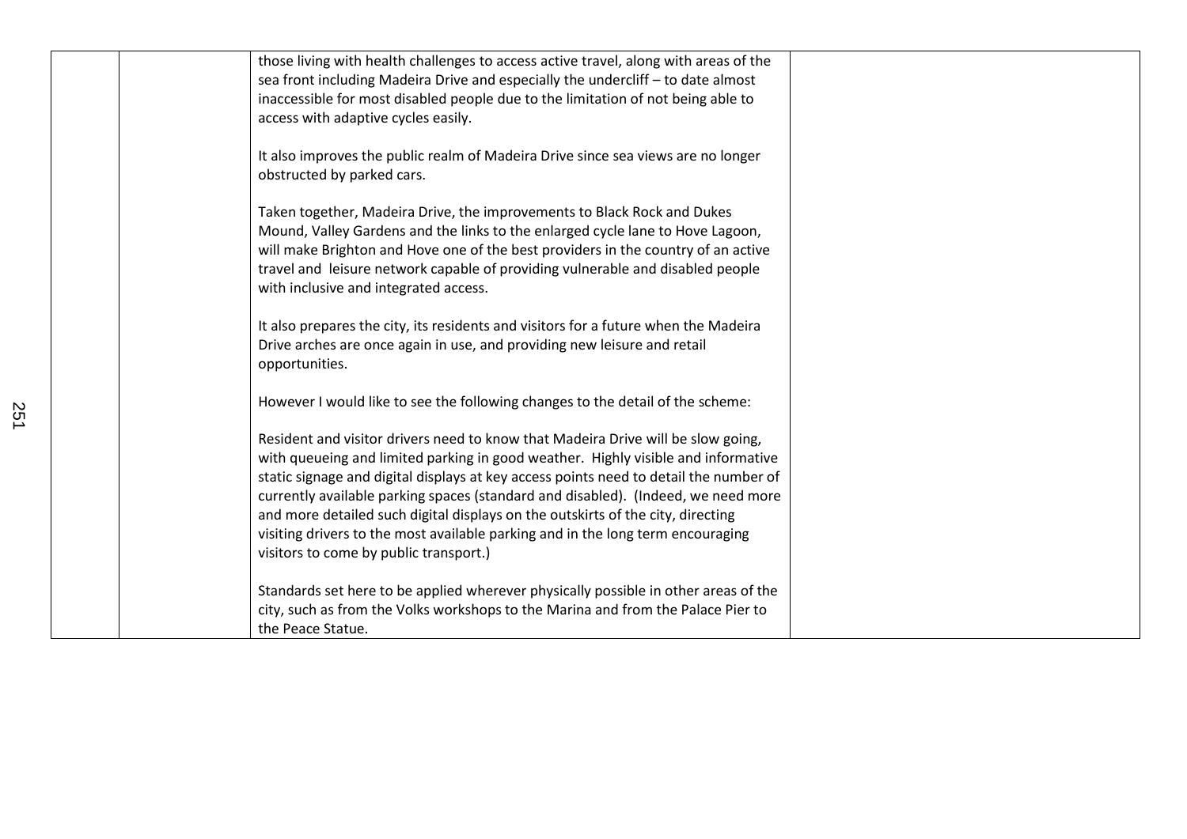| | | | |
|---|---|---|---|
| | | those living with health challenges to access active travel, along with areas of the sea front including Madeira Drive and especially the undercliff – to date almost inaccessible for most disabled people due to the limitation of not being able to access with adaptive cycles easily.<br><br>It also improves the public realm of Madeira Drive since sea views are no longer obstructed by parked cars.<br><br>Taken together, Madeira Drive, the improvements to Black Rock and Dukes Mound, Valley Gardens and the links to the enlarged cycle lane to Hove Lagoon, will make Brighton and Hove one of the best providers in the country of an active travel and leisure network capable of providing vulnerable and disabled people with inclusive and integrated access.<br><br>It also prepares the city, its residents and visitors for a future when the Madeira Drive arches are once again in use, and providing new leisure and retail opportunities.<br><br>However I would like to see the following changes to the detail of the scheme:<br><br>Resident and visitor drivers need to know that Madeira Drive will be slow going, with queueing and limited parking in good weather. Highly visible and informative static signage and digital displays at key access points need to detail the number of currently available parking spaces (standard and disabled). (Indeed, we need more and more detailed such digital displays on the outskirts of the city, directing visiting drivers to the most available parking and in the long term encouraging visitors to come by public transport.)<br><br>Standards set here to be applied wherever physically possible in other areas of the city, such as from the Volks workshops to the Marina and from the Palace Pier to the Peace Statue. | |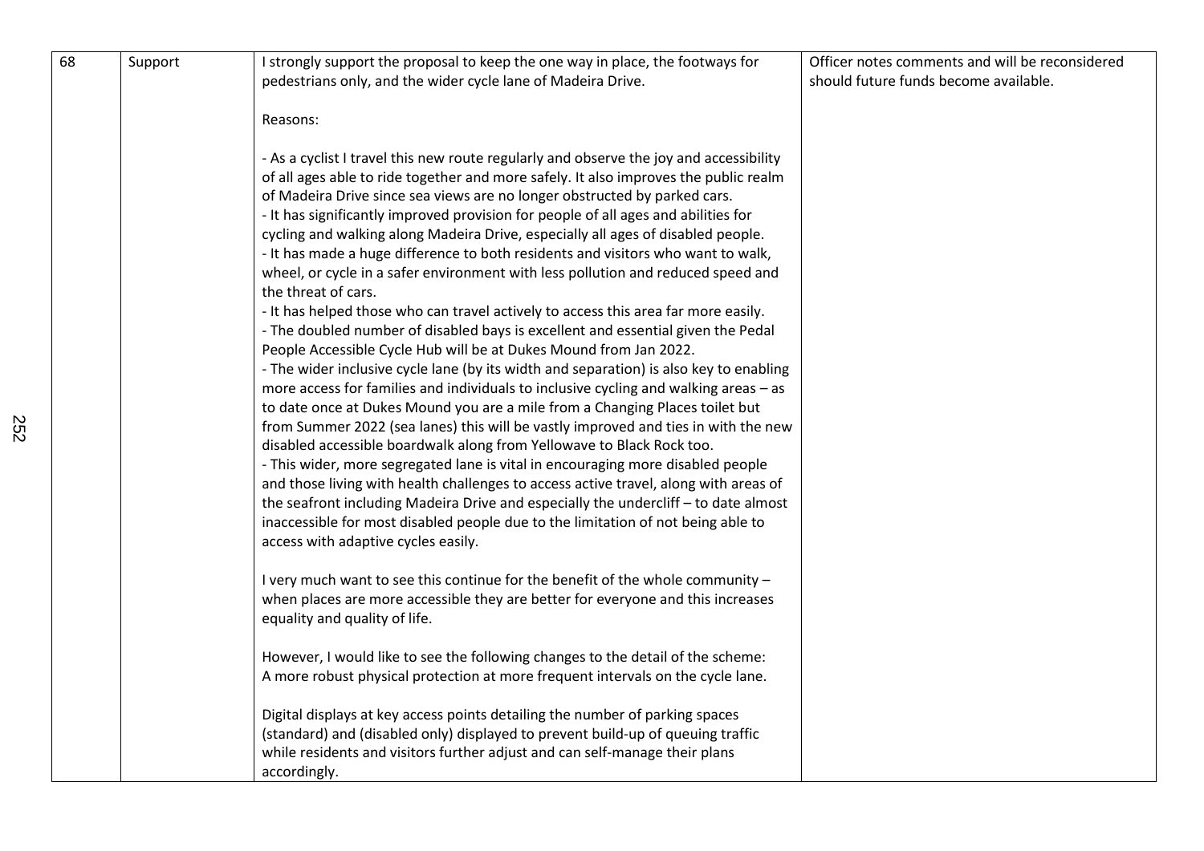| 68 | Support | I strongly support the proposal to keep the one way in place, the footways for pedestrians only, and the wider cycle lane of Madeira Drive.<br><br>Reasons:<br><br>- As a cyclist I travel this new route regularly and observe the joy and accessibility of all ages able to ride together and more safely. It also improves the public realm of Madeira Drive since sea views are no longer obstructed by parked cars.<br>- It has significantly improved provision for people of all ages and abilities for cycling and walking along Madeira Drive, especially all ages of disabled people.<br>- It has made a huge difference to both residents and visitors who want to walk, wheel, or cycle in a safer environment with less pollution and reduced speed and the threat of cars.<br>- It has helped those who can travel actively to access this area far more easily.<br>- The doubled number of disabled bays is excellent and essential given the Pedal People Accessible Cycle Hub will be at Dukes Mound from Jan 2022.<br>- The wider inclusive cycle lane (by its width and separation) is also key to enabling more access for families and individuals to inclusive cycling and walking areas – as to date once at Dukes Mound you are a mile from a Changing Places toilet but from Summer 2022 (sea lanes) this will be vastly improved and ties in with the new disabled accessible boardwalk along from Yellowave to Black Rock too.<br>- This wider, more segregated lane is vital in encouraging more disabled people and those living with health challenges to access active travel, along with areas of the seafront including Madeira Drive and especially the undercliff – to date almost inaccessible for most disabled people due to the limitation of not being able to access with adaptive cycles easily.<br><br>I very much want to see this continue for the benefit of the whole community – when places are more accessible they are better for everyone and this increases equality and quality of life.<br><br>However, I would like to see the following changes to the detail of the scheme:<br>A more robust physical protection at more frequent intervals on the cycle lane.<br><br>Digital displays at key access points detailing the number of parking spaces (standard) and (disabled only) displayed to prevent build-up of queuing traffic while residents and visitors further adjust and can self-manage their plans accordingly. | Officer notes comments and will be reconsidered should future funds become available. |
|---|---|---|---|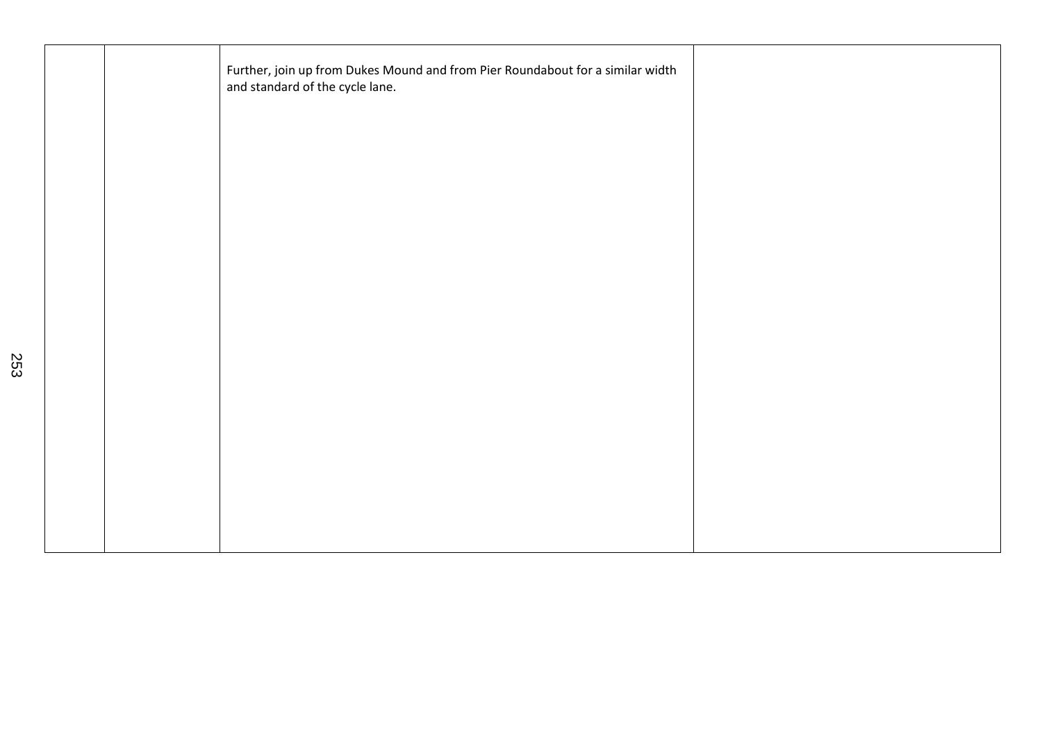|  |  |  |  |
|---|---|---|---|
|  |  | Further, join up from Dukes Mound and from Pier Roundabout for a similar width and standard of the cycle lane. |  |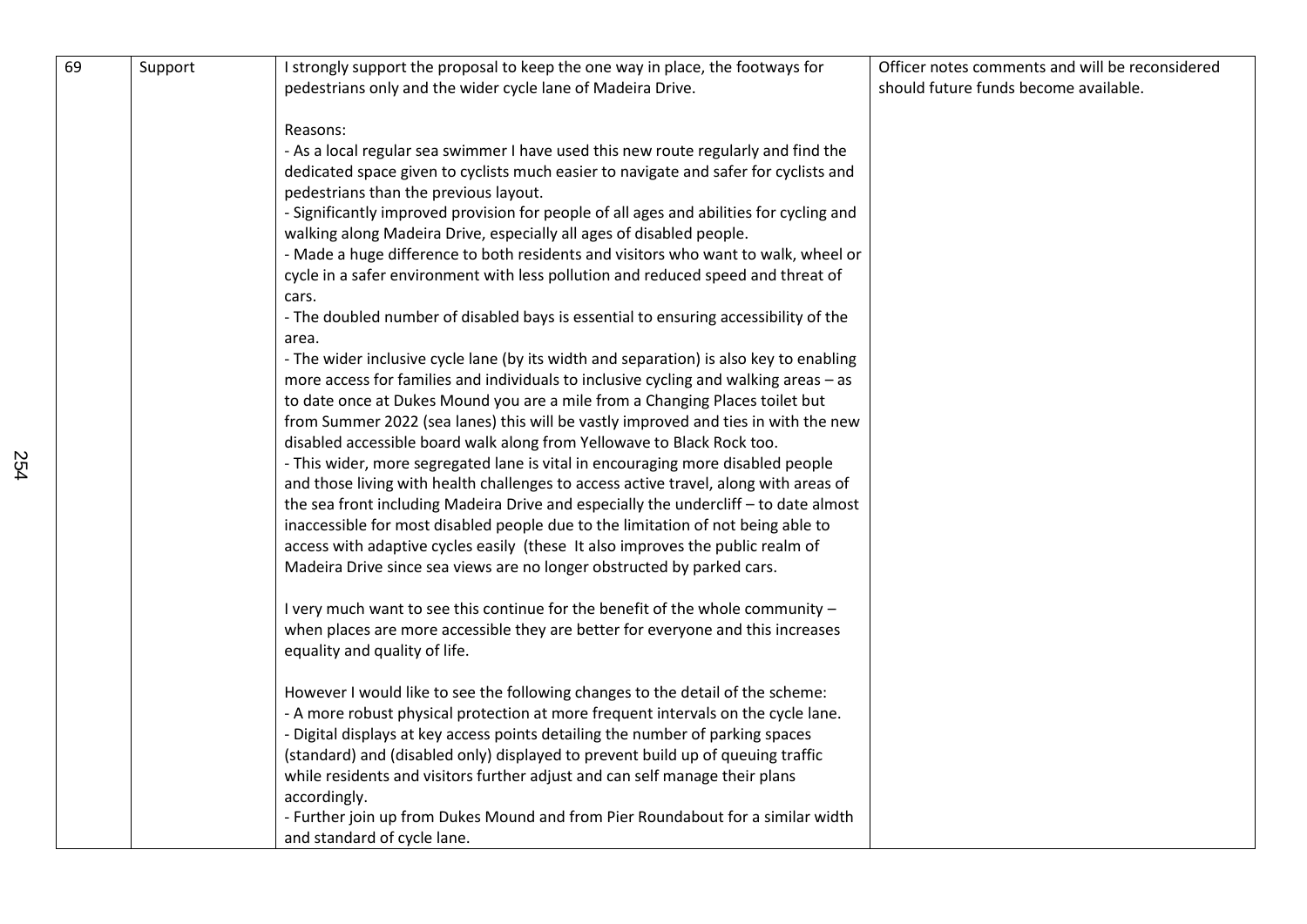| 69 | Support | I strongly support the proposal to keep the one way in place, the footways for pedestrians only and the wider cycle lane of Madeira Drive.<br><br>Reasons:<br>- As a local regular sea swimmer I have used this new route regularly and find the dedicated space given to cyclists much easier to navigate and safer for cyclists and pedestrians than the previous layout.<br>- Significantly improved provision for people of all ages and abilities for cycling and walking along Madeira Drive, especially all ages of disabled people.<br>- Made a huge difference to both residents and visitors who want to walk, wheel or cycle in a safer environment with less pollution and reduced speed and threat of cars.<br>- The doubled number of disabled bays is essential to ensuring accessibility of the area.<br>- The wider inclusive cycle lane (by its width and separation) is also key to enabling more access for families and individuals to inclusive cycling and walking areas – as to date once at Dukes Mound you are a mile from a Changing Places toilet but from Summer 2022 (sea lanes) this will be vastly improved and ties in with the new disabled accessible board walk along from Yellowave to Black Rock too.<br>- This wider, more segregated lane is vital in encouraging more disabled people and those living with health challenges to access active travel, along with areas of the sea front including Madeira Drive and especially the undercliff – to date almost inaccessible for most disabled people due to the limitation of not being able to access with adaptive cycles easily (these It also improves the public realm of Madeira Drive since sea views are no longer obstructed by parked cars.<br><br>I very much want to see this continue for the benefit of the whole community – when places are more accessible they are better for everyone and this increases equality and quality of life.<br><br>However I would like to see the following changes to the detail of the scheme:<br>- A more robust physical protection at more frequent intervals on the cycle lane.<br>- Digital displays at key access points detailing the number of parking spaces (standard) and (disabled only) displayed to prevent build up of queuing traffic while residents and visitors further adjust and can self manage their plans accordingly.<br>- Further join up from Dukes Mound and from Pier Roundabout for a similar width and standard of cycle lane. | Officer notes comments and will be reconsidered should future funds become available. |
|---|---|---|---|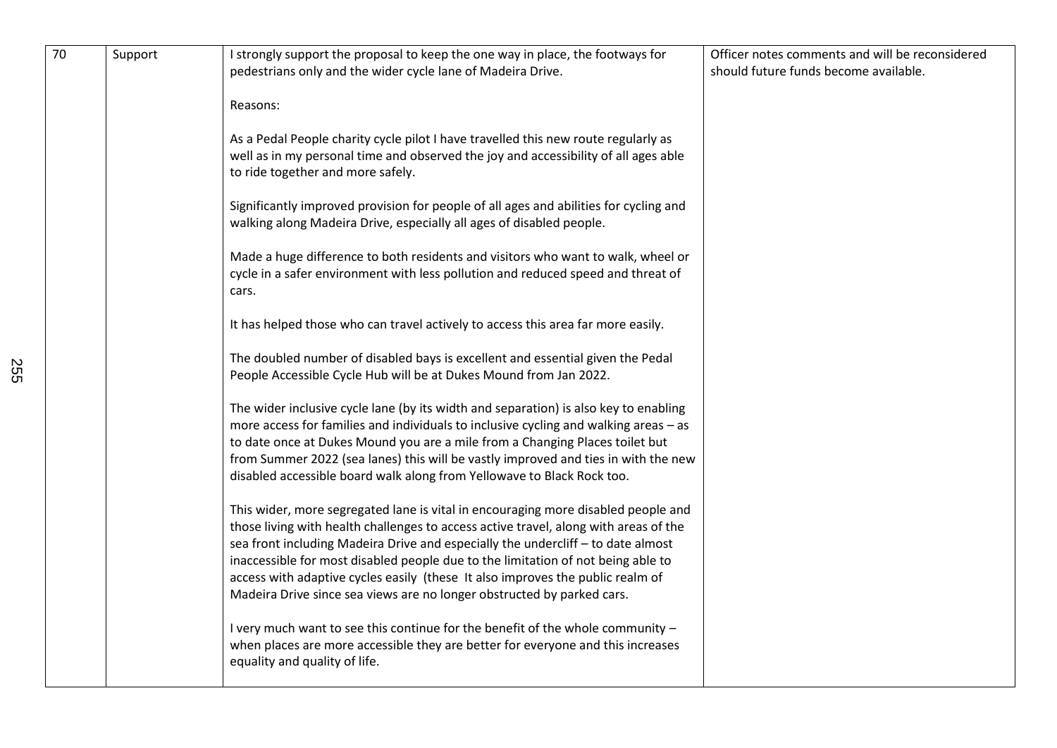| | | | |
|---|---|---|---|
| 70 | Support | I strongly support the proposal to keep the one way in place, the footways for pedestrians only and the wider cycle lane of Madeira Drive.<br><br>Reasons:<br><br>As a Pedal People charity cycle pilot I have travelled this new route regularly as well as in my personal time and observed the joy and accessibility of all ages able to ride together and more safely.<br><br>Significantly improved provision for people of all ages and abilities for cycling and walking along Madeira Drive, especially all ages of disabled people.<br><br>Made a huge difference to both residents and visitors who want to walk, wheel or cycle in a safer environment with less pollution and reduced speed and threat of cars.<br><br>It has helped those who can travel actively to access this area far more easily.<br><br>The doubled number of disabled bays is excellent and essential given the Pedal People Accessible Cycle Hub will be at Dukes Mound from Jan 2022.<br><br>The wider inclusive cycle lane (by its width and separation) is also key to enabling more access for families and individuals to inclusive cycling and walking areas – as to date once at Dukes Mound you are a mile from a Changing Places toilet but from Summer 2022 (sea lanes) this will be vastly improved and ties in with the new disabled accessible board walk along from Yellowave to Black Rock too.<br><br>This wider, more segregated lane is vital in encouraging more disabled people and those living with health challenges to access active travel, along with areas of the sea front including Madeira Drive and especially the undercliff – to date almost inaccessible for most disabled people due to the limitation of not being able to access with adaptive cycles easily (these It also improves the public realm of Madeira Drive since sea views are no longer obstructed by parked cars.<br><br>I very much want to see this continue for the benefit of the whole community – when places are more accessible they are better for everyone and this increases equality and quality of life. | Officer notes comments and will be reconsidered should future funds become available. |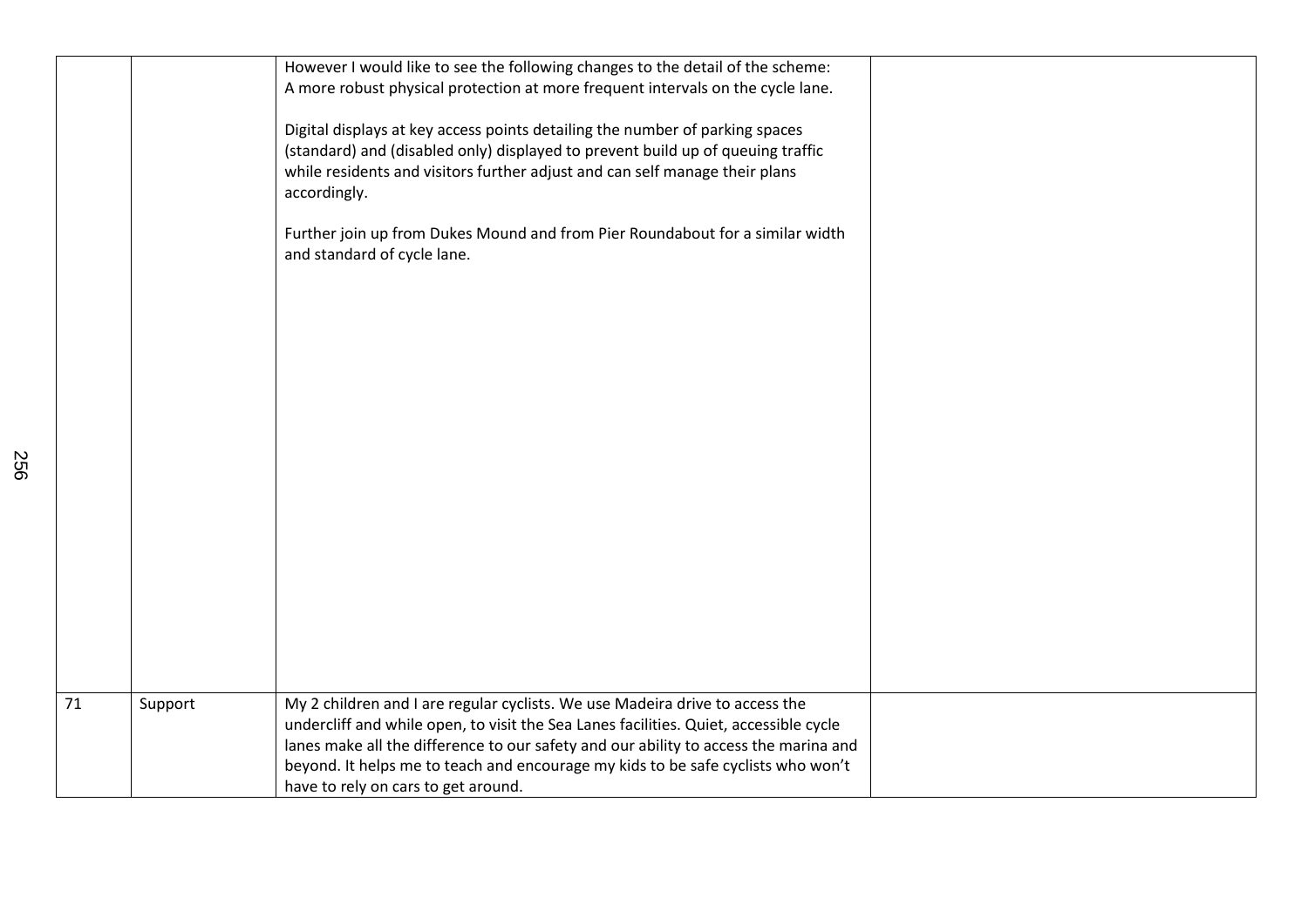|  |  |  |  |
| --- | --- | --- | --- |
|  |  | However I would like to see the following changes to the detail of the scheme:<br>A more robust physical protection at more frequent intervals on the cycle lane.<br><br>Digital displays at key access points detailing the number of parking spaces (standard) and (disabled only) displayed to prevent build up of queuing traffic while residents and visitors further adjust and can self manage their plans accordingly.<br><br>Further join up from Dukes Mound and from Pier Roundabout for a similar width and standard of cycle lane. |  |
| 71 | Support | My 2 children and I are regular cyclists. We use Madeira drive to access the undercliff and while open, to visit the Sea Lanes facilities. Quiet, accessible cycle lanes make all the difference to our safety and our ability to access the marina and beyond. It helps me to teach and encourage my kids to be safe cyclists who won't have to rely on cars to get around. |  |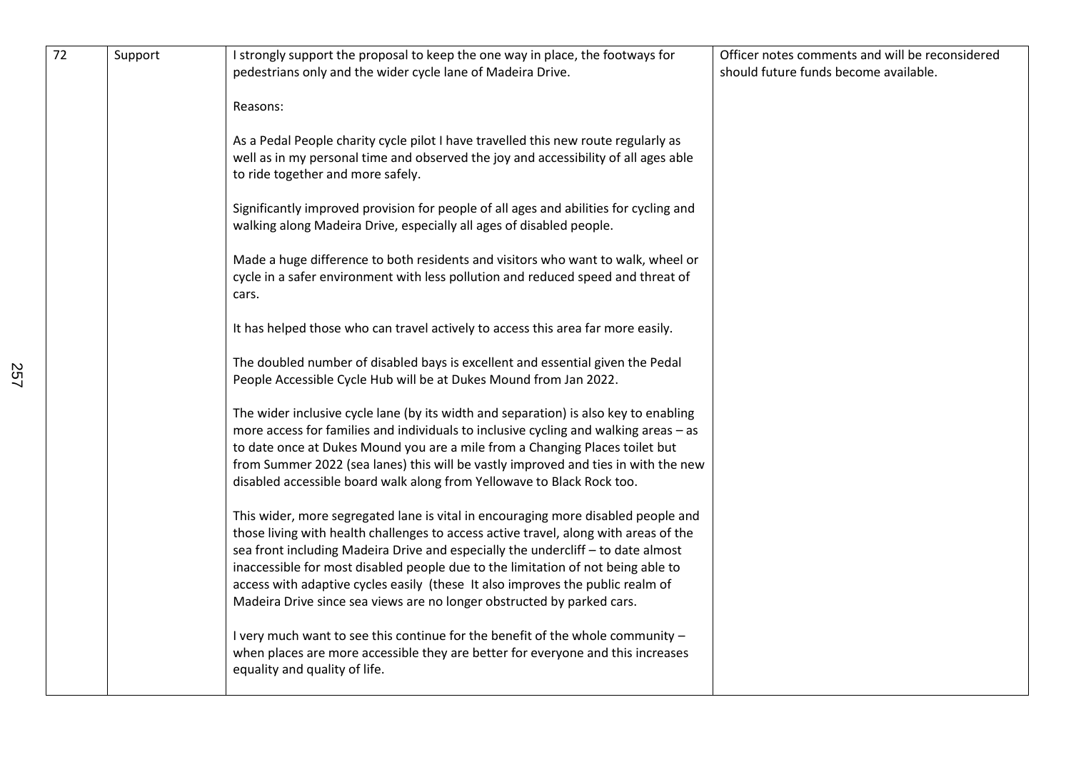| 72 | Support | I strongly support the proposal to keep the one way in place, the footways for pedestrians only and the wider cycle lane of Madeira Drive.<br><br>Reasons:<br><br>As a Pedal People charity cycle pilot I have travelled this new route regularly as well as in my personal time and observed the joy and accessibility of all ages able to ride together and more safely.<br><br>Significantly improved provision for people of all ages and abilities for cycling and walking along Madeira Drive, especially all ages of disabled people.<br><br>Made a huge difference to both residents and visitors who want to walk, wheel or cycle in a safer environment with less pollution and reduced speed and threat of cars.<br><br>It has helped those who can travel actively to access this area far more easily.<br><br>The doubled number of disabled bays is excellent and essential given the Pedal People Accessible Cycle Hub will be at Dukes Mound from Jan 2022.<br><br>The wider inclusive cycle lane (by its width and separation) is also key to enabling more access for families and individuals to inclusive cycling and walking areas – as to date once at Dukes Mound you are a mile from a Changing Places toilet but from Summer 2022 (sea lanes) this will be vastly improved and ties in with the new disabled accessible board walk along from Yellowave to Black Rock too.<br><br>This wider, more segregated lane is vital in encouraging more disabled people and those living with health challenges to access active travel, along with areas of the sea front including Madeira Drive and especially the undercliff – to date almost inaccessible for most disabled people due to the limitation of not being able to access with adaptive cycles easily (these It also improves the public realm of Madeira Drive since sea views are no longer obstructed by parked cars.<br><br>I very much want to see this continue for the benefit of the whole community – when places are more accessible they are better for everyone and this increases equality and quality of life. | Officer notes comments and will be reconsidered should future funds become available. |
|---|---|---|---|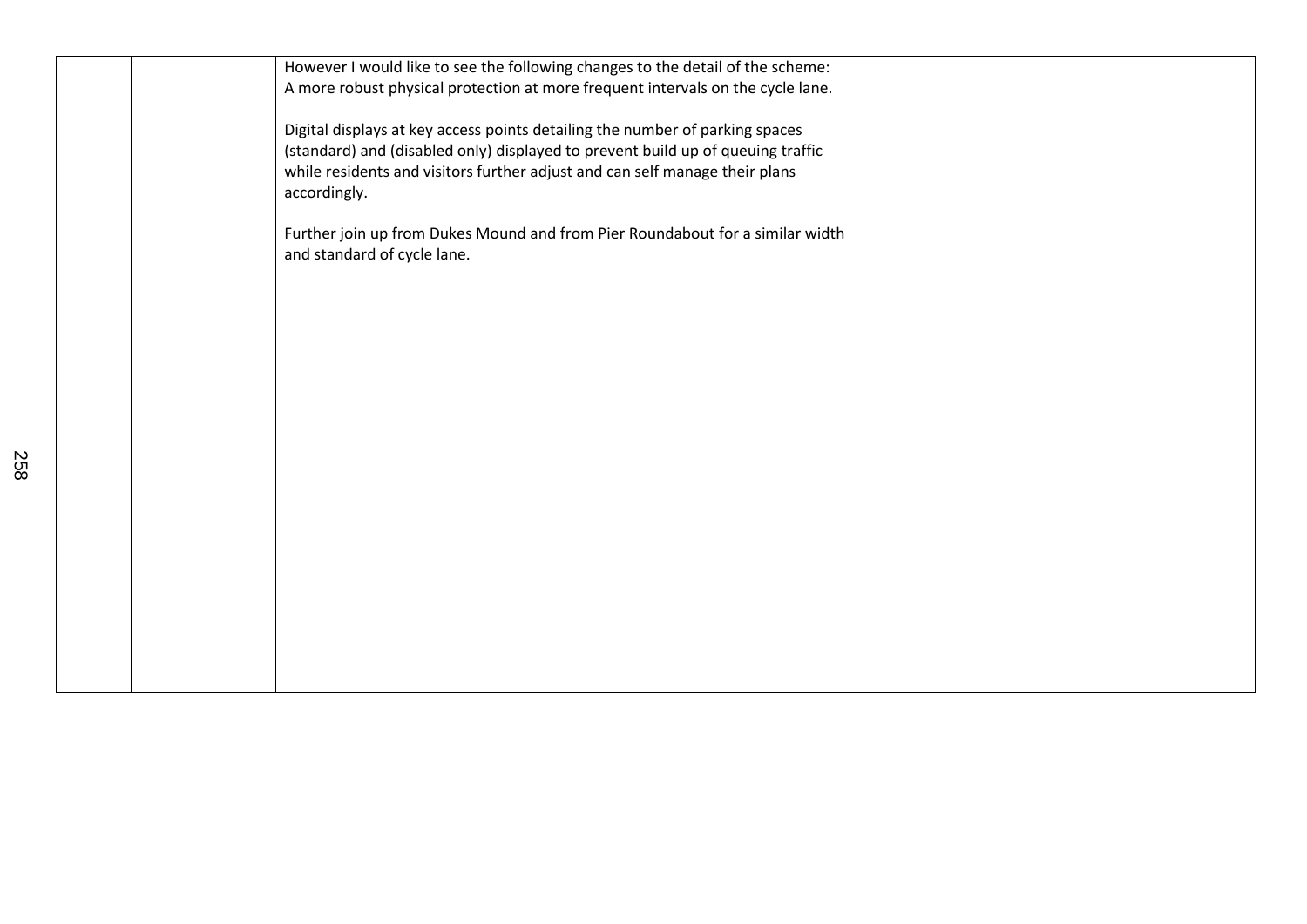| | | | |
|---|---|---|---|
| | | However I would like to see the following changes to the detail of the scheme:<br>A more robust physical protection at more frequent intervals on the cycle lane.<br><br>Digital displays at key access points detailing the number of parking spaces (standard) and (disabled only) displayed to prevent build up of queuing traffic while residents and visitors further adjust and can self manage their plans accordingly.<br><br>Further join up from Dukes Mound and from Pier Roundabout for a similar width and standard of cycle lane. | |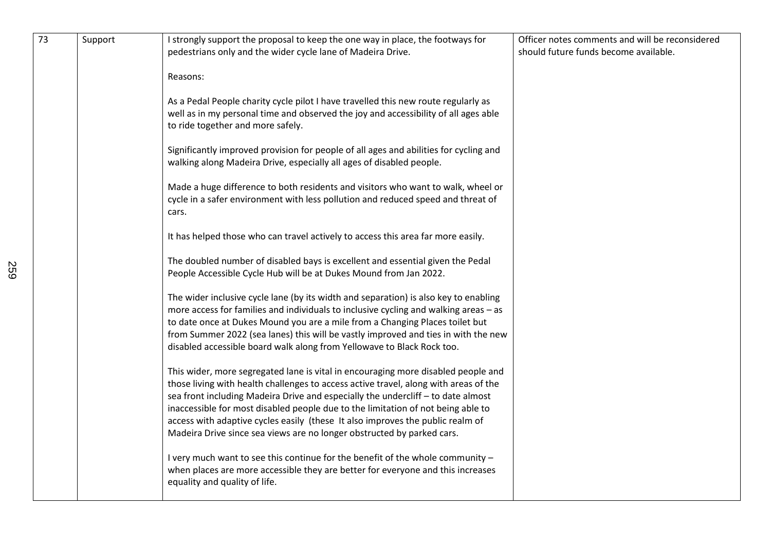| 73 | Support | I strongly support the proposal to keep the one way in place, the footways for pedestrians only and the wider cycle lane of Madeira Drive.<br><br>Reasons:<br><br>As a Pedal People charity cycle pilot I have travelled this new route regularly as well as in my personal time and observed the joy and accessibility of all ages able to ride together and more safely.<br><br>Significantly improved provision for people of all ages and abilities for cycling and walking along Madeira Drive, especially all ages of disabled people.<br><br>Made a huge difference to both residents and visitors who want to walk, wheel or cycle in a safer environment with less pollution and reduced speed and threat of cars.<br><br>It has helped those who can travel actively to access this area far more easily.<br><br>The doubled number of disabled bays is excellent and essential given the Pedal People Accessible Cycle Hub will be at Dukes Mound from Jan 2022.<br><br>The wider inclusive cycle lane (by its width and separation) is also key to enabling more access for families and individuals to inclusive cycling and walking areas – as to date once at Dukes Mound you are a mile from a Changing Places toilet but from Summer 2022 (sea lanes) this will be vastly improved and ties in with the new disabled accessible board walk along from Yellowave to Black Rock too.<br><br>This wider, more segregated lane is vital in encouraging more disabled people and those living with health challenges to access active travel, along with areas of the sea front including Madeira Drive and especially the undercliff – to date almost inaccessible for most disabled people due to the limitation of not being able to access with adaptive cycles easily (these It also improves the public realm of Madeira Drive since sea views are no longer obstructed by parked cars.<br><br>I very much want to see this continue for the benefit of the whole community – when places are more accessible they are better for everyone and this increases equality and quality of life. | Officer notes comments and will be reconsidered should future funds become available. |
|---|---|---|---|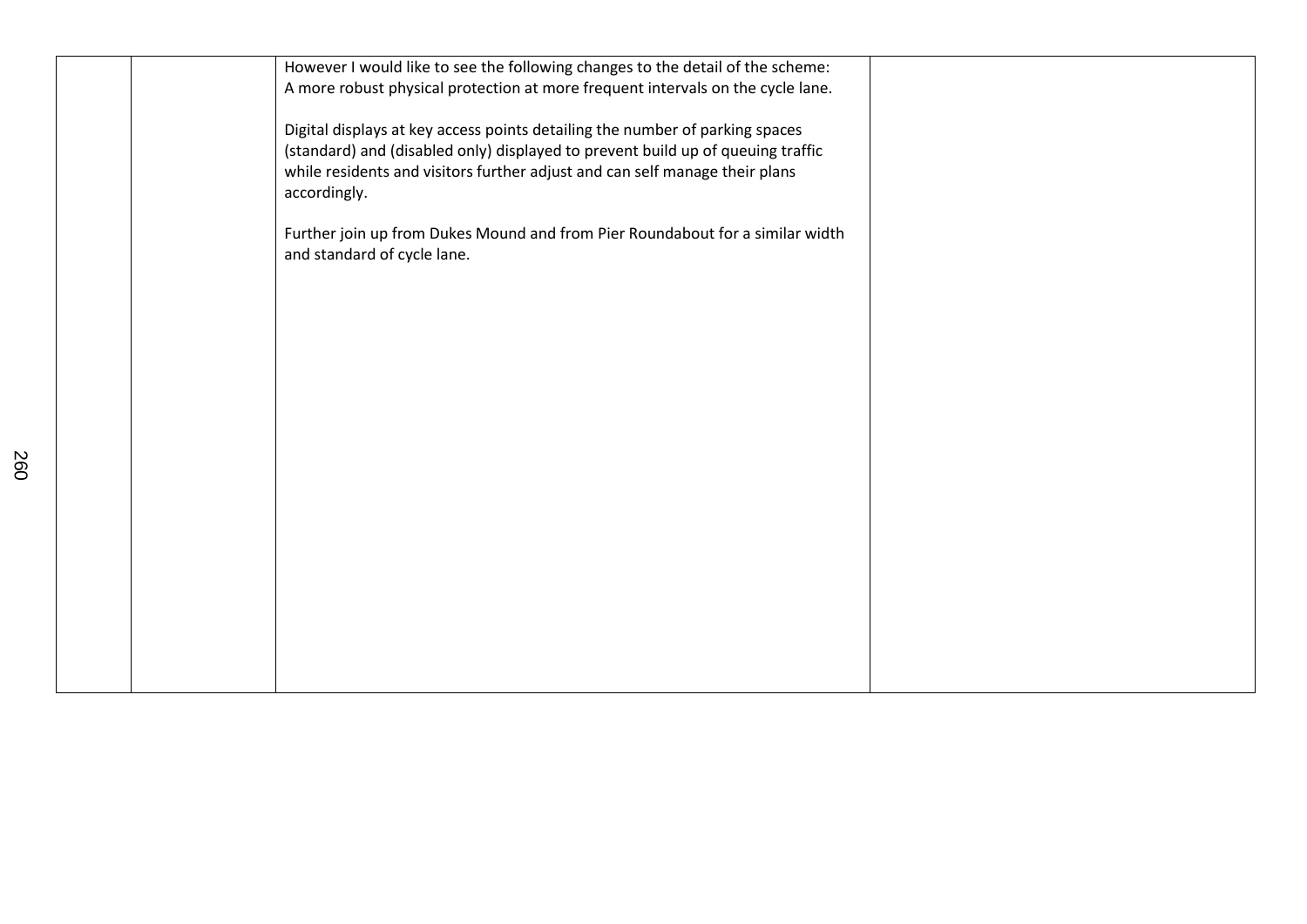| | | | |
|---|---|---|---|
| | | However I would like to see the following changes to the detail of the scheme:<br>A more robust physical protection at more frequent intervals on the cycle lane.<br><br>Digital displays at key access points detailing the number of parking spaces (standard) and (disabled only) displayed to prevent build up of queuing traffic while residents and visitors further adjust and can self manage their plans accordingly.<br><br>Further join up from Dukes Mound and from Pier Roundabout for a similar width and standard of cycle lane. | |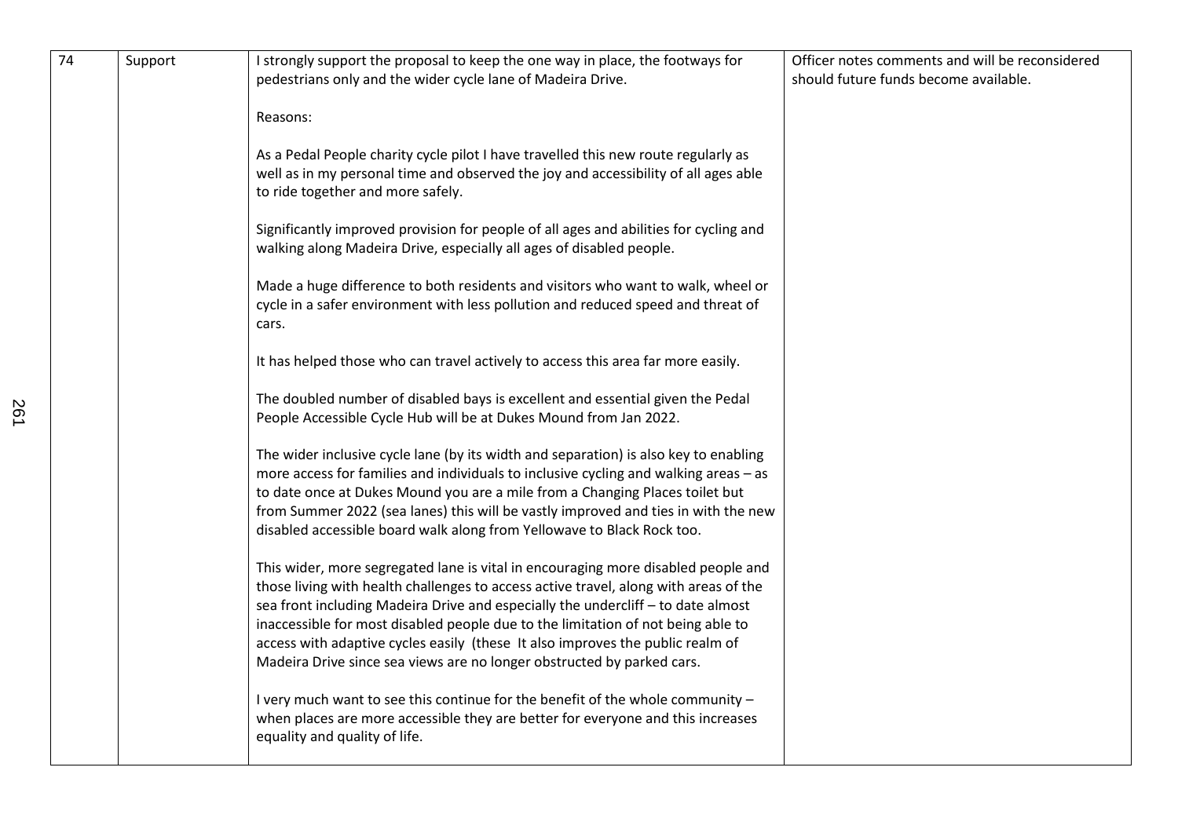| | | | |
|---|---|---|---|
| 74 | Support | I strongly support the proposal to keep the one way in place, the footways for pedestrians only and the wider cycle lane of Madeira Drive.<br><br>Reasons:<br><br>As a Pedal People charity cycle pilot I have travelled this new route regularly as well as in my personal time and observed the joy and accessibility of all ages able to ride together and more safely.<br><br>Significantly improved provision for people of all ages and abilities for cycling and walking along Madeira Drive, especially all ages of disabled people.<br><br>Made a huge difference to both residents and visitors who want to walk, wheel or cycle in a safer environment with less pollution and reduced speed and threat of cars.<br><br>It has helped those who can travel actively to access this area far more easily.<br><br>The doubled number of disabled bays is excellent and essential given the Pedal People Accessible Cycle Hub will be at Dukes Mound from Jan 2022.<br><br>The wider inclusive cycle lane (by its width and separation) is also key to enabling more access for families and individuals to inclusive cycling and walking areas – as to date once at Dukes Mound you are a mile from a Changing Places toilet but from Summer 2022 (sea lanes) this will be vastly improved and ties in with the new disabled accessible board walk along from Yellowave to Black Rock too.<br><br>This wider, more segregated lane is vital in encouraging more disabled people and those living with health challenges to access active travel, along with areas of the sea front including Madeira Drive and especially the undercliff – to date almost inaccessible for most disabled people due to the limitation of not being able to access with adaptive cycles easily (these It also improves the public realm of Madeira Drive since sea views are no longer obstructed by parked cars.<br><br>I very much want to see this continue for the benefit of the whole community – when places are more accessible they are better for everyone and this increases equality and quality of life. | Officer notes comments and will be reconsidered should future funds become available. |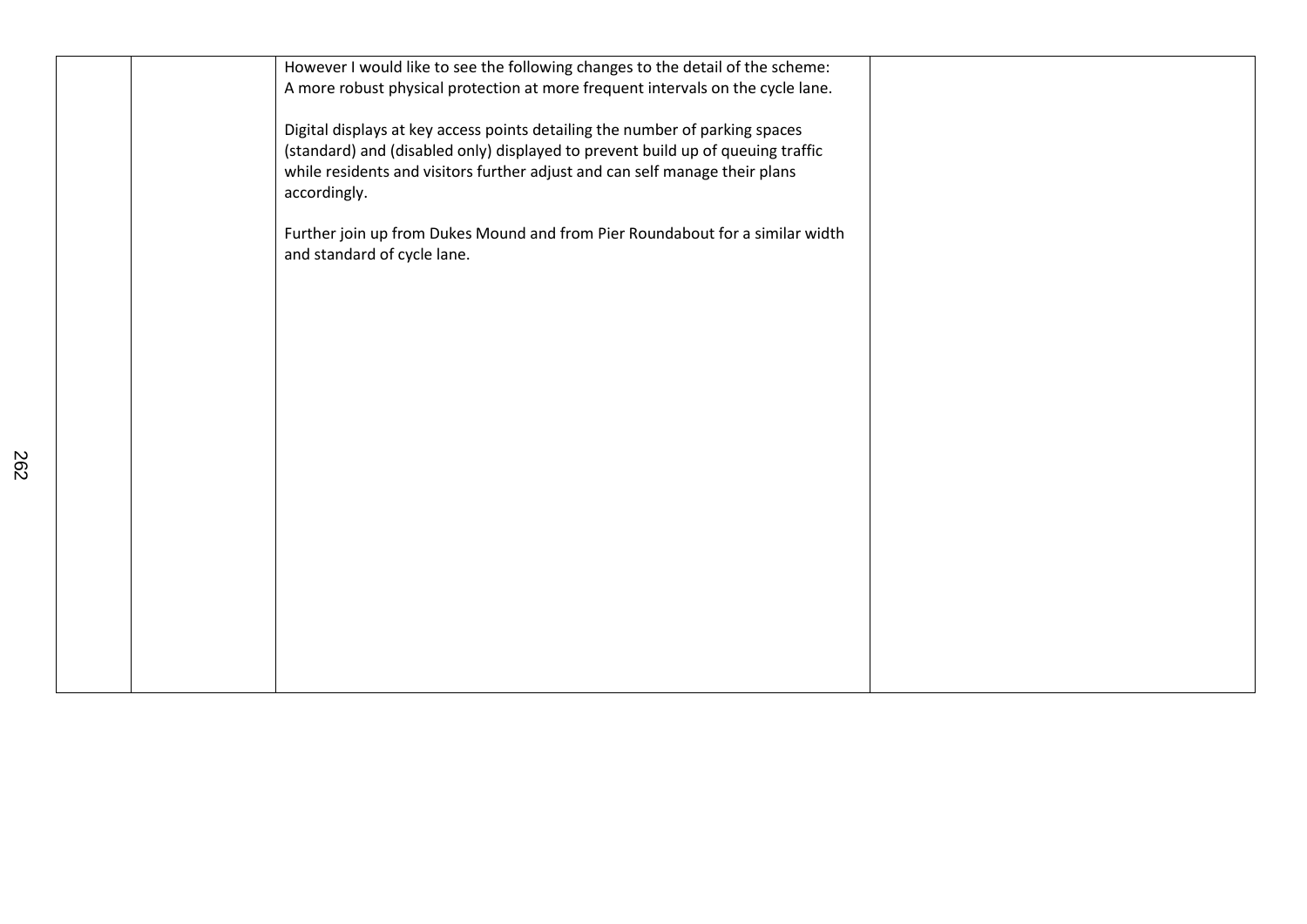|  |  | However I would like to see the following changes to the detail of the scheme:<br>A more robust physical protection at more frequent intervals on the cycle lane.<br><br>Digital displays at key access points detailing the number of parking spaces (standard) and (disabled only) displayed to prevent build up of queuing traffic while residents and visitors further adjust and can self manage their plans accordingly.<br><br>Further join up from Dukes Mound and from Pier Roundabout for a similar width and standard of cycle lane. |  |
|---|---|---|---|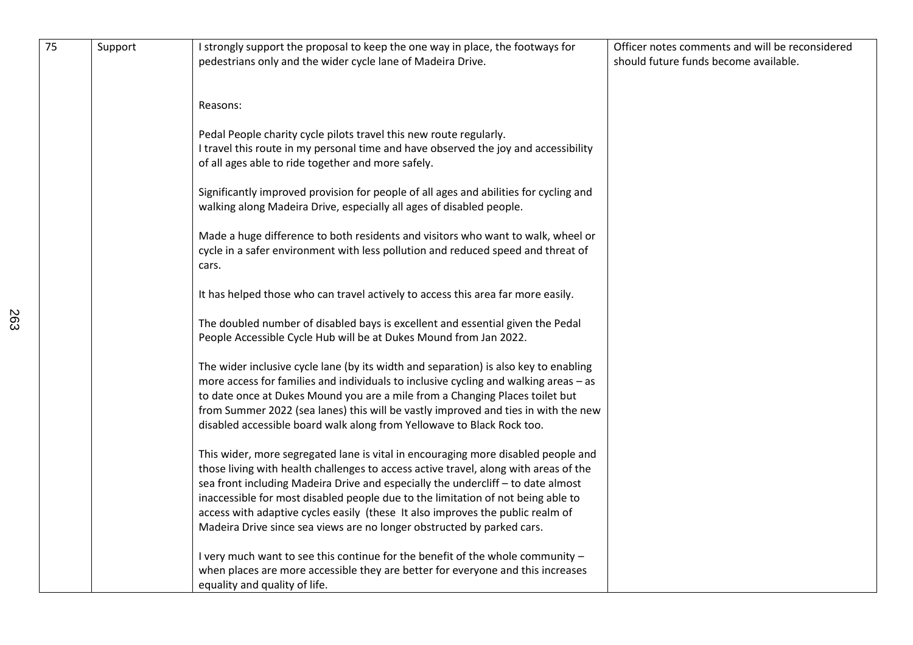| 75 | Support | I strongly support the proposal to keep the one way in place, the footways for pedestrians only and the wider cycle lane of Madeira Drive.<br><br>Reasons:<br><br>Pedal People charity cycle pilots travel this new route regularly.<br>I travel this route in my personal time and have observed the joy and accessibility of all ages able to ride together and more safely.<br><br>Significantly improved provision for people of all ages and abilities for cycling and walking along Madeira Drive, especially all ages of disabled people.<br><br>Made a huge difference to both residents and visitors who want to walk, wheel or cycle in a safer environment with less pollution and reduced speed and threat of cars.<br><br>It has helped those who can travel actively to access this area far more easily.<br><br>The doubled number of disabled bays is excellent and essential given the Pedal People Accessible Cycle Hub will be at Dukes Mound from Jan 2022.<br><br>The wider inclusive cycle lane (by its width and separation) is also key to enabling more access for families and individuals to inclusive cycling and walking areas – as to date once at Dukes Mound you are a mile from a Changing Places toilet but from Summer 2022 (sea lanes) this will be vastly improved and ties in with the new disabled accessible board walk along from Yellowave to Black Rock too.<br><br>This wider, more segregated lane is vital in encouraging more disabled people and those living with health challenges to access active travel, along with areas of the sea front including Madeira Drive and especially the undercliff – to date almost inaccessible for most disabled people due to the limitation of not being able to access with adaptive cycles easily (these It also improves the public realm of Madeira Drive since sea views are no longer obstructed by parked cars.<br><br>I very much want to see this continue for the benefit of the whole community – when places are more accessible they are better for everyone and this increases equality and quality of life. | Officer notes comments and will be reconsidered should future funds become available. |
|---|---|---|---|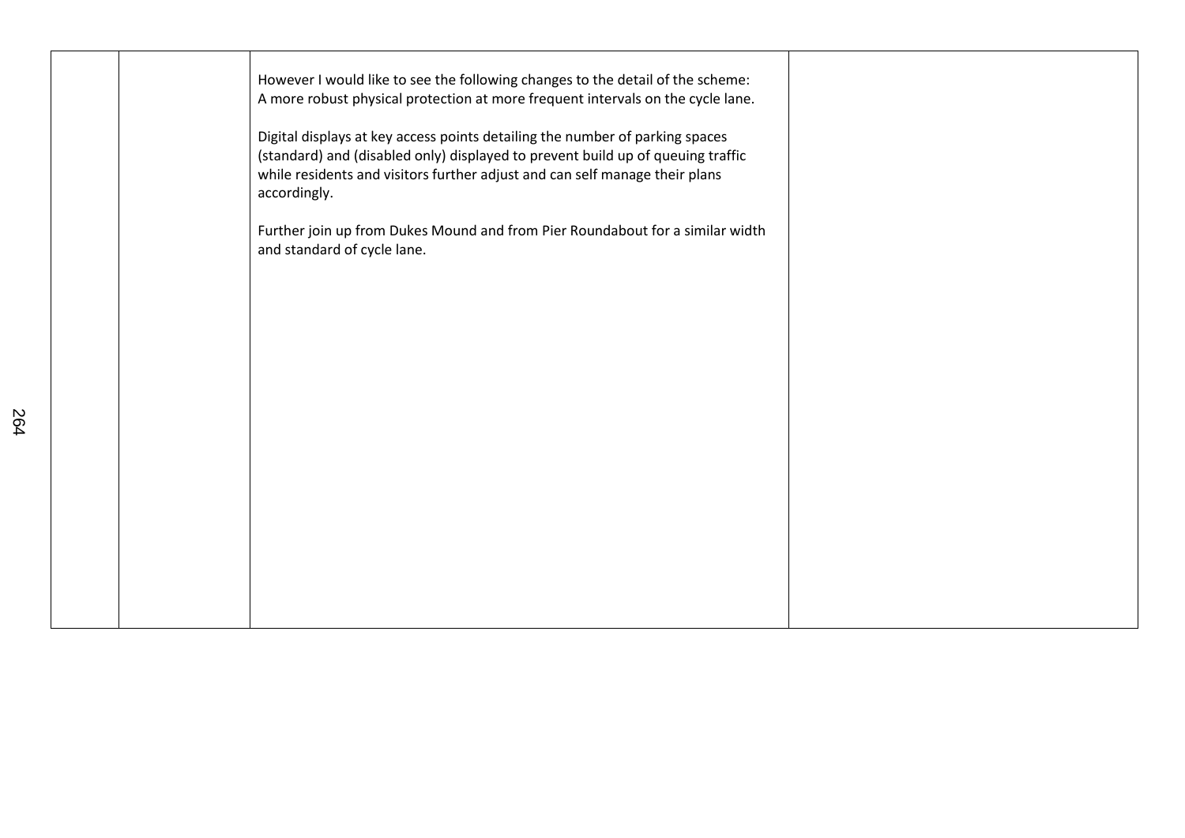|  |  | However I would like to see the following changes to the detail of the scheme:<br>A more robust physical protection at more frequent intervals on the cycle lane.<br><br>Digital displays at key access points detailing the number of parking spaces (standard) and (disabled only) displayed to prevent build up of queuing traffic while residents and visitors further adjust and can self manage their plans accordingly.<br><br>Further join up from Dukes Mound and from Pier Roundabout for a similar width and standard of cycle lane. |  |
|---|---|---|---|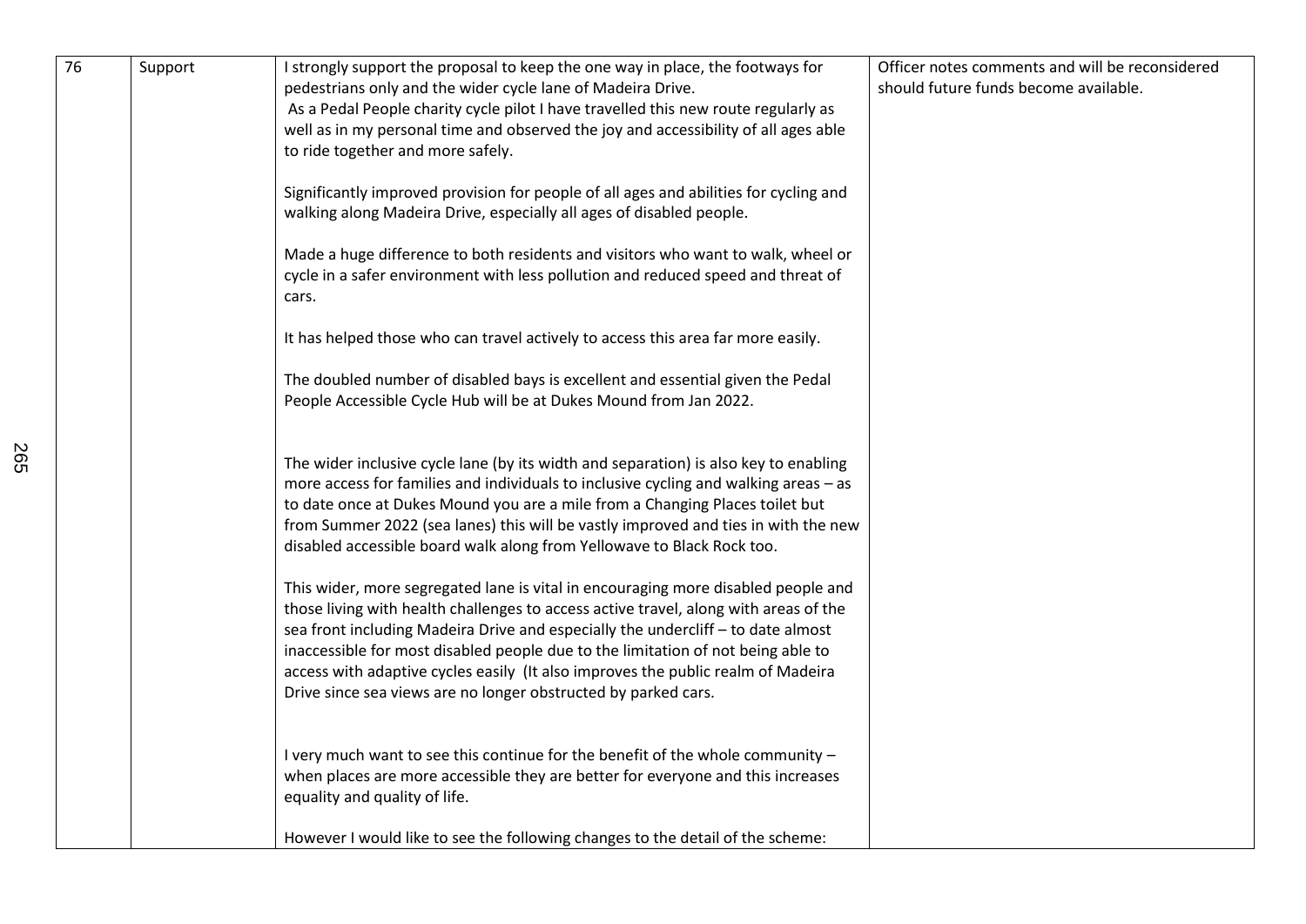| 76 | Support | I strongly support the proposal to keep the one way in place, the footways for pedestrians only and the wider cycle lane of Madeira Drive.<br> As a Pedal People charity cycle pilot I have travelled this new route regularly as well as in my personal time and observed the joy and accessibility of all ages able to ride together and more safely.<br><br>Significantly improved provision for people of all ages and abilities for cycling and walking along Madeira Drive, especially all ages of disabled people.<br><br>Made a huge difference to both residents and visitors who want to walk, wheel or cycle in a safer environment with less pollution and reduced speed and threat of cars.<br><br>It has helped those who can travel actively to access this area far more easily.<br><br>The doubled number of disabled bays is excellent and essential given the Pedal People Accessible Cycle Hub will be at Dukes Mound from Jan 2022.<br><br>The wider inclusive cycle lane (by its width and separation) is also key to enabling more access for families and individuals to inclusive cycling and walking areas – as to date once at Dukes Mound you are a mile from a Changing Places toilet but from Summer 2022 (sea lanes) this will be vastly improved and ties in with the new disabled accessible board walk along from Yellowave to Black Rock too.<br><br>This wider, more segregated lane is vital in encouraging more disabled people and those living with health challenges to access active travel, along with areas of the sea front including Madeira Drive and especially the undercliff – to date almost inaccessible for most disabled people due to the limitation of not being able to access with adaptive cycles easily (It also improves the public realm of Madeira Drive since sea views are no longer obstructed by parked cars.<br><br>I very much want to see this continue for the benefit of the whole community – when places are more accessible they are better for everyone and this increases equality and quality of life.<br><br>However I would like to see the following changes to the detail of the scheme: | Officer notes comments and will be reconsidered should future funds become available. |
|---|---|---|---|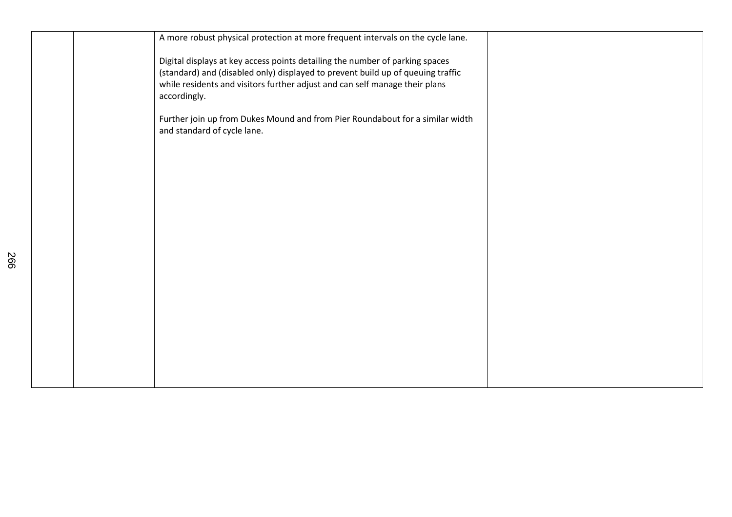|  |  |  |  |
|---|---|---|---|
|  |  | A more robust physical protection at more frequent intervals on the cycle lane.<br><br>Digital displays at key access points detailing the number of parking spaces (standard) and (disabled only) displayed to prevent build up of queuing traffic while residents and visitors further adjust and can self manage their plans accordingly.<br><br>Further join up from Dukes Mound and from Pier Roundabout for a similar width and standard of cycle lane. |  |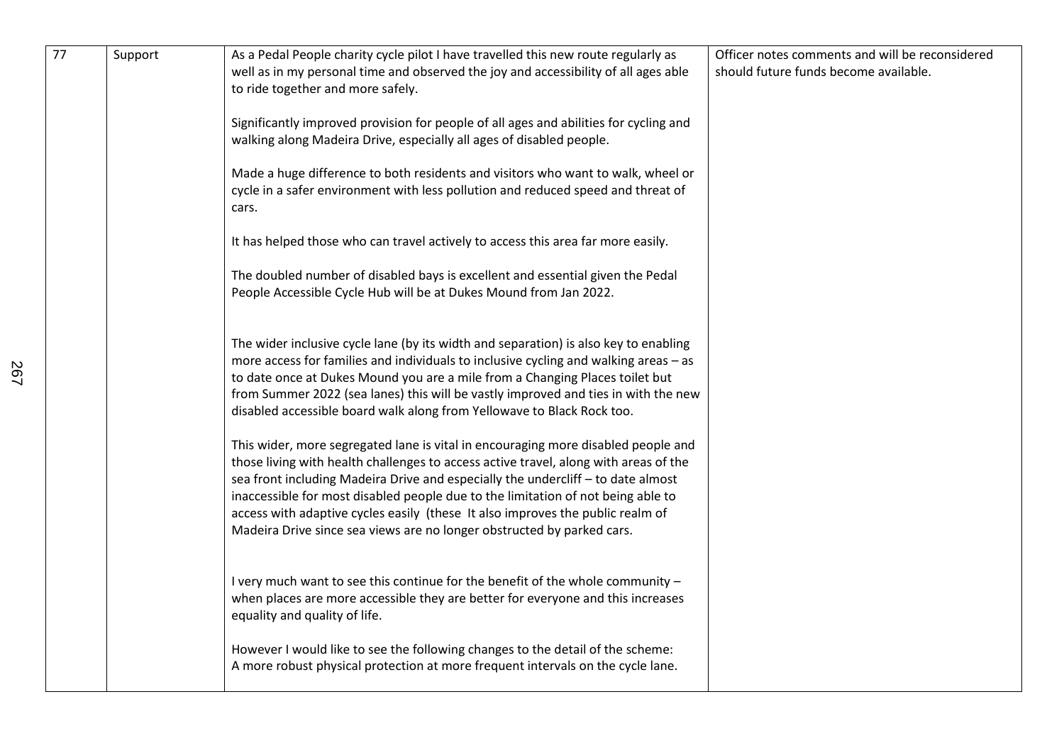| 77 | Support | As a Pedal People charity cycle pilot I have travelled this new route regularly as well as in my personal time and observed the joy and accessibility of all ages able to ride together and more safely.<br><br>Significantly improved provision for people of all ages and abilities for cycling and walking along Madeira Drive, especially all ages of disabled people.<br><br>Made a huge difference to both residents and visitors who want to walk, wheel or cycle in a safer environment with less pollution and reduced speed and threat of cars.<br><br>It has helped those who can travel actively to access this area far more easily.<br><br>The doubled number of disabled bays is excellent and essential given the Pedal People Accessible Cycle Hub will be at Dukes Mound from Jan 2022.<br><br>The wider inclusive cycle lane (by its width and separation) is also key to enabling more access for families and individuals to inclusive cycling and walking areas – as to date once at Dukes Mound you are a mile from a Changing Places toilet but from Summer 2022 (sea lanes) this will be vastly improved and ties in with the new disabled accessible board walk along from Yellowave to Black Rock too.<br><br>This wider, more segregated lane is vital in encouraging more disabled people and those living with health challenges to access active travel, along with areas of the sea front including Madeira Drive and especially the undercliff – to date almost inaccessible for most disabled people due to the limitation of not being able to access with adaptive cycles easily (these It also improves the public realm of Madeira Drive since sea views are no longer obstructed by parked cars.<br><br>I very much want to see this continue for the benefit of the whole community – when places are more accessible they are better for everyone and this increases equality and quality of life.<br><br>However I would like to see the following changes to the detail of the scheme:<br>A more robust physical protection at more frequent intervals on the cycle lane. | Officer notes comments and will be reconsidered should future funds become available. |
|---|---|---|---|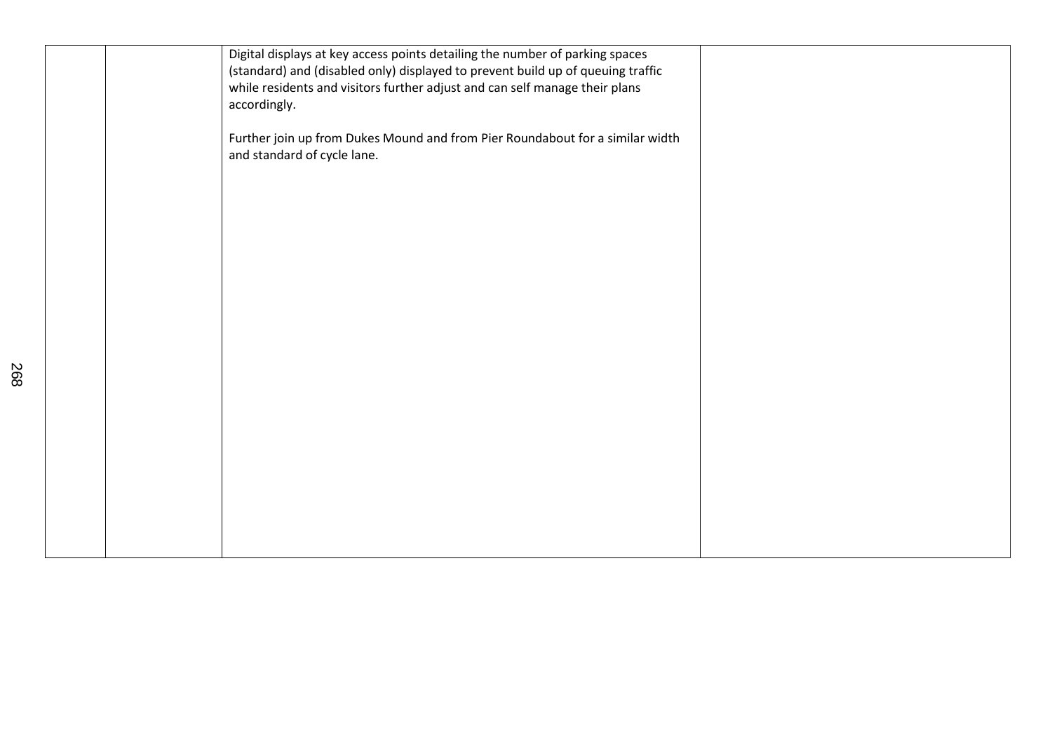|  |  |  |  |
|---|---|---|---|
|  |  | Digital displays at key access points detailing the number of parking spaces (standard) and (disabled only) displayed to prevent build up of queuing traffic while residents and visitors further adjust and can self manage their plans accordingly.<br><br>Further join up from Dukes Mound and from Pier Roundabout for a similar width and standard of cycle lane. |  |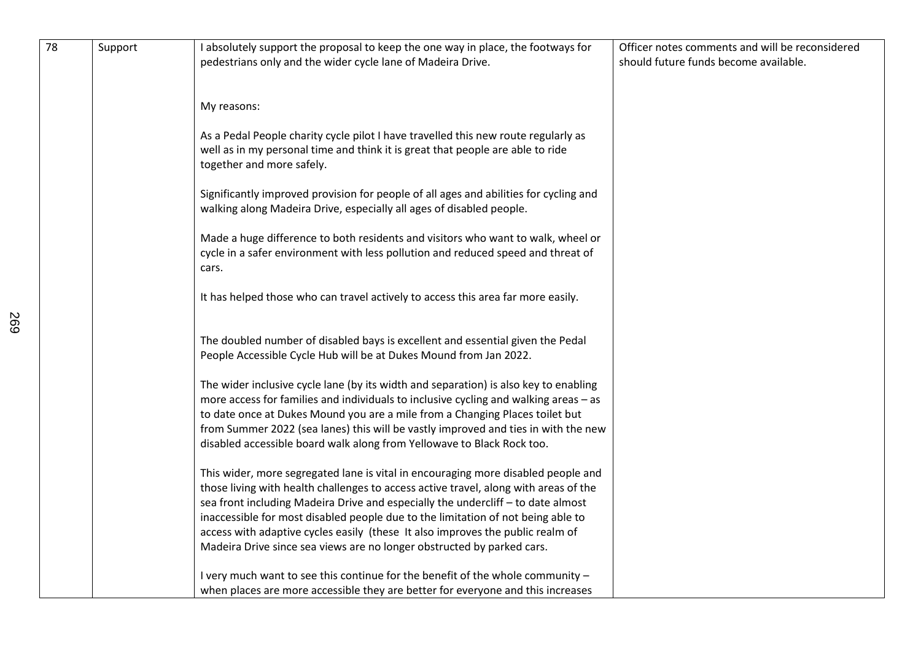| 78 | Support | I absolutely support the proposal to keep the one way in place, the footways for pedestrians only and the wider cycle lane of Madeira Drive.<br><br>My reasons:<br><br>As a Pedal People charity cycle pilot I have travelled this new route regularly as well as in my personal time and think it is great that people are able to ride together and more safely.<br><br>Significantly improved provision for people of all ages and abilities for cycling and walking along Madeira Drive, especially all ages of disabled people.<br><br>Made a huge difference to both residents and visitors who want to walk, wheel or cycle in a safer environment with less pollution and reduced speed and threat of cars.<br><br>It has helped those who can travel actively to access this area far more easily.<br><br>The doubled number of disabled bays is excellent and essential given the Pedal People Accessible Cycle Hub will be at Dukes Mound from Jan 2022.<br><br>The wider inclusive cycle lane (by its width and separation) is also key to enabling more access for families and individuals to inclusive cycling and walking areas – as to date once at Dukes Mound you are a mile from a Changing Places toilet but from Summer 2022 (sea lanes) this will be vastly improved and ties in with the new disabled accessible board walk along from Yellowave to Black Rock too.<br><br>This wider, more segregated lane is vital in encouraging more disabled people and those living with health challenges to access active travel, along with areas of the sea front including Madeira Drive and especially the undercliff – to date almost inaccessible for most disabled people due to the limitation of not being able to access with adaptive cycles easily (these It also improves the public realm of Madeira Drive since sea views are no longer obstructed by parked cars.<br><br>I very much want to see this continue for the benefit of the whole community – when places are more accessible they are better for everyone and this increases | Officer notes comments and will be reconsidered should future funds become available. |
|---|---|---|---|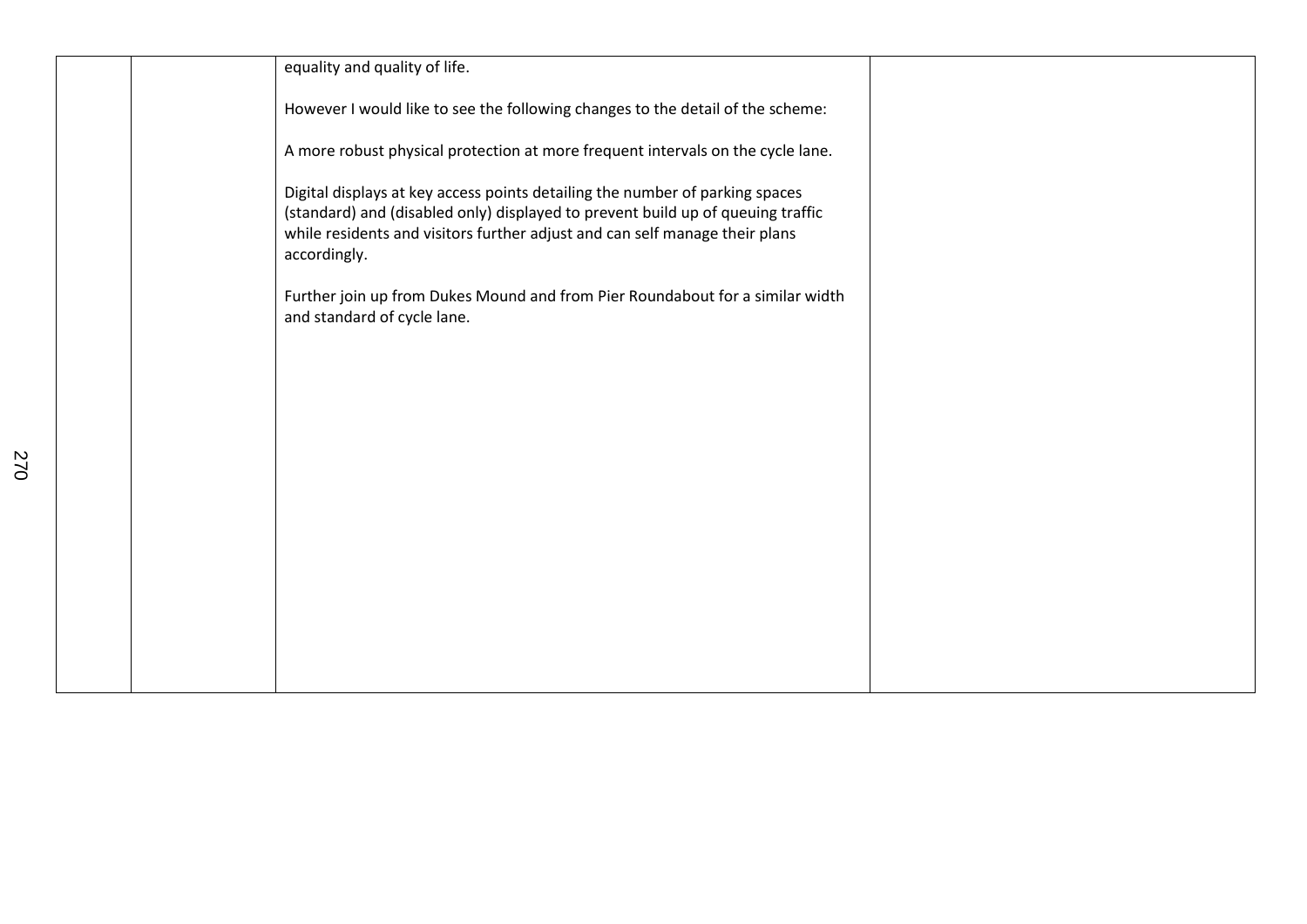|  |  |  |  |
|---|---|---|---|
|  |  | equality and quality of life.<br><br>However I would like to see the following changes to the detail of the scheme:<br><br>A more robust physical protection at more frequent intervals on the cycle lane.<br><br>Digital displays at key access points detailing the number of parking spaces (standard) and (disabled only) displayed to prevent build up of queuing traffic while residents and visitors further adjust and can self manage their plans accordingly.<br><br>Further join up from Dukes Mound and from Pier Roundabout for a similar width and standard of cycle lane. |  |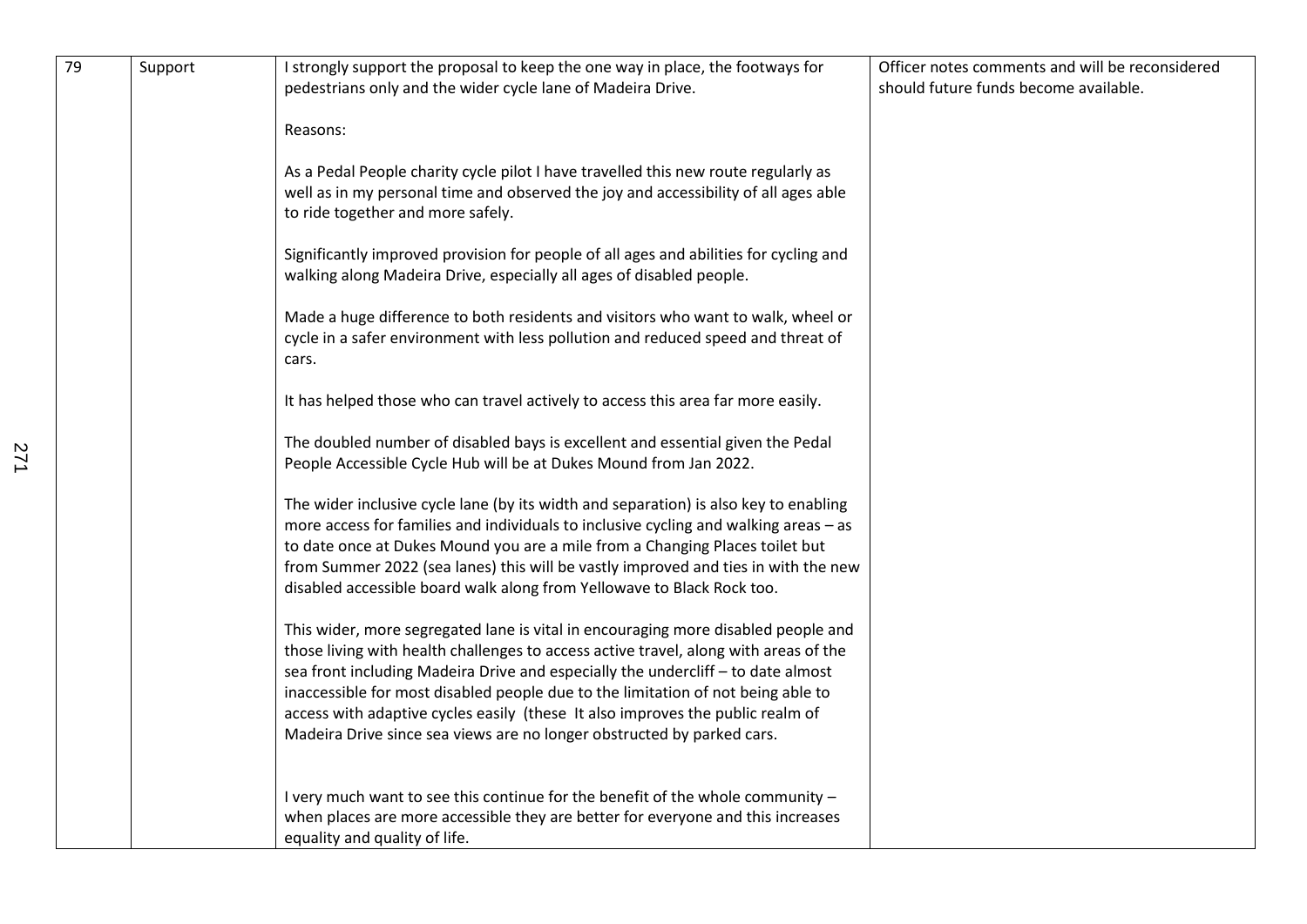| 79 | Support | I strongly support the proposal to keep the one way in place, the footways for pedestrians only and the wider cycle lane of Madeira Drive.<br><br>Reasons:<br><br>As a Pedal People charity cycle pilot I have travelled this new route regularly as well as in my personal time and observed the joy and accessibility of all ages able to ride together and more safely.<br><br>Significantly improved provision for people of all ages and abilities for cycling and walking along Madeira Drive, especially all ages of disabled people.<br><br>Made a huge difference to both residents and visitors who want to walk, wheel or cycle in a safer environment with less pollution and reduced speed and threat of cars.<br><br>It has helped those who can travel actively to access this area far more easily.<br><br>The doubled number of disabled bays is excellent and essential given the Pedal People Accessible Cycle Hub will be at Dukes Mound from Jan 2022.<br><br>The wider inclusive cycle lane (by its width and separation) is also key to enabling more access for families and individuals to inclusive cycling and walking areas – as to date once at Dukes Mound you are a mile from a Changing Places toilet but from Summer 2022 (sea lanes) this will be vastly improved and ties in with the new disabled accessible board walk along from Yellowave to Black Rock too.<br><br>This wider, more segregated lane is vital in encouraging more disabled people and those living with health challenges to access active travel, along with areas of the sea front including Madeira Drive and especially the undercliff – to date almost inaccessible for most disabled people due to the limitation of not being able to access with adaptive cycles easily (these It also improves the public realm of Madeira Drive since sea views are no longer obstructed by parked cars.<br><br>I very much want to see this continue for the benefit of the whole community – when places are more accessible they are better for everyone and this increases equality and quality of life. | Officer notes comments and will be reconsidered should future funds become available. |
|---|---|---|---|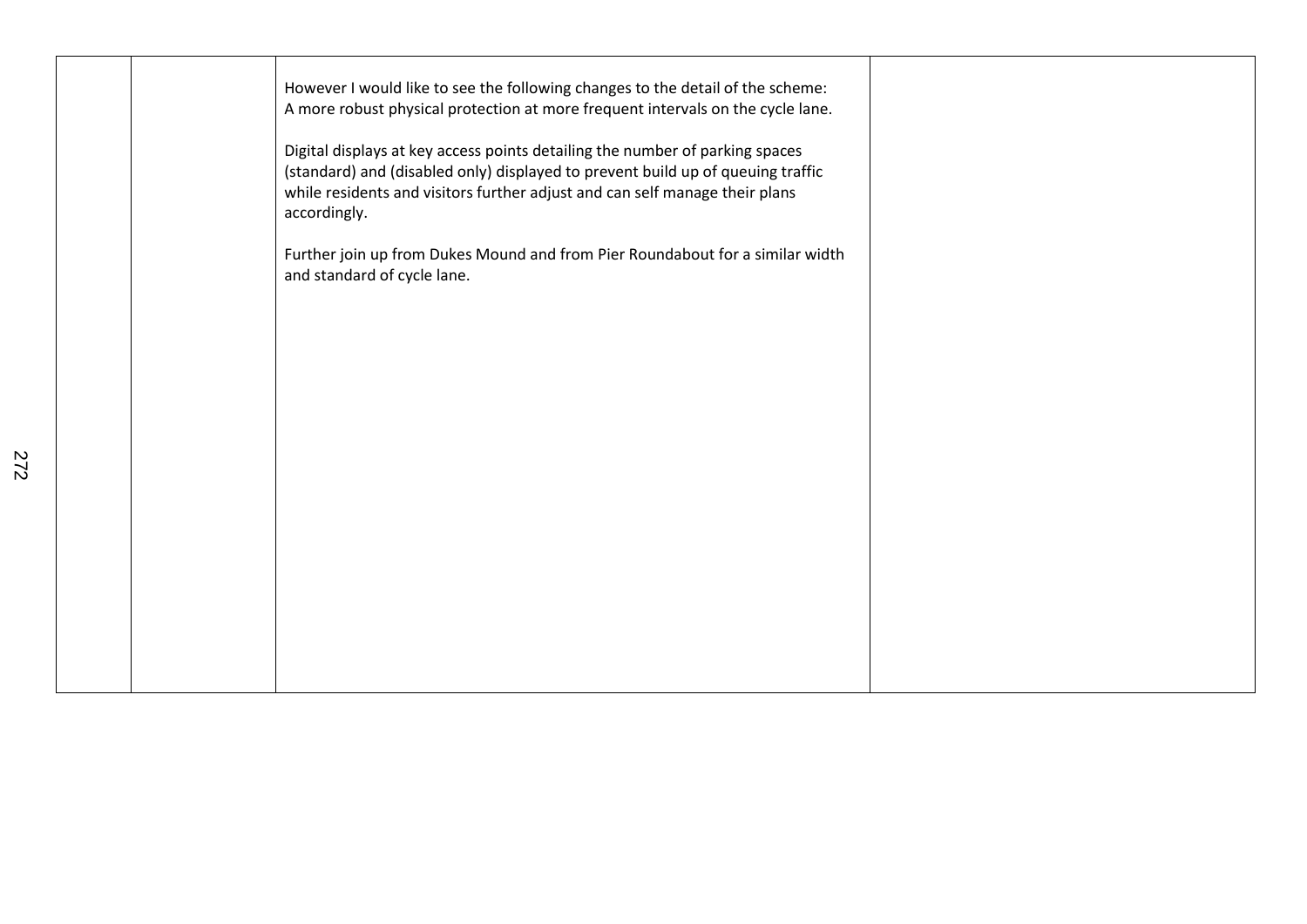|  |  | However I would like to see the following changes to the detail of the scheme:<br>A more robust physical protection at more frequent intervals on the cycle lane.<br><br>Digital displays at key access points detailing the number of parking spaces (standard) and (disabled only) displayed to prevent build up of queuing traffic while residents and visitors further adjust and can self manage their plans accordingly.<br><br>Further join up from Dukes Mound and from Pier Roundabout for a similar width and standard of cycle lane. |  |
|---|---|---|---|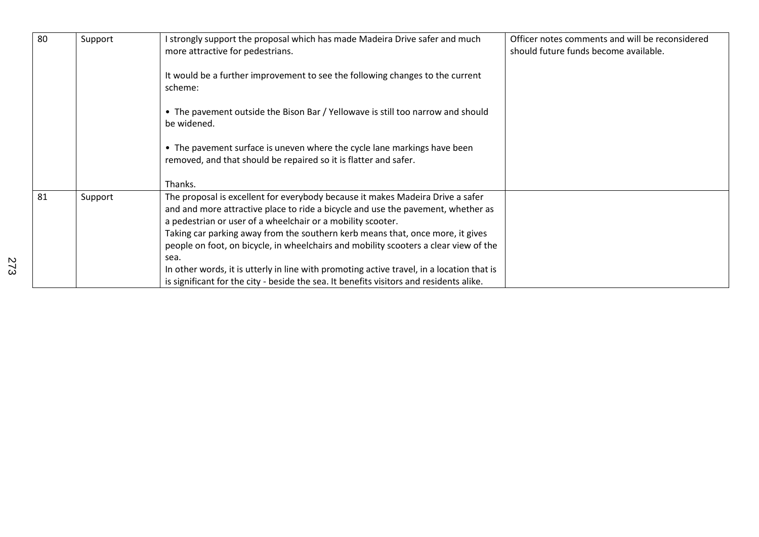| 80 | Support | I strongly support the proposal which has made Madeira Drive safer and much more attractive for pedestrians.<br><br>It would be a further improvement to see the following changes to the current scheme:<br><br>• The pavement outside the Bison Bar / Yellowave is still too narrow and should be widened.<br><br>• The pavement surface is uneven where the cycle lane markings have been removed, and that should be repaired so it is flatter and safer.<br><br>Thanks. | Officer notes comments and will be reconsidered should future funds become available. |
|---|---|---|---|
| 81 | Support | The proposal is excellent for everybody because it makes Madeira Drive a safer and and more attractive place to ride a bicycle and use the pavement, whether as a pedestrian or user of a wheelchair or a mobility scooter.<br>Taking car parking away from the southern kerb means that, once more, it gives people on foot, on bicycle, in wheelchairs and mobility scooters a clear view of the sea.<br>In other words, it is utterly in line with promoting active travel, in a location that is is significant for the city - beside the sea. It benefits visitors and residents alike. | |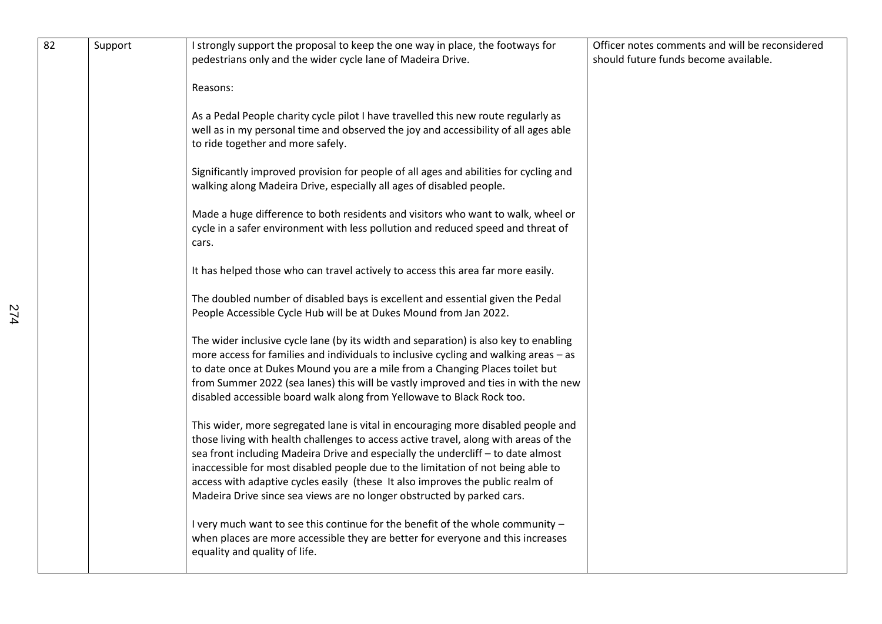| 82 | Support | I strongly support the proposal to keep the one way in place, the footways for pedestrians only and the wider cycle lane of Madeira Drive.<br><br>Reasons:<br><br>As a Pedal People charity cycle pilot I have travelled this new route regularly as well as in my personal time and observed the joy and accessibility of all ages able to ride together and more safely.<br><br>Significantly improved provision for people of all ages and abilities for cycling and walking along Madeira Drive, especially all ages of disabled people.<br><br>Made a huge difference to both residents and visitors who want to walk, wheel or cycle in a safer environment with less pollution and reduced speed and threat of cars.<br><br>It has helped those who can travel actively to access this area far more easily.<br><br>The doubled number of disabled bays is excellent and essential given the Pedal People Accessible Cycle Hub will be at Dukes Mound from Jan 2022.<br><br>The wider inclusive cycle lane (by its width and separation) is also key to enabling more access for families and individuals to inclusive cycling and walking areas – as to date once at Dukes Mound you are a mile from a Changing Places toilet but from Summer 2022 (sea lanes) this will be vastly improved and ties in with the new disabled accessible board walk along from Yellowave to Black Rock too.<br><br>This wider, more segregated lane is vital in encouraging more disabled people and those living with health challenges to access active travel, along with areas of the sea front including Madeira Drive and especially the undercliff – to date almost inaccessible for most disabled people due to the limitation of not being able to access with adaptive cycles easily (these It also improves the public realm of Madeira Drive since sea views are no longer obstructed by parked cars.<br><br>I very much want to see this continue for the benefit of the whole community – when places are more accessible they are better for everyone and this increases equality and quality of life. | Officer notes comments and will be reconsidered should future funds become available. |
|---|---|---|---|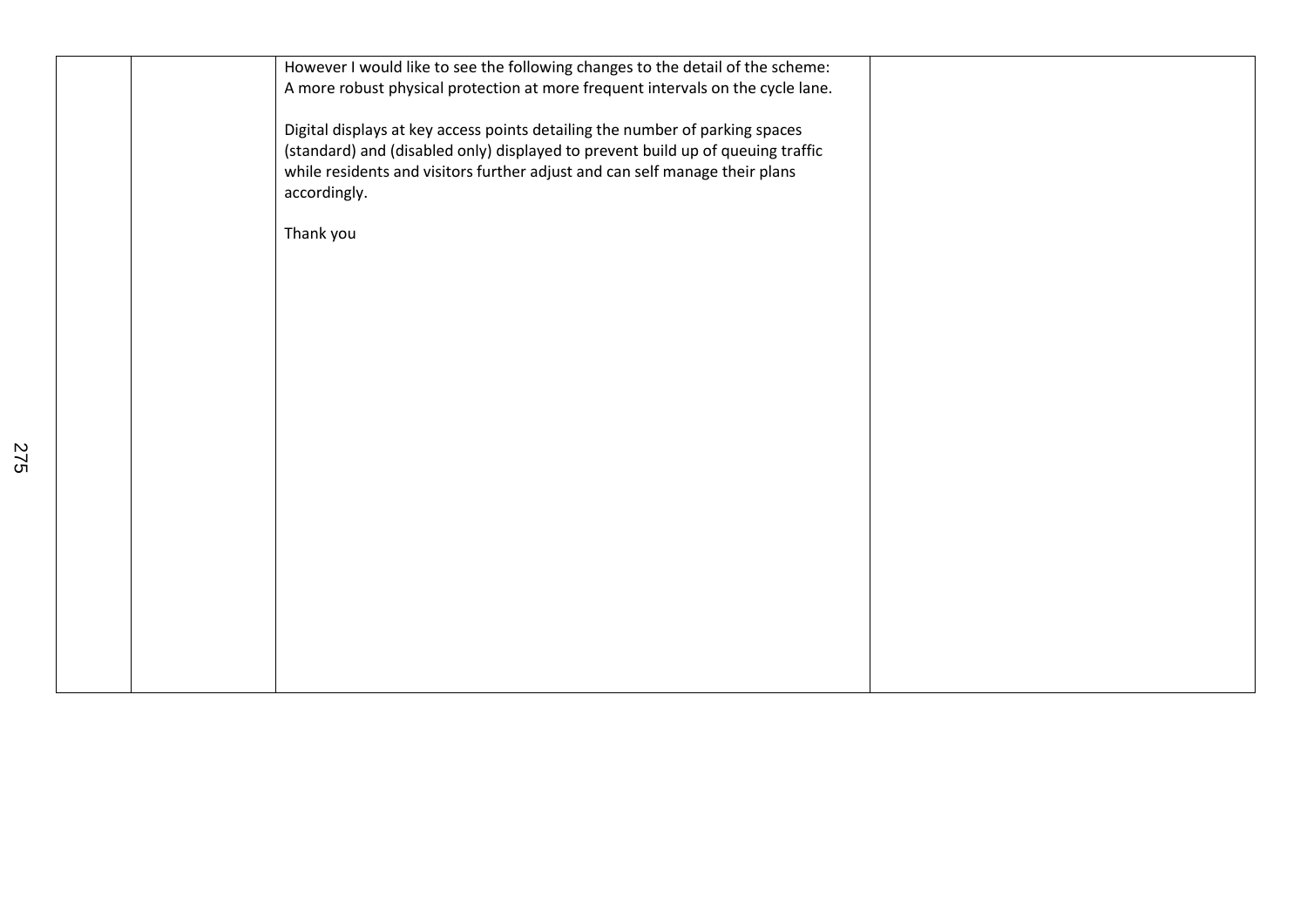| | | | |
|---|---|---|---|
| | | However I would like to see the following changes to the detail of the scheme:<br>A more robust physical protection at more frequent intervals on the cycle lane.<br><br>Digital displays at key access points detailing the number of parking spaces (standard) and (disabled only) displayed to prevent build up of queuing traffic while residents and visitors further adjust and can self manage their plans accordingly.<br><br>Thank you | |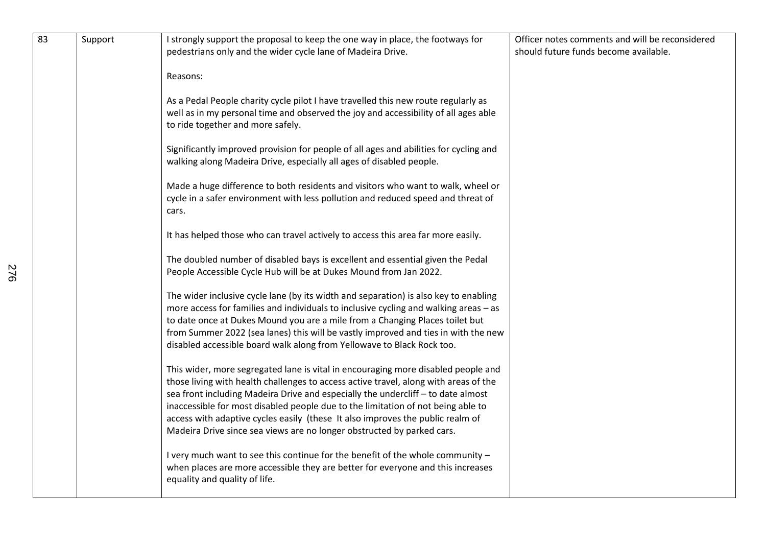| | | | |
|---|---|---|---|
| 83 | Support | I strongly support the proposal to keep the one way in place, the footways for pedestrians only and the wider cycle lane of Madeira Drive.<br><br>Reasons:<br><br>As a Pedal People charity cycle pilot I have travelled this new route regularly as well as in my personal time and observed the joy and accessibility of all ages able to ride together and more safely.<br><br>Significantly improved provision for people of all ages and abilities for cycling and walking along Madeira Drive, especially all ages of disabled people.<br><br>Made a huge difference to both residents and visitors who want to walk, wheel or cycle in a safer environment with less pollution and reduced speed and threat of cars.<br><br>It has helped those who can travel actively to access this area far more easily.<br><br>The doubled number of disabled bays is excellent and essential given the Pedal People Accessible Cycle Hub will be at Dukes Mound from Jan 2022.<br><br>The wider inclusive cycle lane (by its width and separation) is also key to enabling more access for families and individuals to inclusive cycling and walking areas – as to date once at Dukes Mound you are a mile from a Changing Places toilet but from Summer 2022 (sea lanes) this will be vastly improved and ties in with the new disabled accessible board walk along from Yellowave to Black Rock too.<br><br>This wider, more segregated lane is vital in encouraging more disabled people and those living with health challenges to access active travel, along with areas of the sea front including Madeira Drive and especially the undercliff – to date almost inaccessible for most disabled people due to the limitation of not being able to access with adaptive cycles easily (these It also improves the public realm of Madeira Drive since sea views are no longer obstructed by parked cars.<br><br>I very much want to see this continue for the benefit of the whole community – when places are more accessible they are better for everyone and this increases equality and quality of life. | Officer notes comments and will be reconsidered should future funds become available. |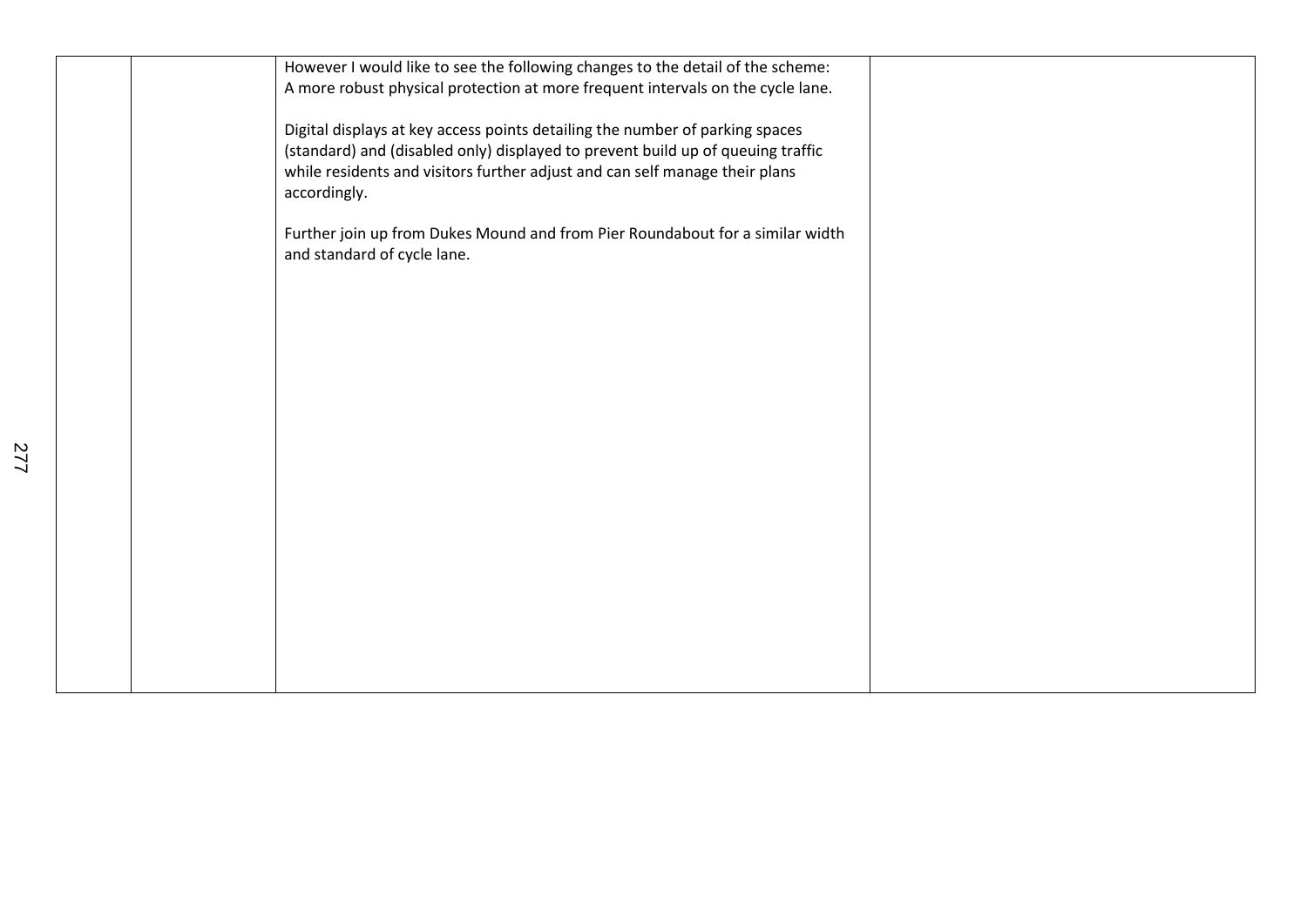|  |  |  |  |
|---|---|---|---|
|  |  | However I would like to see the following changes to the detail of the scheme:<br>A more robust physical protection at more frequent intervals on the cycle lane.<br><br>Digital displays at key access points detailing the number of parking spaces (standard) and (disabled only) displayed to prevent build up of queuing traffic while residents and visitors further adjust and can self manage their plans accordingly.<br><br>Further join up from Dukes Mound and from Pier Roundabout for a similar width and standard of cycle lane. |  |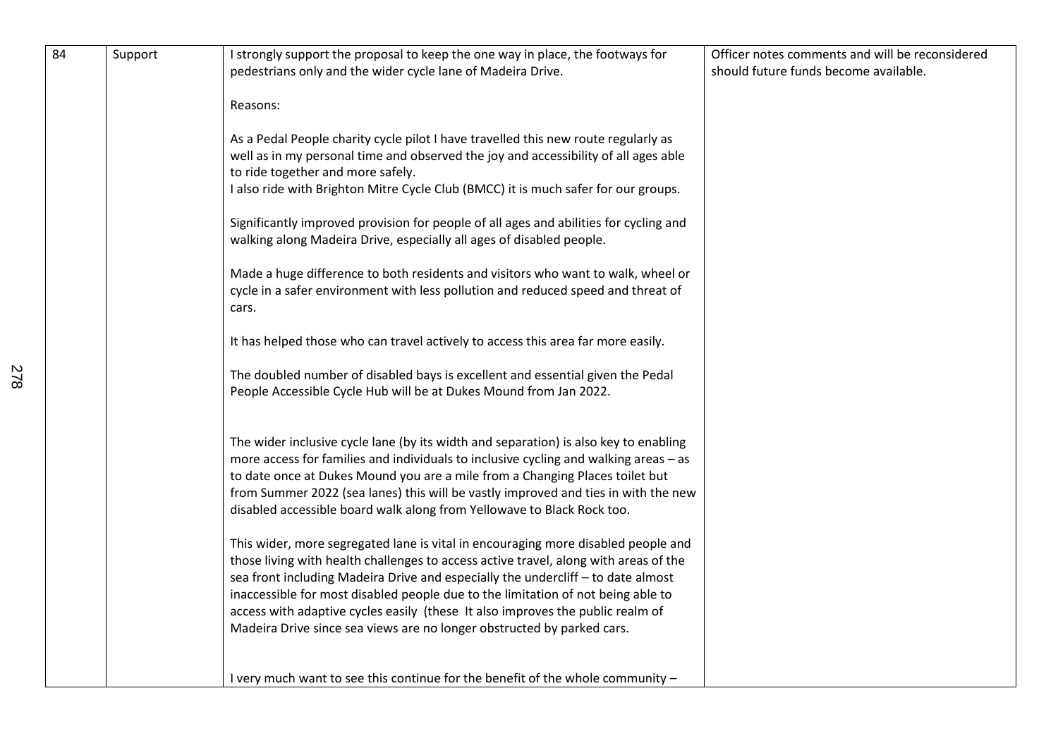| 84 | Support | I strongly support the proposal to keep the one way in place, the footways for pedestrians only and the wider cycle lane of Madeira Drive.<br><br>Reasons:<br><br>As a Pedal People charity cycle pilot I have travelled this new route regularly as well as in my personal time and observed the joy and accessibility of all ages able to ride together and more safely.<br>I also ride with Brighton Mitre Cycle Club (BMCC) it is much safer for our groups.<br><br>Significantly improved provision for people of all ages and abilities for cycling and walking along Madeira Drive, especially all ages of disabled people.<br><br>Made a huge difference to both residents and visitors who want to walk, wheel or cycle in a safer environment with less pollution and reduced speed and threat of cars.<br><br>It has helped those who can travel actively to access this area far more easily.<br><br>The doubled number of disabled bays is excellent and essential given the Pedal People Accessible Cycle Hub will be at Dukes Mound from Jan 2022.<br><br>The wider inclusive cycle lane (by its width and separation) is also key to enabling more access for families and individuals to inclusive cycling and walking areas – as to date once at Dukes Mound you are a mile from a Changing Places toilet but from Summer 2022 (sea lanes) this will be vastly improved and ties in with the new disabled accessible board walk along from Yellowave to Black Rock too.<br><br>This wider, more segregated lane is vital in encouraging more disabled people and those living with health challenges to access active travel, along with areas of the sea front including Madeira Drive and especially the undercliff – to date almost inaccessible for most disabled people due to the limitation of not being able to access with adaptive cycles easily (these It also improves the public realm of Madeira Drive since sea views are no longer obstructed by parked cars.<br><br>I very much want to see this continue for the benefit of the whole community – | Officer notes comments and will be reconsidered should future funds become available. |
|---|---|---|---|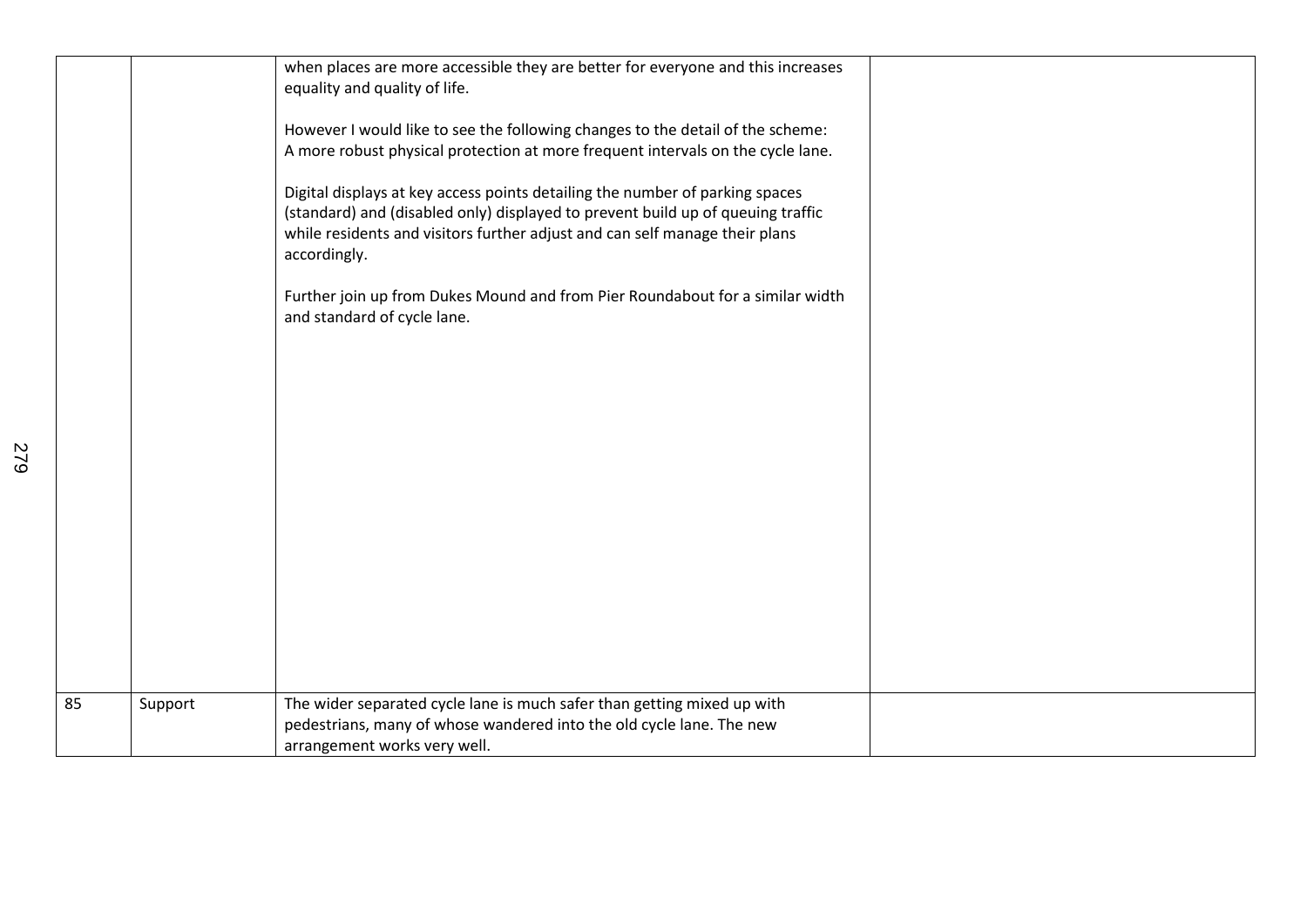| | | | |
|---|---|---|---|
| | | when places are more accessible they are better for everyone and this increases equality and quality of life.<br><br>However I would like to see the following changes to the detail of the scheme:<br>A more robust physical protection at more frequent intervals on the cycle lane.<br><br>Digital displays at key access points detailing the number of parking spaces (standard) and (disabled only) displayed to prevent build up of queuing traffic while residents and visitors further adjust and can self manage their plans accordingly.<br><br>Further join up from Dukes Mound and from Pier Roundabout for a similar width and standard of cycle lane. | |
| 85 | Support | The wider separated cycle lane is much safer than getting mixed up with pedestrians, many of whose wandered into the old cycle lane. The new arrangement works very well. | |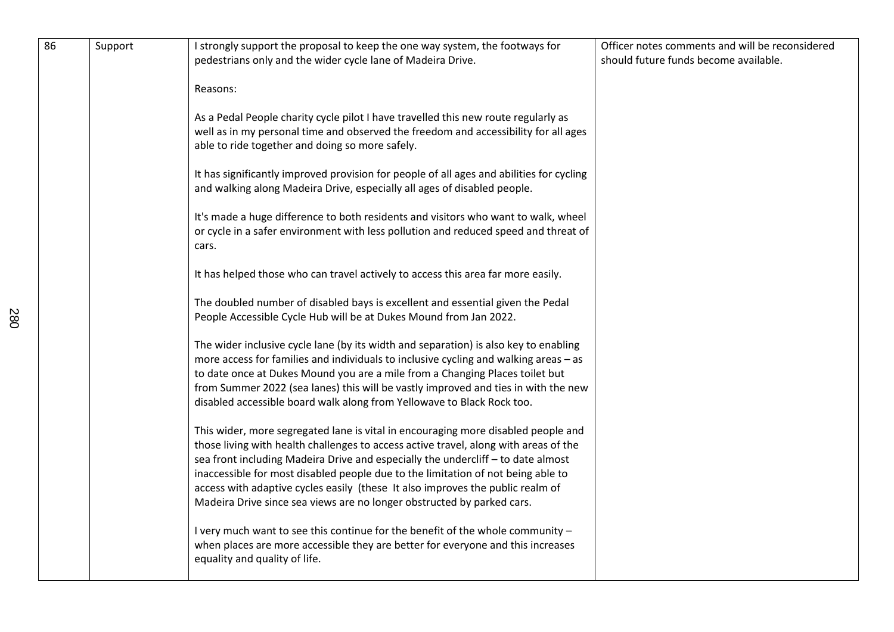| 86 | Support | I strongly support the proposal to keep the one way system, the footways for pedestrians only and the wider cycle lane of Madeira Drive.<br><br>Reasons:<br><br>As a Pedal People charity cycle pilot I have travelled this new route regularly as well as in my personal time and observed the freedom and accessibility for all ages able to ride together and doing so more safely.<br><br>It has significantly improved provision for people of all ages and abilities for cycling and walking along Madeira Drive, especially all ages of disabled people.<br><br>It's made a huge difference to both residents and visitors who want to walk, wheel or cycle in a safer environment with less pollution and reduced speed and threat of cars.<br><br>It has helped those who can travel actively to access this area far more easily.<br><br>The doubled number of disabled bays is excellent and essential given the Pedal People Accessible Cycle Hub will be at Dukes Mound from Jan 2022.<br><br>The wider inclusive cycle lane (by its width and separation) is also key to enabling more access for families and individuals to inclusive cycling and walking areas – as to date once at Dukes Mound you are a mile from a Changing Places toilet but from Summer 2022 (sea lanes) this will be vastly improved and ties in with the new disabled accessible board walk along from Yellowave to Black Rock too.<br><br>This wider, more segregated lane is vital in encouraging more disabled people and those living with health challenges to access active travel, along with areas of the sea front including Madeira Drive and especially the undercliff – to date almost inaccessible for most disabled people due to the limitation of not being able to access with adaptive cycles easily (these It also improves the public realm of Madeira Drive since sea views are no longer obstructed by parked cars.<br><br>I very much want to see this continue for the benefit of the whole community – when places are more accessible they are better for everyone and this increases equality and quality of life. | Officer notes comments and will be reconsidered should future funds become available. |
|---|---|---|---|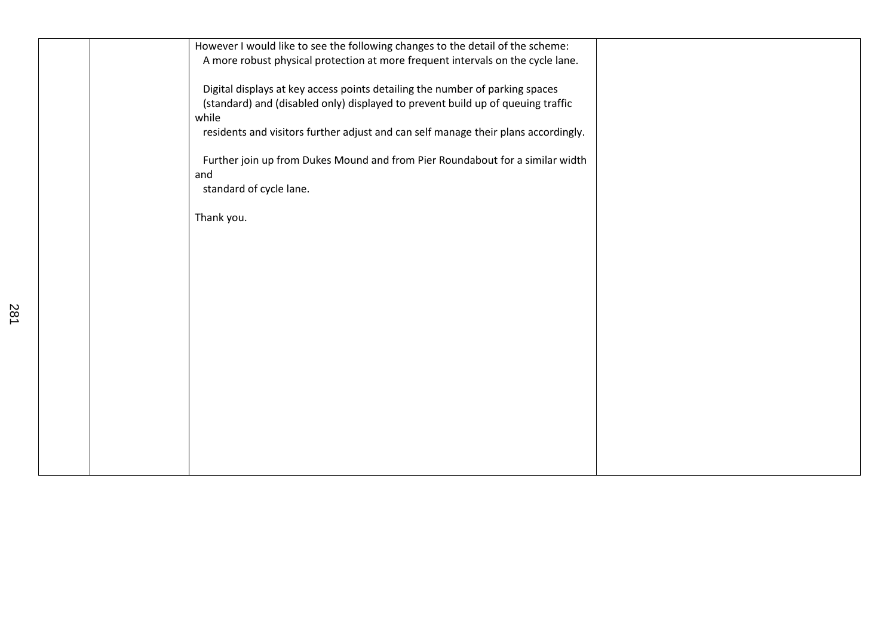| | | | |
|---|---|---|---|
| | | However I would like to see the following changes to the detail of the scheme: A more robust physical protection at more frequent intervals on the cycle lane.<br><br>Digital displays at key access points detailing the number of parking spaces (standard) and (disabled only) displayed to prevent build up of queuing traffic while residents and visitors further adjust and can self manage their plans accordingly.<br><br>Further join up from Dukes Mound and from Pier Roundabout for a similar width and standard of cycle lane.<br><br>Thank you. | |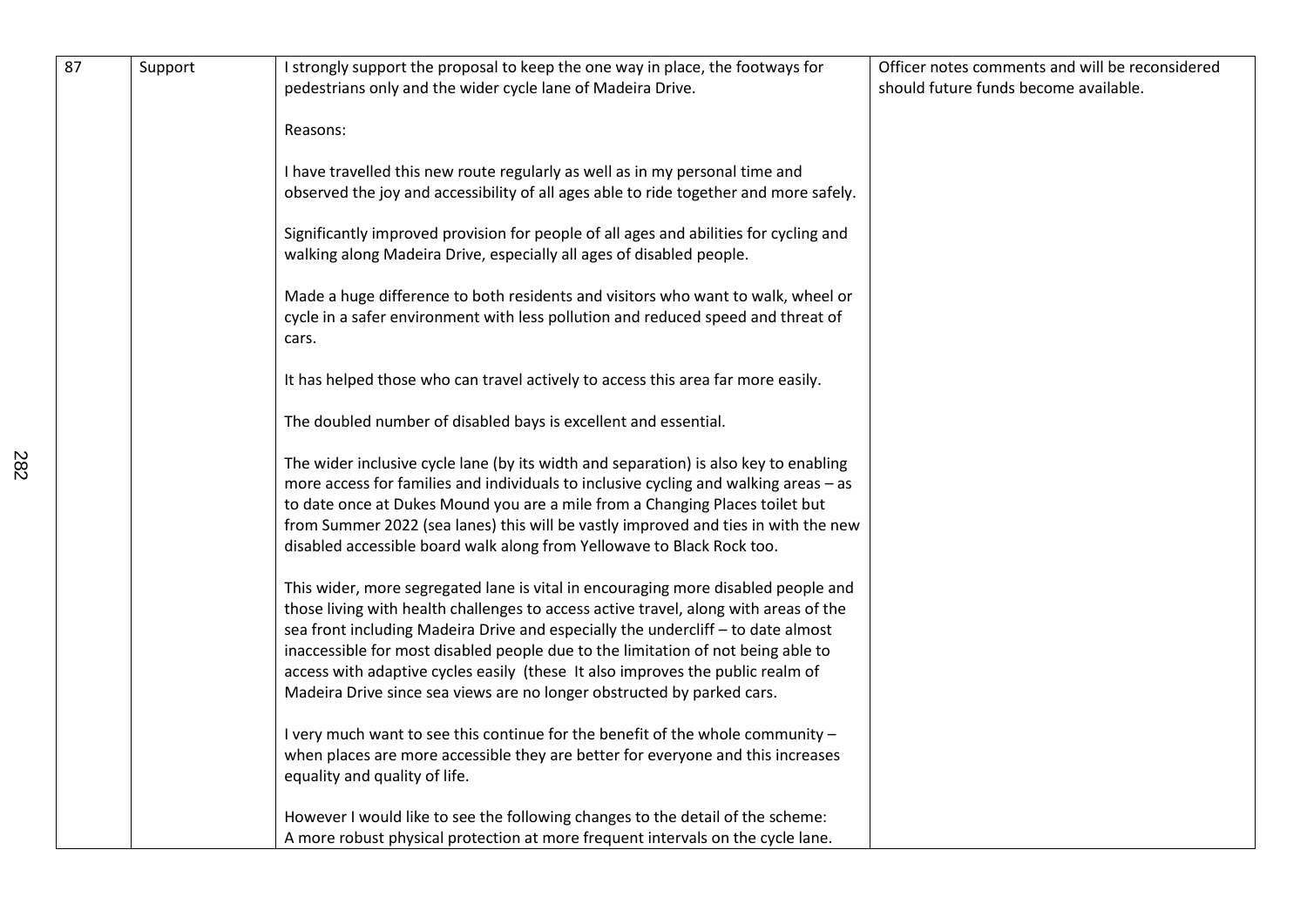| | | | |
|---|---|---|---|
| 87 | Support | I strongly support the proposal to keep the one way in place, the footways for pedestrians only and the wider cycle lane of Madeira Drive.<br><br>Reasons:<br><br>I have travelled this new route regularly as well as in my personal time and observed the joy and accessibility of all ages able to ride together and more safely.<br><br>Significantly improved provision for people of all ages and abilities for cycling and walking along Madeira Drive, especially all ages of disabled people.<br><br>Made a huge difference to both residents and visitors who want to walk, wheel or cycle in a safer environment with less pollution and reduced speed and threat of cars.<br><br>It has helped those who can travel actively to access this area far more easily.<br><br>The doubled number of disabled bays is excellent and essential.<br><br>The wider inclusive cycle lane (by its width and separation) is also key to enabling more access for families and individuals to inclusive cycling and walking areas – as to date once at Dukes Mound you are a mile from a Changing Places toilet but from Summer 2022 (sea lanes) this will be vastly improved and ties in with the new disabled accessible board walk along from Yellowave to Black Rock too.<br><br>This wider, more segregated lane is vital in encouraging more disabled people and those living with health challenges to access active travel, along with areas of the sea front including Madeira Drive and especially the undercliff – to date almost inaccessible for most disabled people due to the limitation of not being able to access with adaptive cycles easily (these It also improves the public realm of Madeira Drive since sea views are no longer obstructed by parked cars.<br><br>I very much want to see this continue for the benefit of the whole community – when places are more accessible they are better for everyone and this increases equality and quality of life.<br><br>However I would like to see the following changes to the detail of the scheme:<br>A more robust physical protection at more frequent intervals on the cycle lane. | Officer notes comments and will be reconsidered should future funds become available. |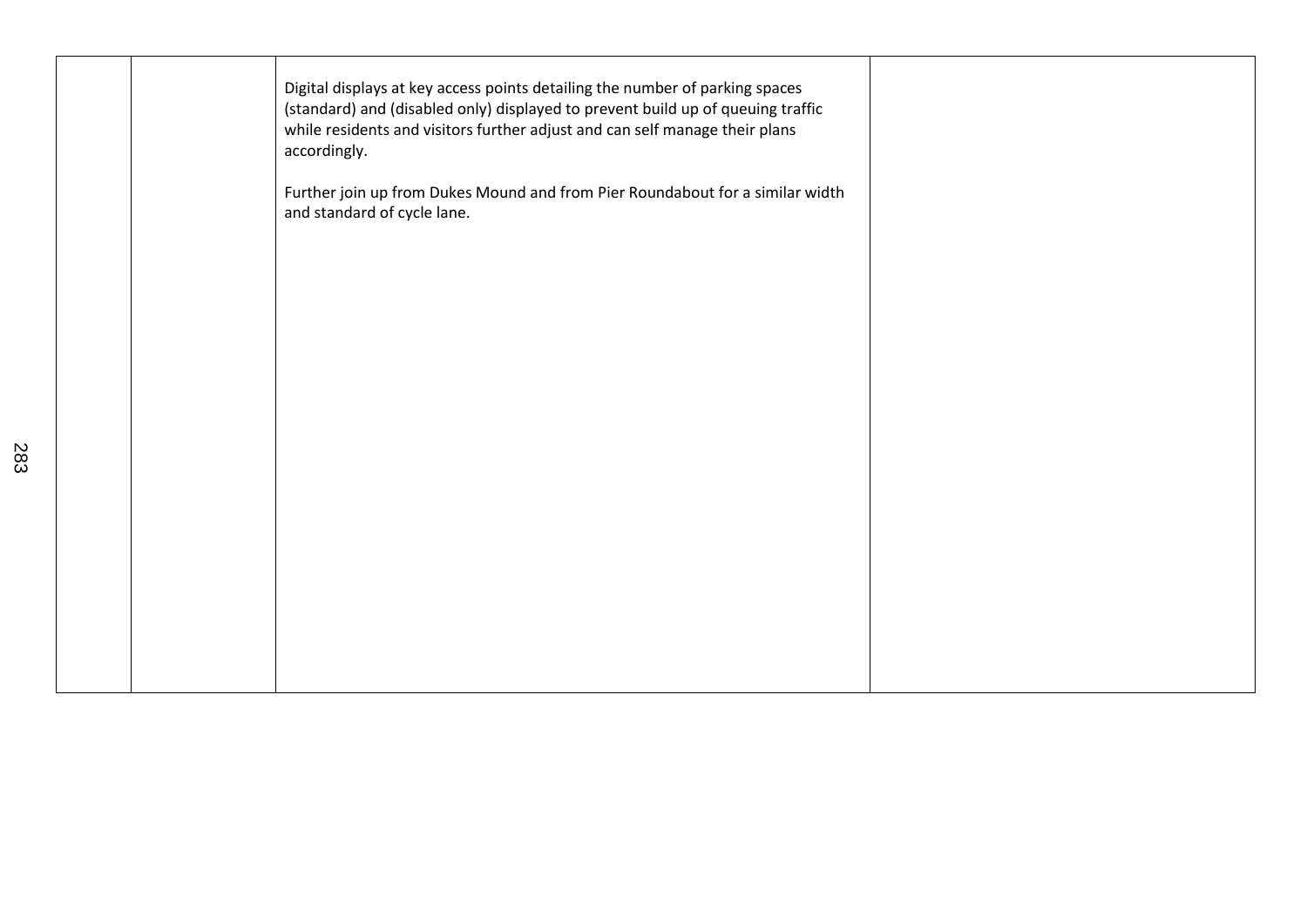|  |  |  |  |
|---|---|---|---|
|  |  | Digital displays at key access points detailing the number of parking spaces (standard) and (disabled only) displayed to prevent build up of queuing traffic while residents and visitors further adjust and can self manage their plans accordingly.<br><br>Further join up from Dukes Mound and from Pier Roundabout for a similar width and standard of cycle lane. |  |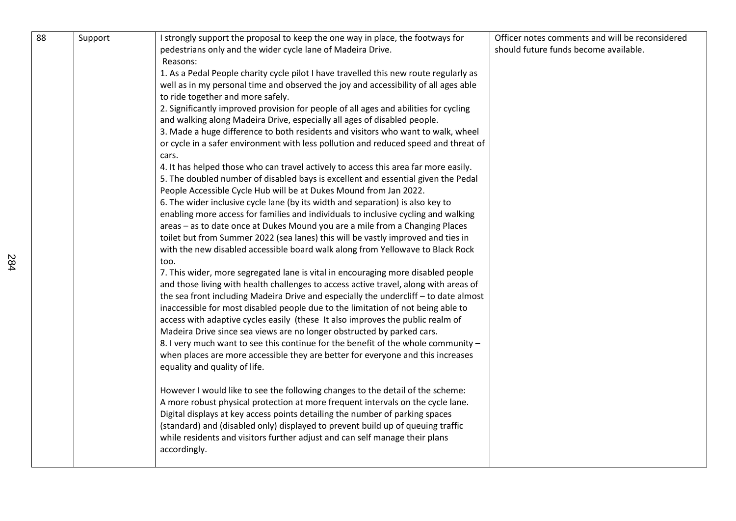| 88 | Support | I strongly support the proposal to keep the one way in place, the footways for pedestrians only and the wider cycle lane of Madeira Drive.<br>Reasons:<br>1. As a Pedal People charity cycle pilot I have travelled this new route regularly as well as in my personal time and observed the joy and accessibility of all ages able to ride together and more safely.<br>2. Significantly improved provision for people of all ages and abilities for cycling and walking along Madeira Drive, especially all ages of disabled people.<br>3. Made a huge difference to both residents and visitors who want to walk, wheel or cycle in a safer environment with less pollution and reduced speed and threat of cars.<br>4. It has helped those who can travel actively to access this area far more easily.<br>5. The doubled number of disabled bays is excellent and essential given the Pedal People Accessible Cycle Hub will be at Dukes Mound from Jan 2022.<br>6. The wider inclusive cycle lane (by its width and separation) is also key to enabling more access for families and individuals to inclusive cycling and walking areas – as to date once at Dukes Mound you are a mile from a Changing Places toilet but from Summer 2022 (sea lanes) this will be vastly improved and ties in with the new disabled accessible board walk along from Yellowave to Black Rock too.<br>7. This wider, more segregated lane is vital in encouraging more disabled people and those living with health challenges to access active travel, along with areas of the sea front including Madeira Drive and especially the undercliff – to date almost inaccessible for most disabled people due to the limitation of not being able to access with adaptive cycles easily (these It also improves the public realm of Madeira Drive since sea views are no longer obstructed by parked cars.<br>8. I very much want to see this continue for the benefit of the whole community – when places are more accessible they are better for everyone and this increases equality and quality of life.<br><br>However I would like to see the following changes to the detail of the scheme:<br>A more robust physical protection at more frequent intervals on the cycle lane.<br>Digital displays at key access points detailing the number of parking spaces (standard) and (disabled only) displayed to prevent build up of queuing traffic while residents and visitors further adjust and can self manage their plans accordingly. | Officer notes comments and will be reconsidered should future funds become available. |
|---|---|---|---|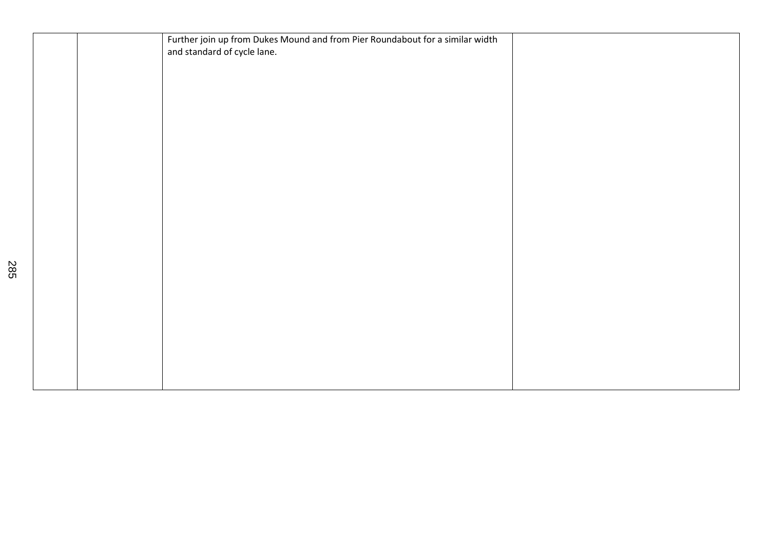|  |  |  |  |
|---|---|---|---|
|  |  | Further join up from Dukes Mound and from Pier Roundabout for a similar width and standard of cycle lane. |  |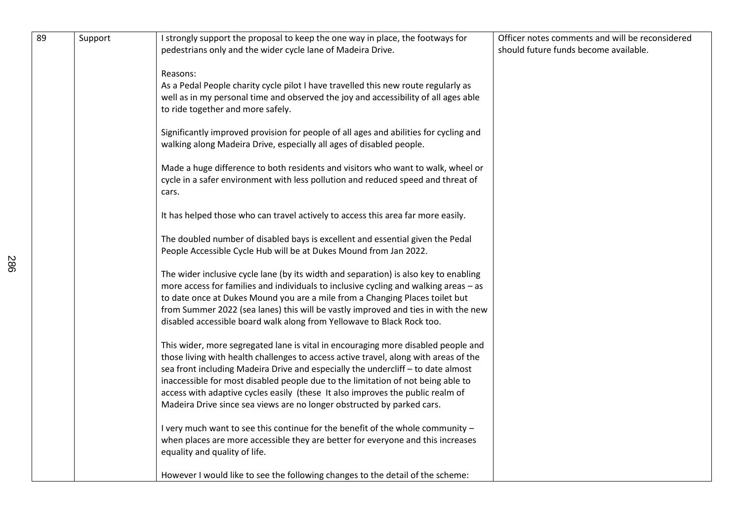| | | | |
|---|---|---|---|
| 89 | Support | I strongly support the proposal to keep the one way in place, the footways for pedestrians only and the wider cycle lane of Madeira Drive.<br><br>Reasons:<br>As a Pedal People charity cycle pilot I have travelled this new route regularly as well as in my personal time and observed the joy and accessibility of all ages able to ride together and more safely.<br><br>Significantly improved provision for people of all ages and abilities for cycling and walking along Madeira Drive, especially all ages of disabled people.<br><br>Made a huge difference to both residents and visitors who want to walk, wheel or cycle in a safer environment with less pollution and reduced speed and threat of cars.<br><br>It has helped those who can travel actively to access this area far more easily.<br><br>The doubled number of disabled bays is excellent and essential given the Pedal People Accessible Cycle Hub will be at Dukes Mound from Jan 2022.<br><br>The wider inclusive cycle lane (by its width and separation) is also key to enabling more access for families and individuals to inclusive cycling and walking areas – as to date once at Dukes Mound you are a mile from a Changing Places toilet but from Summer 2022 (sea lanes) this will be vastly improved and ties in with the new disabled accessible board walk along from Yellowave to Black Rock too.<br><br>This wider, more segregated lane is vital in encouraging more disabled people and those living with health challenges to access active travel, along with areas of the sea front including Madeira Drive and especially the undercliff – to date almost inaccessible for most disabled people due to the limitation of not being able to access with adaptive cycles easily (these It also improves the public realm of Madeira Drive since sea views are no longer obstructed by parked cars.<br><br>I very much want to see this continue for the benefit of the whole community – when places are more accessible they are better for everyone and this increases equality and quality of life.<br><br>However I would like to see the following changes to the detail of the scheme: | Officer notes comments and will be reconsidered should future funds become available. |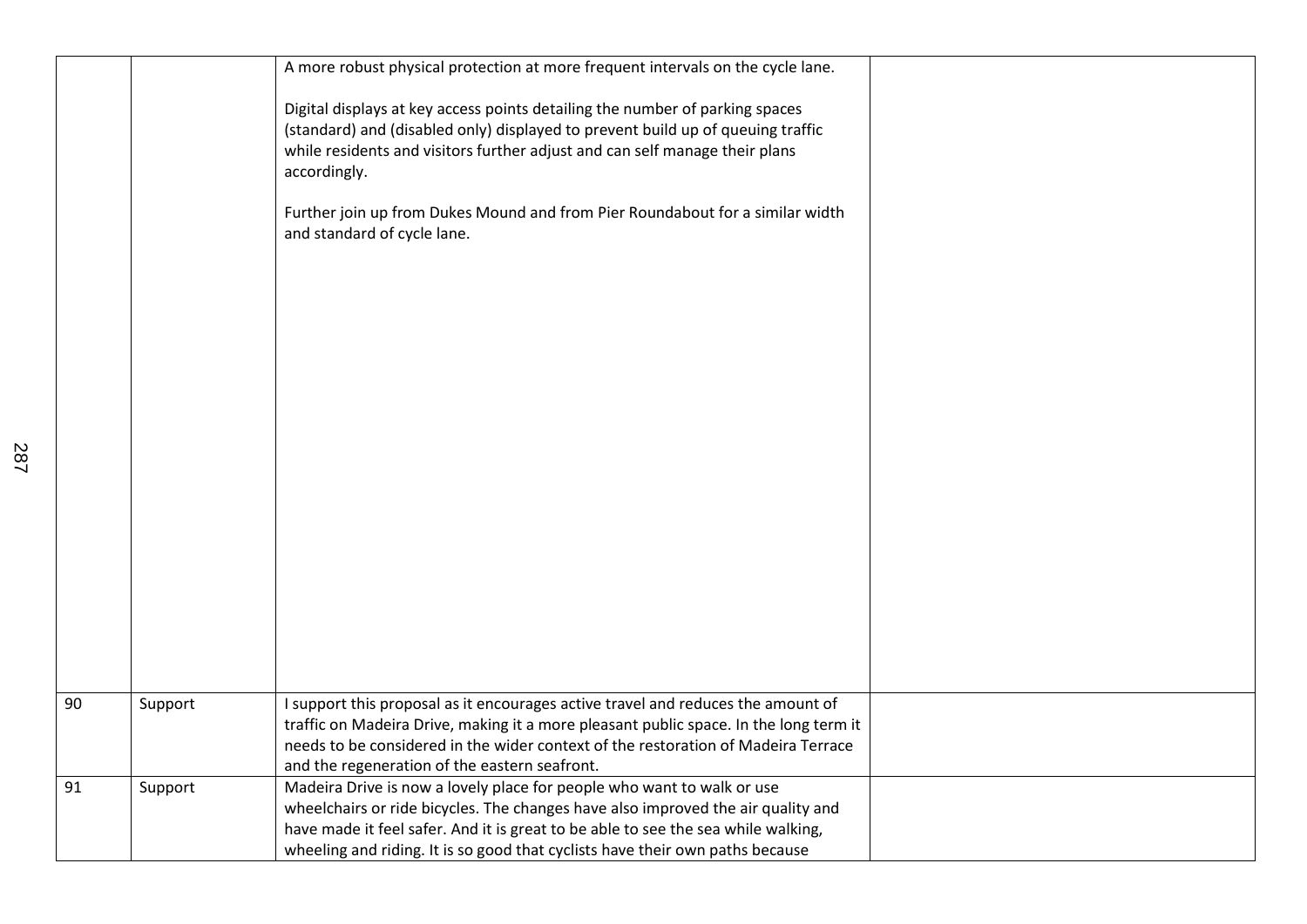| | | | |
|---|---|---|---|
| | | A more robust physical protection at more frequent intervals on the cycle lane.<br><br>Digital displays at key access points detailing the number of parking spaces (standard) and (disabled only) displayed to prevent build up of queuing traffic while residents and visitors further adjust and can self manage their plans accordingly.<br><br>Further join up from Dukes Mound and from Pier Roundabout for a similar width and standard of cycle lane. | |
| 90 | Support | I support this proposal as it encourages active travel and reduces the amount of traffic on Madeira Drive, making it a more pleasant public space. In the long term it needs to be considered in the wider context of the restoration of Madeira Terrace and the regeneration of the eastern seafront. | |
| 91 | Support | Madeira Drive is now a lovely place for people who want to walk or use wheelchairs or ride bicycles. The changes have also improved the air quality and have made it feel safer. And it is great to be able to see the sea while walking, wheeling and riding. It is so good that cyclists have their own paths because | |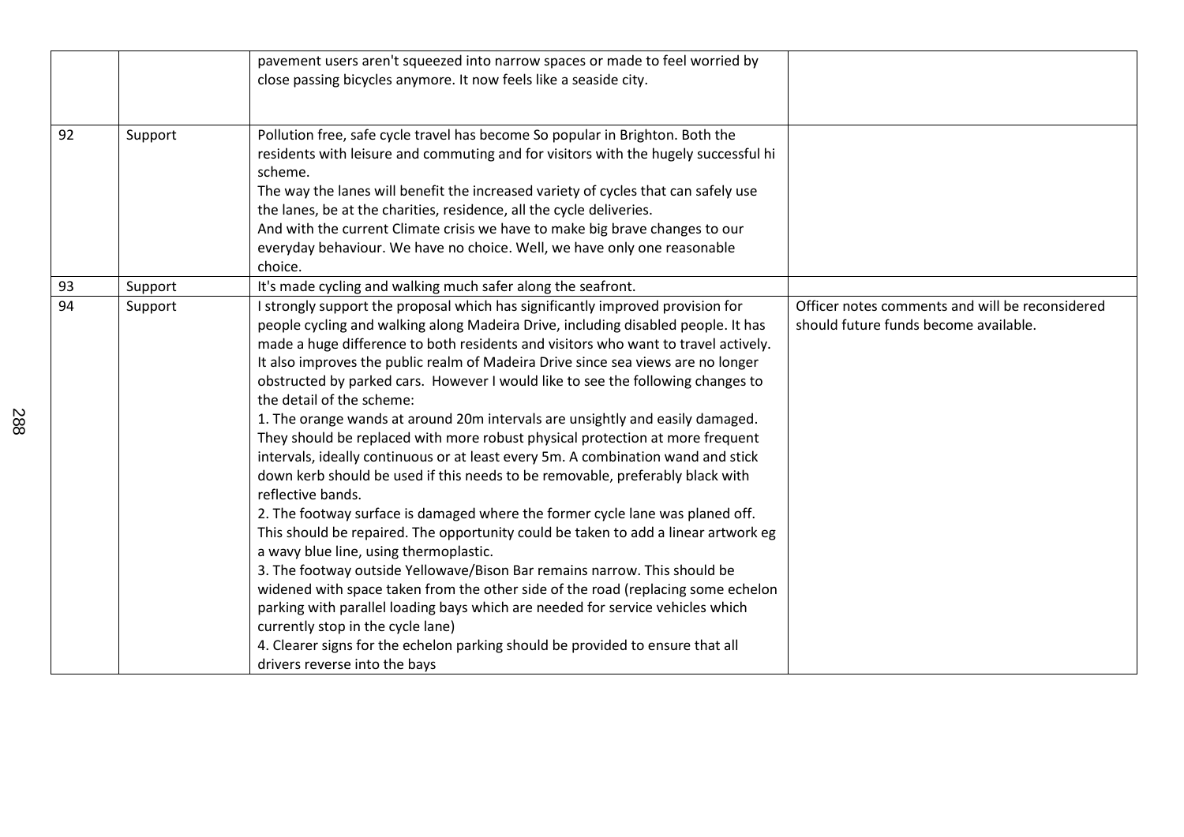| | | | |
|---|---|---|---|
| | | pavement users aren't squeezed into narrow spaces or made to feel worried by close passing bicycles anymore. It now feels like a seaside city. | |
| 92 | Support | Pollution free, safe cycle travel has become So popular in Brighton. Both the residents with leisure and commuting and for visitors with the hugely successful hi scheme.<br>The way the lanes will benefit the increased variety of cycles that can safely use the lanes, be at the charities, residence, all the cycle deliveries.<br>And with the current Climate crisis we have to make big brave changes to our everyday behaviour. We have no choice. Well, we have only one reasonable choice. | |
| 93 | Support | It's made cycling and walking much safer along the seafront. | |
| 94 | Support | I strongly support the proposal which has significantly improved provision for people cycling and walking along Madeira Drive, including disabled people. It has made a huge difference to both residents and visitors who want to travel actively. It also improves the public realm of Madeira Drive since sea views are no longer obstructed by parked cars. However I would like to see the following changes to the detail of the scheme:<br>1. The orange wands at around 20m intervals are unsightly and easily damaged. They should be replaced with more robust physical protection at more frequent intervals, ideally continuous or at least every 5m. A combination wand and stick down kerb should be used if this needs to be removable, preferably black with reflective bands.<br>2. The footway surface is damaged where the former cycle lane was planed off. This should be repaired. The opportunity could be taken to add a linear artwork eg a wavy blue line, using thermoplastic.<br>3. The footway outside Yellowave/Bison Bar remains narrow. This should be widened with space taken from the other side of the road (replacing some echelon parking with parallel loading bays which are needed for service vehicles which currently stop in the cycle lane)<br>4. Clearer signs for the echelon parking should be provided to ensure that all drivers reverse into the bays | Officer notes comments and will be reconsidered should future funds become available. |